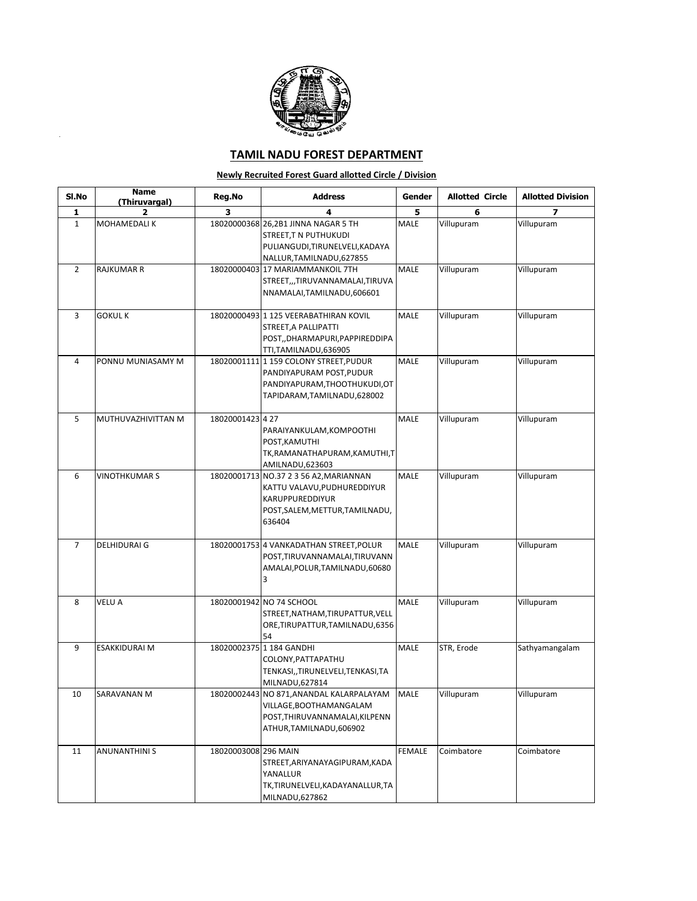# TAMIL NADU FOREST DEPARTMENT

**Newly Recruited Forest Guard allotted Circle / Division**

| Sl.No | Name (Thiruvargal) | Reg.No | Address | Gender | Allotted Circle | Allotted Division |
|---|---|---|---|---|---|---|
| 1 | 2 | 3 | 4 | 5 | 6 | 7 |
| 1 | MOHAMEDALI K | 18020000368 | 26,2B1 JINNA NAGAR 5 TH STREET,T N PUTHUKUDI PULIANGUDI,TIRUNELVELI,KADAYANALLUR,TAMILNADU,627855 | MALE | Villupuram | Villupuram |
| 2 | RAJKUMAR R | 18020000403 | 17 MARIAMMANKOIL 7TH STREET,,,TIRUVANNAMALAI,TIRUVANNAMALAI,TAMILNADU,606601 | MALE | Villupuram | Villupuram |
| 3 | GOKUL K | 18020000493 | 1 125 VEERABATHIRAN KOVIL STREET,A PALLIPATTI POST,,DHARMAPURI,PAPPIREDDIPATTI,TAMILNADU,636905 | MALE | Villupuram | Villupuram |
| 4 | PONNU MUNIASAMY M | 18020001111 | 1 159 COLONY STREET,PUDUR PANDIYAPURAM POST,PUDUR PANDIYAPURAM,THOOTHUKUDI,OTTAPIDARAM,TAMILNADU,628002 | MALE | Villupuram | Villupuram |
| 5 | MUTHUVAZHIVITTAN M | 18020001423 | 4 27 PARAIYANKULAM,KOMPOOTHI POST,KAMUTHI TK,RAMANATHAPURAM,KAMUTHI,TAMILNADU,623603 | MALE | Villupuram | Villupuram |
| 6 | VINOTHKUMAR S | 18020001713 | NO.37 2 3 56 A2,MARIANNAN KATTU VALAVU,PUDHUREDDIYUR KARUPPUREDDIYUR POST,SALEM,METTUR,TAMILNADU,636404 | MALE | Villupuram | Villupuram |
| 7 | DELHIDURAI G | 18020001753 | 4 VANKADATHAN STREET,POLUR POST,TIRUVANNAMALAI,TIRUVANNAMALAI,POLUR,TAMILNADU,606803 | MALE | Villupuram | Villupuram |
| 8 | VELU A | 18020001942 | NO 74 SCHOOL STREET,NATHAM,TIRUPATTUR,VELLORE,TIRUPATTUR,TAMILNADU,635654 | MALE | Villupuram | Villupuram |
| 9 | ESAKKIDURAI M | 18020002375 | 1 184 GANDHI COLONY,PATTAPATHU TENKASI,,TIRUNELVELI,TENKASI,TAMILNADU,627814 | MALE | STR, Erode | Sathyamangalam |
| 10 | SARAVANAN M | 18020002443 | NO 871,ANANDAL KALARPALAYAM VILLAGE,BOOTHAMANGALAM POST,THIRUVANNAMALAI,KILPENNATHUR,TAMILNADU,606902 | MALE | Villupuram | Villupuram |
| 11 | ANUNANTHINI S | 18020003008 | 296 MAIN STREET,ARIYANAYAGIPURAM,KADAYANALLUR TK,TIRUNELVELI,KADAYANALLUR,TAMILNADU,627862 | FEMALE | Coimbatore | Coimbatore |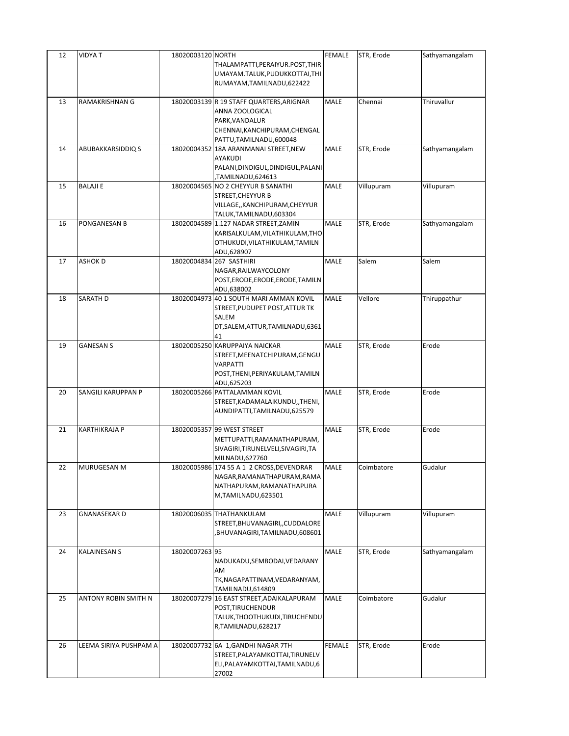| 12 | VIDYA T | 18020003120 | NORTH THALAMPATTI,PERAIYUR.POST,THIRUMAYAM.TALUK,PUDUKKOTTAI,THIRUMAYAM,TAMILNADU,622422 | FEMALE | STR, Erode | Sathyamangalam |
|---|---|---|---|---|---|---|
| 13 | RAMAKRISHNAN G | 18020003139 | R 19 STAFF QUARTERS,ARIGNAR ANNA ZOOLOGICAL PARK,VANDALUR CHENNAI,KANCHIPURAM,CHENGALPATTU,TAMILNADU,600048 | MALE | Chennai | Thiruvallur |
| 14 | ABUBAKKARSIDDIQ S | 18020004352 | 18A ARANMANAI STREET,NEW AYAKUDI PALANI,DINDIGUL,DINDIGUL,PALANI,TAMILNADU,624613 | MALE | STR, Erode | Sathyamangalam |
| 15 | BALAJI E | 18020004565 | NO 2 CHEYYUR B SANATHI STREET,CHEYYUR B VILLAGE,,KANCHIPURAM,CHEYYUR TALUK,TAMILNADU,603304 | MALE | Villupuram | Villupuram |
| 16 | PONGANESAN B | 18020004589 | 1.127 NADAR STREET,ZAMIN KARISALKULAM,VILATHIKULAM,THOOTHUKUDI,VILATHIKULAM,TAMILNADU,628907 | MALE | STR, Erode | Sathyamangalam |
| 17 | ASHOK D | 18020004834 | 267 SASTHIRI NAGAR,RAILWAYCOLONY POST,ERODE,ERODE,ERODE,TAMILNADU,638002 | MALE | Salem | Salem |
| 18 | SARATH D | 18020004973 | 40 1 SOUTH MARI AMMAN KOVIL STREET,PUDUPET POST,ATTUR TK SALEM DT,SALEM,ATTUR,TAMILNADU,636141 | MALE | Vellore | Thiruppathur |
| 19 | GANESAN S | 18020005250 | KARUPPAIYA NAICKAR STREET,MEENATCHIPURAM,GENGUVARPATTI POST,THENI,PERIYAKULAM,TAMILNADU,625203 | MALE | STR, Erode | Erode |
| 20 | SANGILI KARUPPAN P | 18020005266 | PATTALAMMAN KOVIL STREET,KADAMALAIKUNDU,,THENI,AUNDIPATTI,TAMILNADU,625579 | MALE | STR, Erode | Erode |
| 21 | KARTHIKRAJA P | 18020005357 | 99 WEST STREET METTUPATTI,RAMANATHAPURAM,SIVAGIRI,TIRUNELVELI,SIVAGIRI,TAMILNADU,627760 | MALE | STR, Erode | Erode |
| 22 | MURUGESAN M | 18020005986 | 174 55 A 1 2 CROSS,DEVENDRAR NAGAR,RAMANATHAPURAM,RAMANATHAPURAM,RAMANATHAPURAM,TAMILNADU,623501 | MALE | Coimbatore | Gudalur |
| 23 | GNANASEKAR D | 18020006035 | THATHANKULAM STREET,BHUVANAGIRI,,CUDDALORE,BHUVANAGIRI,TAMILNADU,608601 | MALE | Villupuram | Villupuram |
| 24 | KALAINESAN S | 18020007263 | 95 NADUKADU,SEMBODAI,VEDARANYAM TK,NAGAPATTINAM,VEDARANYAM,TAMILNADU,614809 | MALE | STR, Erode | Sathyamangalam |
| 25 | ANTONY ROBIN SMITH N | 18020007279 | 16 EAST STREET,ADAIKALAPURAM POST,TIRUCHENDUR TALUK,THOOTHUKUDI,TIRUCHENDUR,TAMILNADU,628217 | MALE | Coimbatore | Gudalur |
| 26 | LEEMA SIRIYA PUSHPAM A | 18020007732 | 6A 1,GANDHI NAGAR 7TH STREET,PALAYAMKOTTAI,TIRUNELVELI,PALAYAMKOTTAI,TAMILNADU,627002 | FEMALE | STR, Erode | Erode |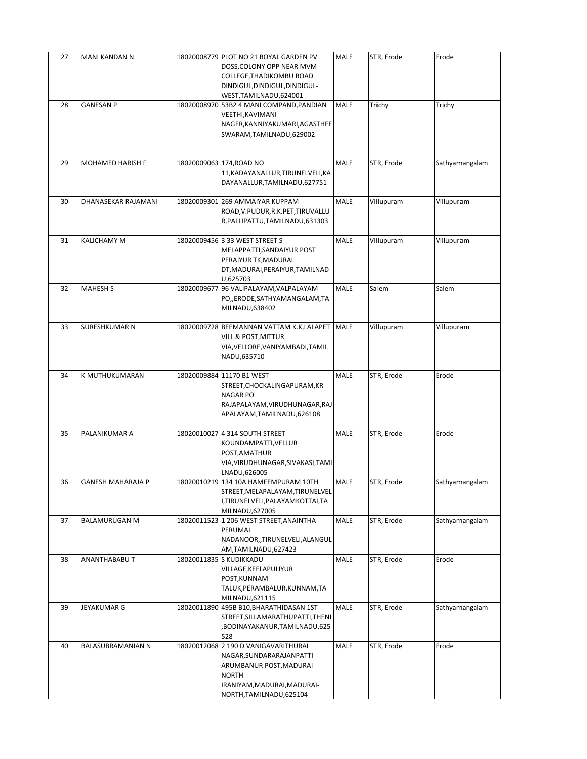| 27 | MANI KANDAN N | 18020008779 | PLOT NO 21 ROYAL GARDEN PV DOSS,COLONY OPP NEAR MVM COLLEGE,THADIKOMBU ROAD DINDIGUL,DINDIGUL,DINDIGUL-WEST,TAMILNADU,624001 | MALE | STR, Erode | Erode |
|---|---|---|---|---|---|---|
| 28 | GANESAN P | 18020008970 | 53B2 4 MANI COMPAND,PANDIAN VEETHI,KAVIMANI NAGER,KANNIYAKUMARI,AGASTHEE SWARAM,TAMILNADU,629002 | MALE | Trichy | Trichy |
| 29 | MOHAMED HARISH F | 18020009063 | 174,ROAD NO 11,KADAYANALLUR,TIRUNELVELI,KADAYANALLUR,TAMILNADU,627751 | MALE | STR, Erode | Sathyamangalam |
| 30 | DHANASEKAR RAJAMANI | 18020009301 | 269 AMMAIYAR KUPPAM ROAD,V.PUDUR,R.K.PET,TIRUVALLUR,PALLIPATTU,TAMILNADU,631303 | MALE | Villupuram | Villupuram |
| 31 | KALICHAMY M | 18020009456 | 3 33 WEST STREET S MELAPPATTI,SANDAIYUR POST PERAIYUR TK,MADURAI DT,MADURAI,PERAIYUR,TAMILNADU,625703 | MALE | Villupuram | Villupuram |
| 32 | MAHESH S | 18020009677 | 96 VALIPALAYAM,VALPALAYAM PO,,ERODE,SATHYAMANGALAM,TAMILNADU,638402 | MALE | Salem | Salem |
| 33 | SURESHKUMAR N | 18020009728 | BEEMANNAN VATTAM K.K,LALAPET VILL & POST,MITTUR VIA,VELLORE,VANIYAMBADI,TAMIL NADU,635710 | MALE | Villupuram | Villupuram |
| 34 | K MUTHUKUMARAN | 18020009884 | 11170 B1 WEST STREET,CHOCKALINGAPURAM,KR NAGAR PO RAJAPALAYAM,VIRUDHUNAGAR,RAJAPALAYAM,TAMILNADU,626108 | MALE | STR, Erode | Erode |
| 35 | PALANIKUMAR A | 18020010027 | 4 314 SOUTH STREET KOUNDAMPATTI,VELLUR POST,AMATHUR VIA,VIRUDHUNAGAR,SIVAKASI,TAMILNADU,626005 | MALE | STR, Erode | Erode |
| 36 | GANESH MAHARAJA P | 18020010219 | 134 10A HAMEEMPURAM 10TH STREET,MELAPALAYAM,TIRUNELVELI,TIRUNELVELI,PALAYAMKOTTAI,TAMILNADU,627005 | MALE | STR, Erode | Sathyamangalam |
| 37 | BALAMURUGAN M | 18020011523 | 1 206 WEST STREET,ANAINTHA PERUMAL NADANOOR,,TIRUNELVELI,ALANGULAM,TAMILNADU,627423 | MALE | STR, Erode | Sathyamangalam |
| 38 | ANANTHABABU T | 18020011835 | S KUDIKKADU VILLAGE,KEELAPULIYUR POST,KUNNAM TALUK,PERAMBALUR,KUNNAM,TAMILNADU,621115 | MALE | STR, Erode | Erode |
| 39 | JEYAKUMAR G | 18020011890 | 495B B10,BHARATHIDASAN 1ST STREET,SILLAMARATHUPATTI,THENI,BODINAYAKANUR,TAMILNADU,625528 | MALE | STR, Erode | Sathyamangalam |
| 40 | BALASUBRAMANIAN N | 18020012068 | 2 190 D VANIGAVARITHURAI NAGAR,SUNDARARAJANPATTI ARUMBANUR POST,MADURAI NORTH IRANIYAM,MADURAI,MADURAI-NORTH,TAMILNADU,625104 | MALE | STR, Erode | Erode |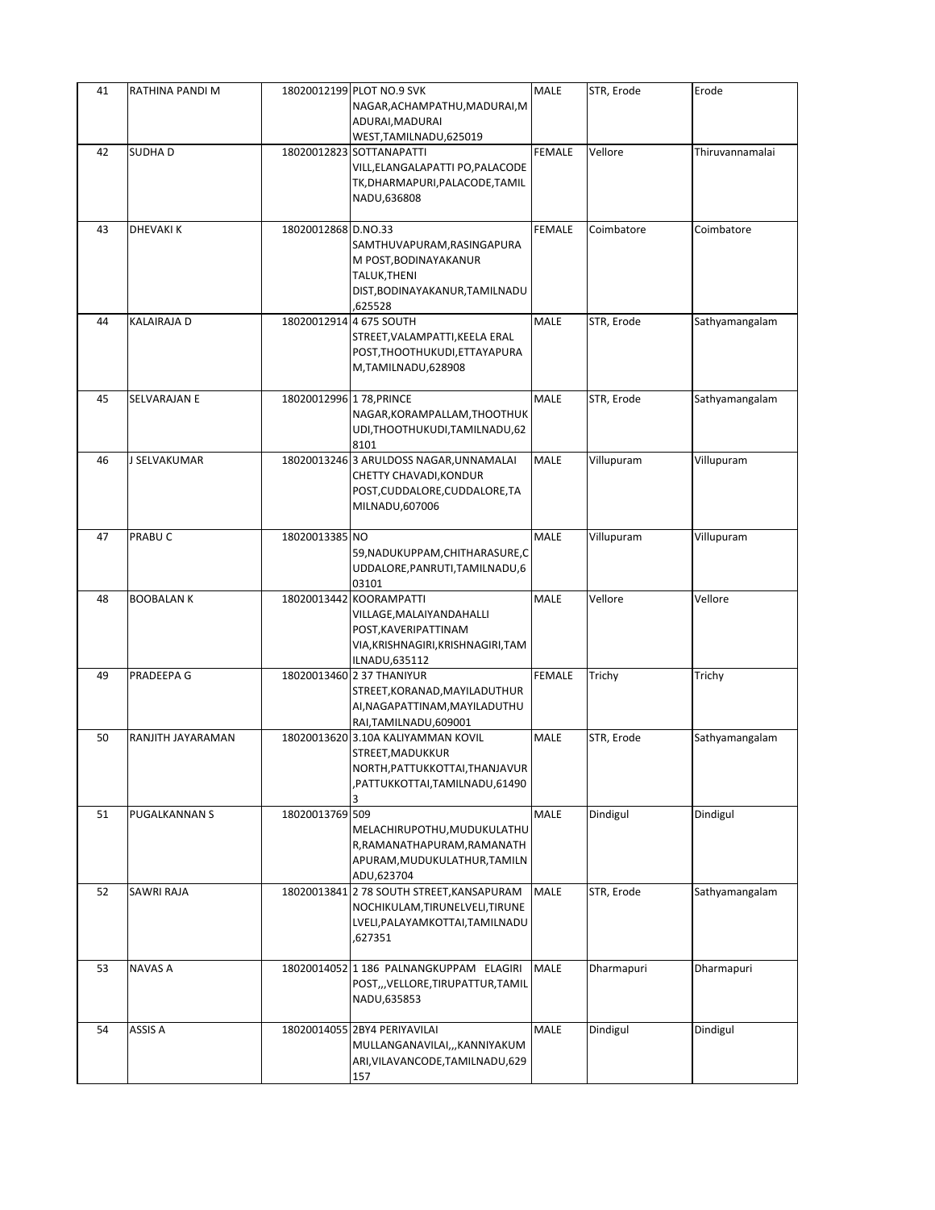| | | | | | | |
|---|---|---|---|---|---|---|
| 41 | RATHINA PANDI M | 18020012199 | PLOT NO.9 SVK NAGAR,ACHAMPATHU,MADURAI,MADURAI,MADURAI WEST,TAMILNADU,625019 | MALE | STR, Erode | Erode |
| 42 | SUDHA D | 18020012823 | SOTTANAPATTI VILL,ELANGALAPATTI PO,PALACODE TK,DHARMAPURI,PALACODE,TAMIL NADU,636808 | FEMALE | Vellore | Thiruvannamalai |
| 43 | DHEVAKI K | 18020012868 | D.NO.33 SAMTHUVAPURAM,RASINGAPURAM POST,BODINAYAKANUR TALUK,THENI DIST,BODINAYAKANUR,TAMILNADU,625528 | FEMALE | Coimbatore | Coimbatore |
| 44 | KALAIRAJA D | 18020012914 | 4 675 SOUTH STREET,VALAMPATTI,KEELA ERAL POST,THOOTHUKUDI,ETTAYAPURAM,TAMILNADU,628908 | MALE | STR, Erode | Sathyamangalam |
| 45 | SELVARAJAN E | 18020012996 | 1 78,PRINCE NAGAR,KORAMPALLAM,THOOTHUKUDI,THOOTHUKUDI,TAMILNADU,628101 | MALE | STR, Erode | Sathyamangalam |
| 46 | J SELVAKUMAR | 18020013246 | 3 ARULDOSS NAGAR,UNNAMALAI CHETTY CHAVADI,KONDUR POST,CUDDALORE,CUDDALORE,TAMILNADU,607006 | MALE | Villupuram | Villupuram |
| 47 | PRABU C | 18020013385 | NO 59,NADUKUPPAM,CHITHARASURE,CUDDALORE,PANRUTI,TAMILNADU,603101 | MALE | Villupuram | Villupuram |
| 48 | BOOBALAN K | 18020013442 | KOORAMPATTI VILLAGE,MALAIYANDAHALLI POST,KAVERIPATTINAM VIA,KRISHNAGIRI,KRISHNAGIRI,TAMILNADU,635112 | MALE | Vellore | Vellore |
| 49 | PRADEEPA G | 18020013460 | 2 37 THANIYUR STREET,KORANAD,MAYILADUTHURAI,NAGAPATTINAM,MAYILADUTHURAI,TAMILNADU,609001 | FEMALE | Trichy | Trichy |
| 50 | RANJITH JAYARAMAN | 18020013620 | 3.10A KALIYAMMAN KOVIL STREET,MADUKKUR NORTH,PATTUKKOTTAI,THANJAVUR,PATTUKKOTTAI,TAMILNADU,614903 | MALE | STR, Erode | Sathyamangalam |
| 51 | PUGALKANNAN S | 18020013769 | 509 MELACHIRUPOTHU,MUDUKULATHUR,RAMANATHAPURAM,RAMANATHAPURAM,MUDUKULATHUR,TAMILNADU,623704 | MALE | Dindigul | Dindigul |
| 52 | SAWRI RAJA | 18020013841 | 2 78 SOUTH STREET,KANSAPURAM NOCHIKULAM,TIRUNELVELI,TIRUNELVELI,PALAYAMKOTTAI,TAMILNADU,627351 | MALE | STR, Erode | Sathyamangalam |
| 53 | NAVAS A | 18020014052 | 1 186 PALNANGKUPPAM ELAGIRI POST,,,VELLORE,TIRUPATTUR,TAMILNADU,635853 | MALE | Dharmapuri | Dharmapuri |
| 54 | ASSIS A | 18020014055 | 2BY4 PERIYAVILAI MULLANGANAVILAI,,,KANNIYAKUMARI,VILAVANCODE,TAMILNADU,629157 | MALE | Dindigul | Dindigul |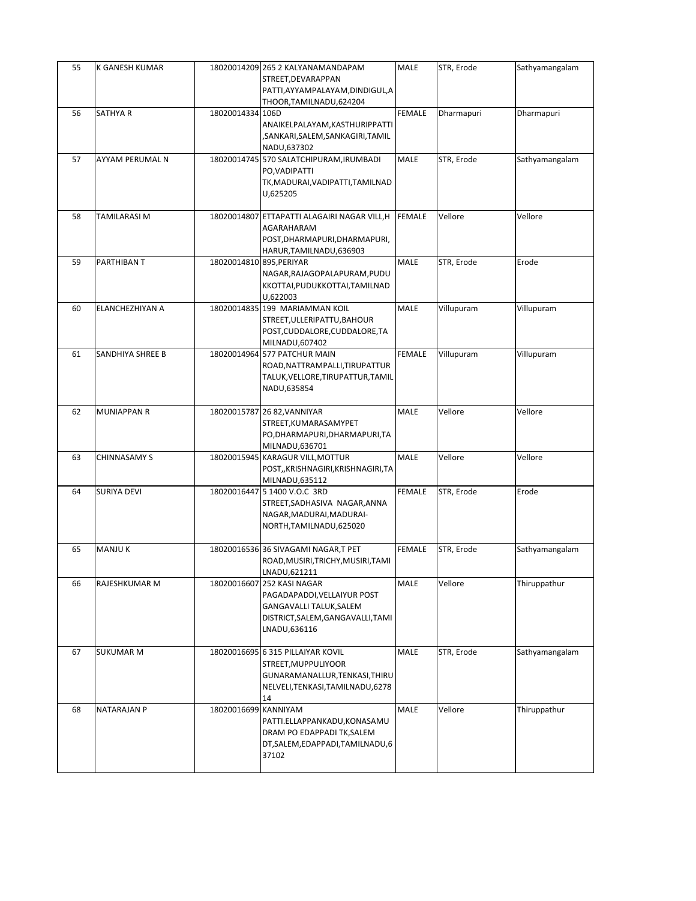| 55 | K GANESH KUMAR | 18020014209 | 265 2 KALYANAMANDAPAM STREET,DEVARAPPAN PATTI,AYYAMPALAYAM,DINDIGUL,ATHOOR,TAMILNADU,624204 | MALE | STR, Erode | Sathyamangalam |
|---|---|---|---|---|---|---|
| 56 | SATHYA R | 18020014334 | 106D ANAIKELPALAYAM,KASTHURIPPATTI,SANKARI,SALEM,SANKAGIRI,TAMILNADU,637302 | FEMALE | Dharmapuri | Dharmapuri |
| 57 | AYYAM PERUMAL N | 18020014745 | 570 SALATCHIPURAM,IRUMBADI PO,VADIPATTI TK,MADURAI,VADIPATTI,TAMILNADU,625205 | MALE | STR, Erode | Sathyamangalam |
| 58 | TAMILARASI M | 18020014807 | ETTAPATTI ALAGAIRI NAGAR VILL,HAGARAHARAM POST,DHARMAPURI,DHARMAPURI,HARUR,TAMILNADU,636903 | FEMALE | Vellore | Vellore |
| 59 | PARTHIBAN T | 18020014810 | 895,PERIYAR NAGAR,RAJAGOPALAPURAM,PUDUKKOTTAI,PUDUKKOTTAI,TAMILNADU,622003 | MALE | STR, Erode | Erode |
| 60 | ELANCHEZHIYAN A | 18020014835 | 199 MARIAMMAN KOIL STREET,ULLERIPATTU,BAHOUR POST,CUDDALORE,CUDDALORE,TAMILNADU,607402 | MALE | Villupuram | Villupuram |
| 61 | SANDHIYA SHREE B | 18020014964 | 577 PATCHUR MAIN ROAD,NATTRAMPALLI,TIRUPATTUR TALUK,VELLORE,TIRUPATTUR,TAMILNADU,635854 | FEMALE | Villupuram | Villupuram |
| 62 | MUNIAPPAN R | 18020015787 | 26 82,VANNIYAR STREET,KUMARASAMYPET PO,DHARMAPURI,DHARMAPURI,TAMILNADU,636701 | MALE | Vellore | Vellore |
| 63 | CHINNASAMY S | 18020015945 | KARAGUR VILL,MOTTUR POST,,KRISHNAGIRI,KRISHNAGIRI,TAMILNADU,635112 | MALE | Vellore | Vellore |
| 64 | SURIYA DEVI | 18020016447 | 5 1400 V.O.C 3RD STREET,SADHASIVA NAGAR,ANNA NAGAR,MADURAI,MADURAI-NORTH,TAMILNADU,625020 | FEMALE | STR, Erode | Erode |
| 65 | MANJU K | 18020016536 | 36 SIVAGAMI NAGAR,T PET ROAD,MUSIRI,TRICHY,MUSIRI,TAMILNADU,621211 | FEMALE | STR, Erode | Sathyamangalam |
| 66 | RAJESHKUMAR M | 18020016607 | 252 KASI NAGAR PAGADAPADDI,VELLAIYUR POST GANGAVALLI TALUK,SALEM DISTRICT,SALEM,GANGAVALLI,TAMILNADU,636116 | MALE | Vellore | Thiruppathur |
| 67 | SUKUMAR M | 18020016695 | 6 315 PILLAIYAR KOVIL STREET,MUPPULIYOOR GUNARAMANALLUR,TENKASI,THIRUNELVELI,TENKASI,TAMILNADU,627814 | MALE | STR, Erode | Sathyamangalam |
| 68 | NATARAJAN P | 18020016699 | KANNIYAM PATTI.ELLAPPANKADU,KONASAMUDRAM PO EDAPPADI TK,SALEM DT,SALEM,EDAPPADI,TAMILNADU,637102 | MALE | Vellore | Thiruppathur |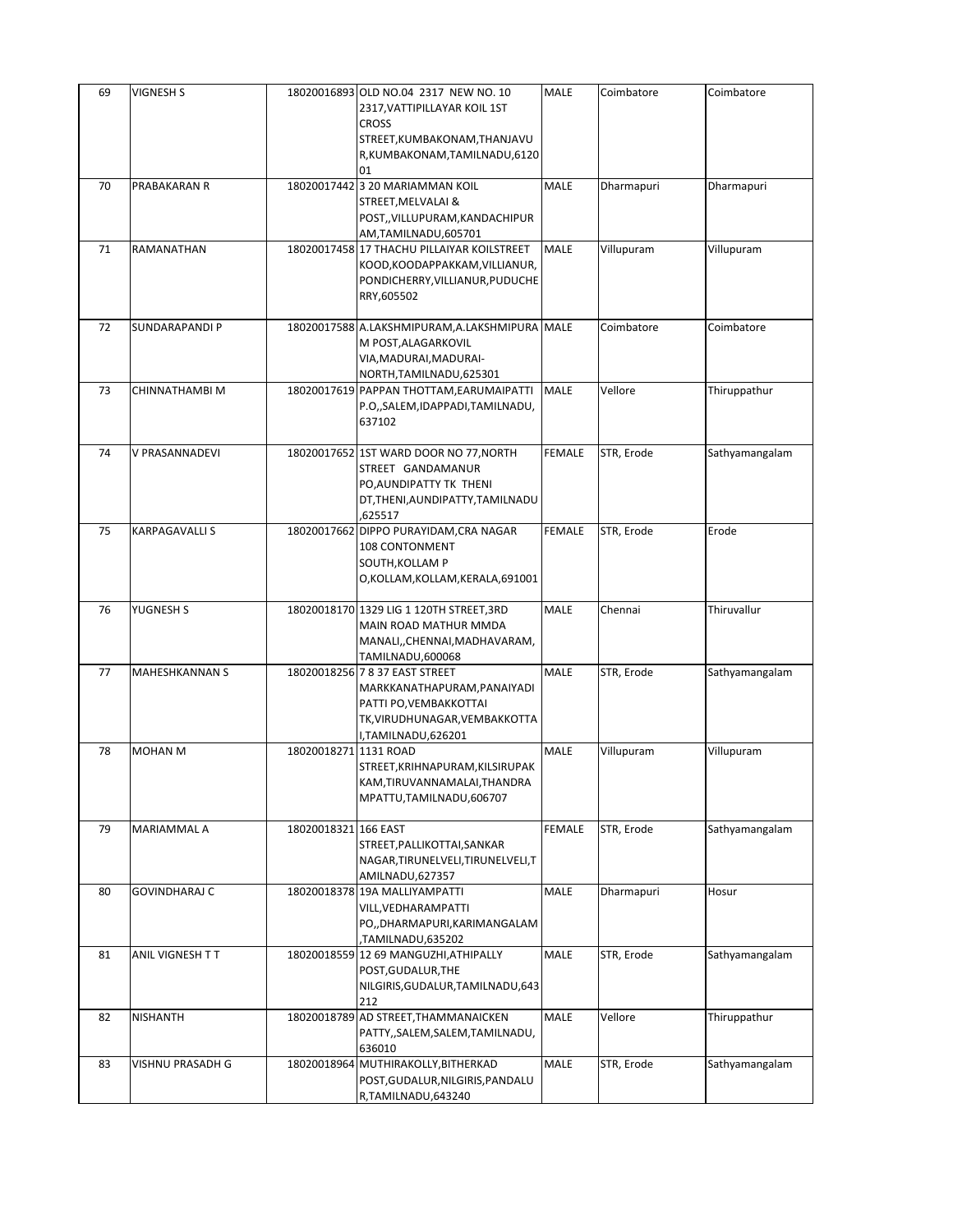| 69 | VIGNESH S | 18020016893 | OLD NO.04 2317 NEW NO. 10 2317,VATTIPILLAYAR KOIL 1ST CROSS STREET,KUMBAKONAM,THANJAVUR,KUMBAKONAM,TAMILNADU,612001 | MALE | Coimbatore | Coimbatore |
|---|---|---|---|---|---|---|
| 70 | PRABAKARAN R | 18020017442 | 3 20 MARIAMMAN KOIL STREET,MELVALAI & POST,,VILLUPURAM,KANDACHIPURAM,TAMILNADU,605701 | MALE | Dharmapuri | Dharmapuri |
| 71 | RAMANATHAN | 18020017458 | 17 THACHU PILLAIYAR KOILSTREET KOOD,KOODAPPAKKAM,VILLIANUR,PONDICHERRY,VILLIANUR,PUDUCHERRY,605502 | MALE | Villupuram | Villupuram |
| 72 | SUNDARAPANDI P | 18020017588 | A.LAKSHMIPURAM,A.LAKSHMIPURAM POST,ALAGARKOVIL VIA,MADURAI,MADURAI-NORTH,TAMILNADU,625301 | MALE | Coimbatore | Coimbatore |
| 73 | CHINNATHAMBI M | 18020017619 | PAPPAN THOTTAM,EARUMAIPATTI P.O,,SALEM,IDAPPADI,TAMILNADU,637102 | MALE | Vellore | Thiruppathur |
| 74 | V PRASANNADEVI | 18020017652 | 1ST WARD DOOR NO 77,NORTH STREET GANDAMANUR PO,AUNDIPATTY TK THENI DT,THENI,AUNDIPATTY,TAMILNADU,625517 | FEMALE | STR, Erode | Sathyamangalam |
| 75 | KARPAGAVALLI S | 18020017662 | DIPPO PURAYIDAM,CRA NAGAR 108 CONTONMENT SOUTH,KOLLAM P O,KOLLAM,KOLLAM,KERALA,691001 | FEMALE | STR, Erode | Erode |
| 76 | YUGNESH S | 18020018170 | 1329 LIG 1 120TH STREET,3RD MAIN ROAD MATHUR MMDA MANALI,,CHENNAI,MADHAVARAM,TAMILNADU,600068 | MALE | Chennai | Thiruvallur |
| 77 | MAHESHKANNAN S | 18020018256 | 7 8 37 EAST STREET MARKKANATHAPURAM,PANAIYADI PATTI PO,VEMBAKKOTTAI TK,VIRUDHUNAGAR,VEMBAKKOTTAI,TAMILNADU,626201 | MALE | STR, Erode | Sathyamangalam |
| 78 | MOHAN M | 18020018271 | 1131 ROAD STREET,KRIHNAPURAM,KILSIRUPAKKAM,TIRUVANNAMALAI,THANDRAMPATTU,TAMILNADU,606707 | MALE | Villupuram | Villupuram |
| 79 | MARIAMMAL A | 18020018321 | 166 EAST STREET,PALLIKOTTAI,SANKAR NAGAR,TIRUNELVELI,TIRUNELVELI,TAMILNADU,627357 | FEMALE | STR, Erode | Sathyamangalam |
| 80 | GOVINDHARAJ C | 18020018378 | 19A MALLIYAMPATTI VILL,VEDHARAMPATTI PO,,DHARMAPURI,KARIMANGALAM,TAMILNADU,635202 | MALE | Dharmapuri | Hosur |
| 81 | ANIL VIGNESH T T | 18020018559 | 12 69 MANGUZHI,ATHIPALLY POST,GUDALUR,THE NILGIRIS,GUDALUR,TAMILNADU,643212 | MALE | STR, Erode | Sathyamangalam |
| 82 | NISHANTH | 18020018789 | AD STREET,THAMMANAICKEN PATTY,,SALEM,SALEM,TAMILNADU,636010 | MALE | Vellore | Thiruppathur |
| 83 | VISHNU PRASADH G | 18020018964 | MUTHIRAKOLLY,BITHERKAD POST,GUDALUR,NILGIRIS,PANDALUR,TAMILNADU,643240 | MALE | STR, Erode | Sathyamangalam |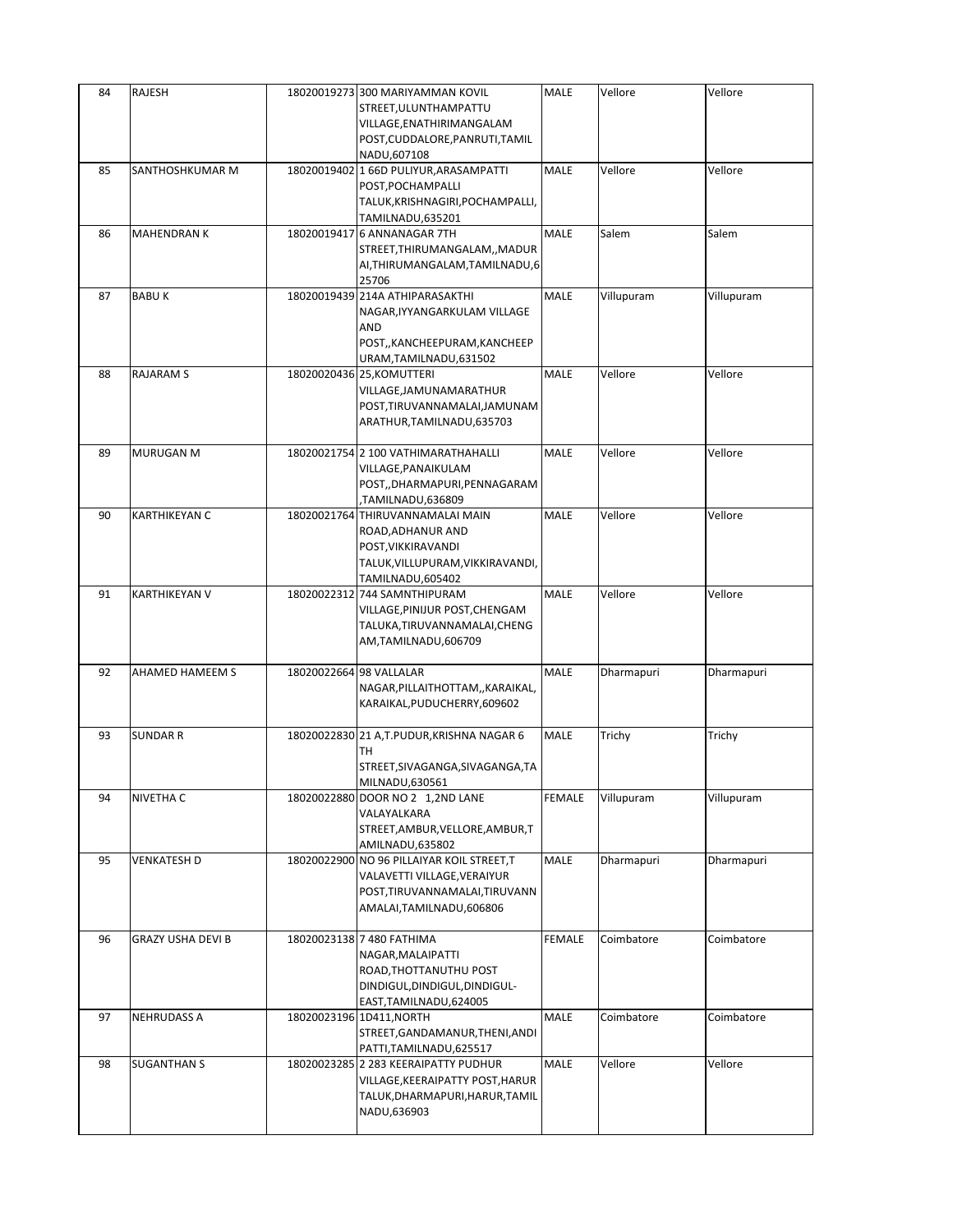| 84 | RAJESH | 18020019273 | 300 MARIYAMMAN KOVIL STREET,ULUNTHAMPATTU VILLAGE,ENATHIRIMANGALAM POST,CUDDALORE,PANRUTI,TAMIL NADU,607108 | MALE | Vellore | Vellore |
|---|---|---|---|---|---|---|
| 85 | SANTHOSHKUMAR M | 18020019402 | 1 66D PULIYUR,ARASAMPATTI POST,POCHAMPALLI TALUK,KRISHNAGIRI,POCHAMPALLI, TAMILNADU,635201 | MALE | Vellore | Vellore |
| 86 | MAHENDRAN K | 18020019417 | 6 ANNANAGAR 7TH STREET,THIRUMANGALAM,,MADURAI,THIRUMANGALAM,TAMILNADU,625706 | MALE | Salem | Salem |
| 87 | BABU K | 18020019439 | 214A ATHIPARASAKTHI NAGAR,IYYANGARKULAM VILLAGE AND POST,,KANCHEEPURAM,KANCHEEPURAM,TAMILNADU,631502 | MALE | Villupuram | Villupuram |
| 88 | RAJARAM S | 18020020436 | 25,KOMUTTERI VILLAGE,JAMUNAMARATHUR POST,TIRUVANNAMALAI,JAMUNAMARATHUR,TAMILNADU,635703 | MALE | Vellore | Vellore |
| 89 | MURUGAN M | 18020021754 | 2 100 VATHIMARATHAHALLI VILLAGE,PANAIKULAM POST,,DHARMAPURI,PENNAGARAM ,TAMILNADU,636809 | MALE | Vellore | Vellore |
| 90 | KARTHIKEYAN C | 18020021764 | THIRUVANNAMALAI MAIN ROAD,ADHANUR AND POST,VIKKIRAVANDI TALUK,VILLUPURAM,VIKKIRAVANDI, TAMILNADU,605402 | MALE | Vellore | Vellore |
| 91 | KARTHIKEYAN V | 18020022312 | 744 SAMNTHIPURAM VILLAGE,PINIJUR POST,CHENGAM TALUKA,TIRUVANNAMALAI,CHENGAM,TAMILNADU,606709 | MALE | Vellore | Vellore |
| 92 | AHAMED HAMEEM S | 18020022664 | 98 VALLALAR NAGAR,PILLAITHOTTAM,,KARAIKAL, KARAIKAL,PUDUCHERRY,609602 | MALE | Dharmapuri | Dharmapuri |
| 93 | SUNDAR R | 18020022830 | 21 A,T.PUDUR,KRISHNA NAGAR 6 TH STREET,SIVAGANGA,SIVAGANGA,TAMILNADU,630561 | MALE | Trichy | Trichy |
| 94 | NIVETHA C | 18020022880 | DOOR NO 2 1,2ND LANE VALAYALKARA STREET,AMBUR,VELLORE,AMBUR,TAMILNADU,635802 | FEMALE | Villupuram | Villupuram |
| 95 | VENKATESH D | 18020022900 | NO 96 PILLAIYAR KOIL STREET,T VALAVETTI VILLAGE,VERAIYUR POST,TIRUVANNAMALAI,TIRUVANNAMALAI,TAMILNADU,606806 | MALE | Dharmapuri | Dharmapuri |
| 96 | GRAZY USHA DEVI B | 18020023138 | 7 480 FATHIMA NAGAR,MALAIPATTI ROAD,THOTTANUTHU POST DINDIGUL,DINDIGUL,DINDIGUL-EAST,TAMILNADU,624005 | FEMALE | Coimbatore | Coimbatore |
| 97 | NEHRUDASS A | 18020023196 | 1D411,NORTH STREET,GANDAMANUR,THENI,ANDIPATTI,TAMILNADU,625517 | MALE | Coimbatore | Coimbatore |
| 98 | SUGANTHAN S | 18020023285 | 2 283 KEERAIPATTY PUDHUR VILLAGE,KEERAIPATTY POST,HARUR TALUK,DHARMAPURI,HARUR,TAMIL NADU,636903 | MALE | Vellore | Vellore |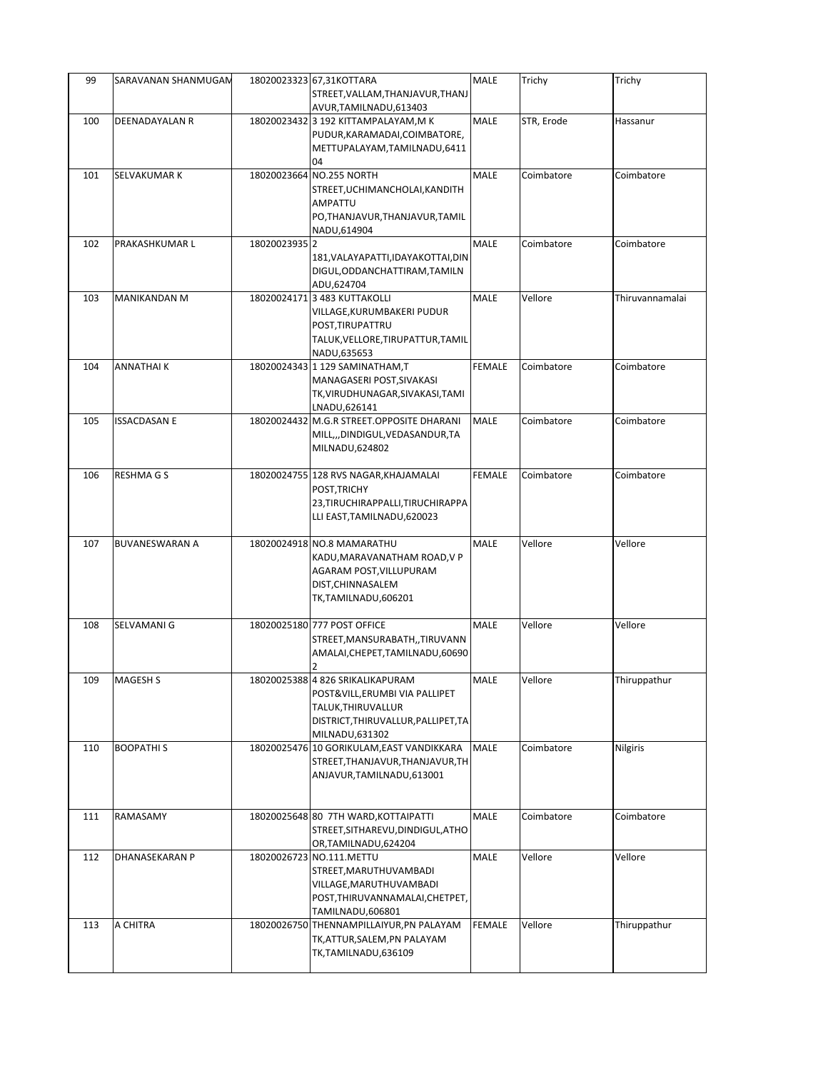| 99 | SARAVANAN SHANMUGAM | 18020023323 | 67,31KOTTARA STREET,VALLAM,THANJAVUR,THANJAVUR,TAMILNADU,613403 | MALE | Trichy | Trichy |
|---|---|---|---|---|---|---|
| 100 | DEENADAYALAN R | 18020023432 | 3 192 KITTAMPALAYAM,M K PUDUR,KARAMADAI,COIMBATORE,METTUPALAYAM,TAMILNADU,641104 | MALE | STR, Erode | Hassanur |
| 101 | SELVAKUMAR K | 18020023664 | NO.255 NORTH STREET,UCHIMANCHOLAI,KANDITHAMPATTU PO,THANJAVUR,THANJAVUR,TAMILNADU,614904 | MALE | Coimbatore | Coimbatore |
| 102 | PRAKASHKUMAR L | 18020023935 | 2 181,VALAYAPATTI,IDAYAKOTTAI,DINDIGUL,ODDANCHATTIRAM,TAMILNADU,624704 | MALE | Coimbatore | Coimbatore |
| 103 | MANIKANDAN M | 18020024171 | 3 483 KUTTAKOLLI VILLAGE,KURUMBAKERI PUDUR POST,TIRUPATTRU TALUK,VELLORE,TIRUPATTUR,TAMILNADU,635653 | MALE | Vellore | Thiruvannamalai |
| 104 | ANNATHAI K | 18020024343 | 1 129 SAMINATHAM,T MANAGASERI POST,SIVAKASI TK,VIRUDHUNAGAR,SIVAKASI,TAMILNADU,626141 | FEMALE | Coimbatore | Coimbatore |
| 105 | ISSACDASAN E | 18020024432 | M.G.R STREET.OPPOSITE DHARANI MILL,,,DINDIGUL,VEDASANDUR,TAMILNADU,624802 | MALE | Coimbatore | Coimbatore |
| 106 | RESHMA G S | 18020024755 | 128 RVS NAGAR,KHAJAMALAI POST,TRICHY 23,TIRUCHIRAPPALLI,TIRUCHIRAPPALLI EAST,TAMILNADU,620023 | FEMALE | Coimbatore | Coimbatore |
| 107 | BUVANESWARAN A | 18020024918 | NO.8 MAMARATHU KADU,MARAVANATHAM ROAD,V P AGARAM POST,VILLUPURAM DIST,CHINNASALEM TK,TAMILNADU,606201 | MALE | Vellore | Vellore |
| 108 | SELVAMANI G | 18020025180 | 777 POST OFFICE STREET,MANSURABATH,,TIRUVANNAMALAI,CHEPET,TAMILNADU,606902 | MALE | Vellore | Vellore |
| 109 | MAGESH S | 18020025388 | 4 826 SRIKALIKAPURAM POST&VILL,ERUMBI VIA PALLIPET TALUK,THIRUVALLUR DISTRICT,THIRUVALLUR,PALLIPET,TAMILNADU,631302 | MALE | Vellore | Thiruppathur |
| 110 | BOOPATHI S | 18020025476 | 10 GORIKULAM,EAST VANDIKKARA STREET,THANJAVUR,THANJAVUR,THANJAVUR,TAMILNADU,613001 | MALE | Coimbatore | Nilgiris |
| 111 | RAMASAMY | 18020025648 | 80 7TH WARD,KOTTAIPATTI STREET,SITHAREVU,DINDIGUL,ATHOOR,TAMILNADU,624204 | MALE | Coimbatore | Coimbatore |
| 112 | DHANASEKARAN P | 18020026723 | NO.111.METTU STREET,MARUTHUVAMBADI VILLAGE,MARUTHUVAMBADI POST,THIRUVANNAMALAI,CHETPET,TAMILNADU,606801 | MALE | Vellore | Vellore |
| 113 | A CHITRA | 18020026750 | THENNAMPILLAIYUR,PN PALAYAM TK,ATTUR,SALEM,PN PALAYAM TK,TAMILNADU,636109 | FEMALE | Vellore | Thiruppathur |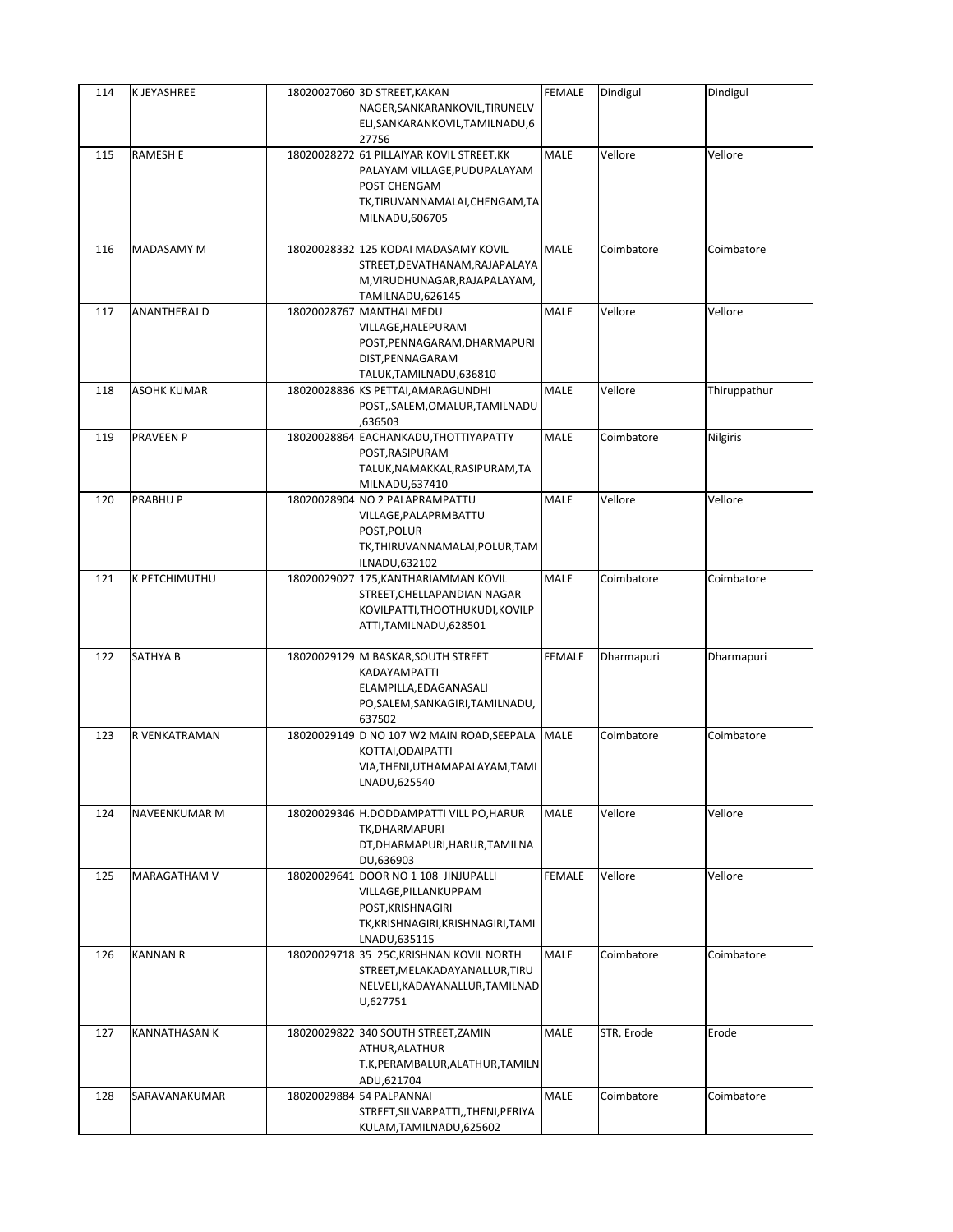| 114 | K JEYASHREE | 18020027060 | 3D STREET,KAKAN NAGER,SANKARANKOVIL,TIRUNELVELI,SANKARANKOVIL,TAMILNADU,627756 | FEMALE | Dindigul | Dindigul |
|---|---|---|---|---|---|---|
| 115 | RAMESH E | 18020028272 | 61 PILLAIYAR KOVIL STREET,KK PALAYAM VILLAGE,PUDUPALAYAM POST CHENGAM TK,TIRUVANNAMALAI,CHENGAM,TAMILNADU,606705 | MALE | Vellore | Vellore |
| 116 | MADASAMY M | 18020028332 | 125 KODAI MADASAMY KOVIL STREET,DEVATHANAM,RAJAPALAYAM,VIRUDHUNAGAR,RAJAPALAYAM,TAMILNADU,626145 | MALE | Coimbatore | Coimbatore |
| 117 | ANANTHERAJ D | 18020028767 | MANTHAI MEDU VILLAGE,HALEPURAM POST,PENNAGARAM,DHARMAPURI DIST,PENNAGARAM TALUK,TAMILNADU,636810 | MALE | Vellore | Vellore |
| 118 | ASOHK KUMAR | 18020028836 | KS PETTAI,AMARAGUNDHI POST,,SALEM,OMALUR,TAMILNADU,636503 | MALE | Vellore | Thiruppathur |
| 119 | PRAVEEN P | 18020028864 | EACHANKADU,THOTTIYAPATTY POST,RASIPURAM TALUK,NAMAKKAL,RASIPURAM,TAMILNADU,637410 | MALE | Coimbatore | Nilgiris |
| 120 | PRABHU P | 18020028904 | NO 2 PALAPRAMPATTU VILLAGE,PALAPRMBATTU POST,POLUR TK,THIRUVANNAMALAI,POLUR,TAMILNADU,632102 | MALE | Vellore | Vellore |
| 121 | K PETCHIMUTHU | 18020029027 | 175,KANTHARIAMMAN KOVIL STREET,CHELLAPANDIAN NAGAR KOVILPATTI,THOOTHUKUDI,KOVILPATTI,TAMILNADU,628501 | MALE | Coimbatore | Coimbatore |
| 122 | SATHYA B | 18020029129 | M BASKAR,SOUTH STREET KADAYAMPATTI ELAMPILLA,EDAGANASALI PO,SALEM,SANKAGIRI,TAMILNADU,637502 | FEMALE | Dharmapuri | Dharmapuri |
| 123 | R VENKATRAMAN | 18020029149 | D NO 107 W2 MAIN ROAD,SEEPALA KOTTAI,ODAIPATTI VIA,THENI,UTHAMAPALAYAM,TAMILNADU,625540 | MALE | Coimbatore | Coimbatore |
| 124 | NAVEENKUMAR M | 18020029346 | H.DODDAMPATTI VILL PO,HARUR TK,DHARMAPURI DT,DHARMAPURI,HARUR,TAMILNADU,636903 | MALE | Vellore | Vellore |
| 125 | MARAGATHAM V | 18020029641 | DOOR NO 1 108 JINJUPALLI VILLAGE,PILLANKUPPAM POST,KRISHNAGIRI TK,KRISHNAGIRI,KRISHNAGIRI,TAMILNADU,635115 | FEMALE | Vellore | Vellore |
| 126 | KANNAN R | 18020029718 | 35 25C,KRISHNAN KOVIL NORTH STREET,MELAKADAYANALLUR,TIRUNELVELI,KADAYANALLUR,TAMILNADU,627751 | MALE | Coimbatore | Coimbatore |
| 127 | KANNATHASAN K | 18020029822 | 340 SOUTH STREET,ZAMIN ATHUR,ALATHUR T.K,PERAMBALUR,ALATHUR,TAMILNADU,621704 | MALE | STR, Erode | Erode |
| 128 | SARAVANAKUMAR | 18020029884 | 54 PALPANNAI STREET,SILVARPATTI,,THENI,PERIYAKULAM,TAMILNADU,625602 | MALE | Coimbatore | Coimbatore |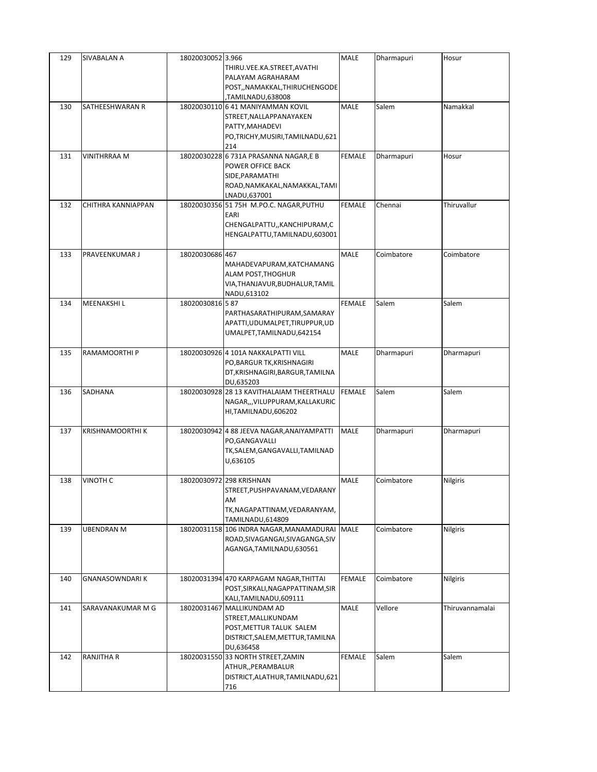| 129 | SIVABALAN A | 18020030052 | 3.966 THIRU.VEE.KA.STREET,AVATHI PALAYAM AGRAHARAM POST,,NAMAKKAL,THIRUCHENGODE,TAMILNADU,638008 | MALE | Dharmapuri | Hosur |
|---|---|---|---|---|---|---|
| 130 | SATHEESHWARAN R | 18020030110 | 6 41 MANIYAMMAN KOVIL STREET,NALLAPPANAYAKEN PATTY,MAHADEVI PO,TRICHY,MUSIRI,TAMILNADU,621 214 | MALE | Salem | Namakkal |
| 131 | VINITHRRAA M | 18020030228 | 6 731A PRASANNA NAGAR,E B POWER OFFICE BACK SIDE,PARAMATHI ROAD,NAMKAKAL,NAMAKKAL,TAMILNADU,637001 | FEMALE | Dharmapuri | Hosur |
| 132 | CHITHRA KANNIAPPAN | 18020030356 | 51 75H M.PO.C. NAGAR,PUTHU EARI CHENGALPATTU,,KANCHIPURAM,CHENGALPATTU,TAMILNADU,603001 | FEMALE | Chennai | Thiruvallur |
| 133 | PRAVEENKUMAR J | 18020030686 | 467 MAHADEVAPURAM,KATCHAMANGALAM POST,THOGHUR VIA,THANJAVUR,BUDHALUR,TAMIL NADU,613102 | MALE | Coimbatore | Coimbatore |
| 134 | MEENAKSHI L | 18020030816 | 5 87 PARTHASARATHIPURAM,SAMARAYAPATTI,UDUMALPET,TIRUPPUR,UDUMALPET,TAMILNADU,642154 | FEMALE | Salem | Salem |
| 135 | RAMAMOORTHI P | 18020030926 | 4 101A NAKKALPATTI VILL PO,BARGUR TK,KRISHNAGIRI DT,KRISHNAGIRI,BARGUR,TAMILNADU,635203 | MALE | Dharmapuri | Dharmapuri |
| 136 | SADHANA | 18020030928 | 28 13 KAVITHALAIAM THEERTHALU NAGAR,,,VILUPPURAM,KALLAKURICHI,TAMILNADU,606202 | FEMALE | Salem | Salem |
| 137 | KRISHNAMOORTHI K | 18020030942 | 4 88 JEEVA NAGAR,ANAIYAMPATTI PO,GANGAVALLI TK,SALEM,GANGAVALLI,TAMILNADU,636105 | MALE | Dharmapuri | Dharmapuri |
| 138 | VINOTH C | 18020030972 | 298 KRISHNAN STREET,PUSHPAVANAM,VEDARANYAM TK,NAGAPATTINAM,VEDARANYAM,TAMILNADU,614809 | MALE | Coimbatore | Nilgiris |
| 139 | UBENDRAN M | 18020031158 | 106 INDRA NAGAR,MANAMADURAI ROAD,SIVAGANGAI,SIVAGANGA,SIVAGANGA,TAMILNADU,630561 | MALE | Coimbatore | Nilgiris |
| 140 | GNANASOWNDARI K | 18020031394 | 470 KARPAGAM NAGAR,THITTAI POST,SIRKALI,NAGAPPATTINAM,SIRKALI,TAMILNADU,609111 | FEMALE | Coimbatore | Nilgiris |
| 141 | SARAVANAKUMAR M G | 18020031467 | MALLIKUNDAM AD STREET,MALLIKUNDAM POST,METTUR TALUK SALEM DISTRICT,SALEM,METTUR,TAMILNADU,636458 | MALE | Vellore | Thiruvannamalai |
| 142 | RANJITHA R | 18020031550 | 33 NORTH STREET,ZAMIN ATHUR,,PERAMBALUR DISTRICT,ALATHUR,TAMILNADU,621 716 | FEMALE | Salem | Salem |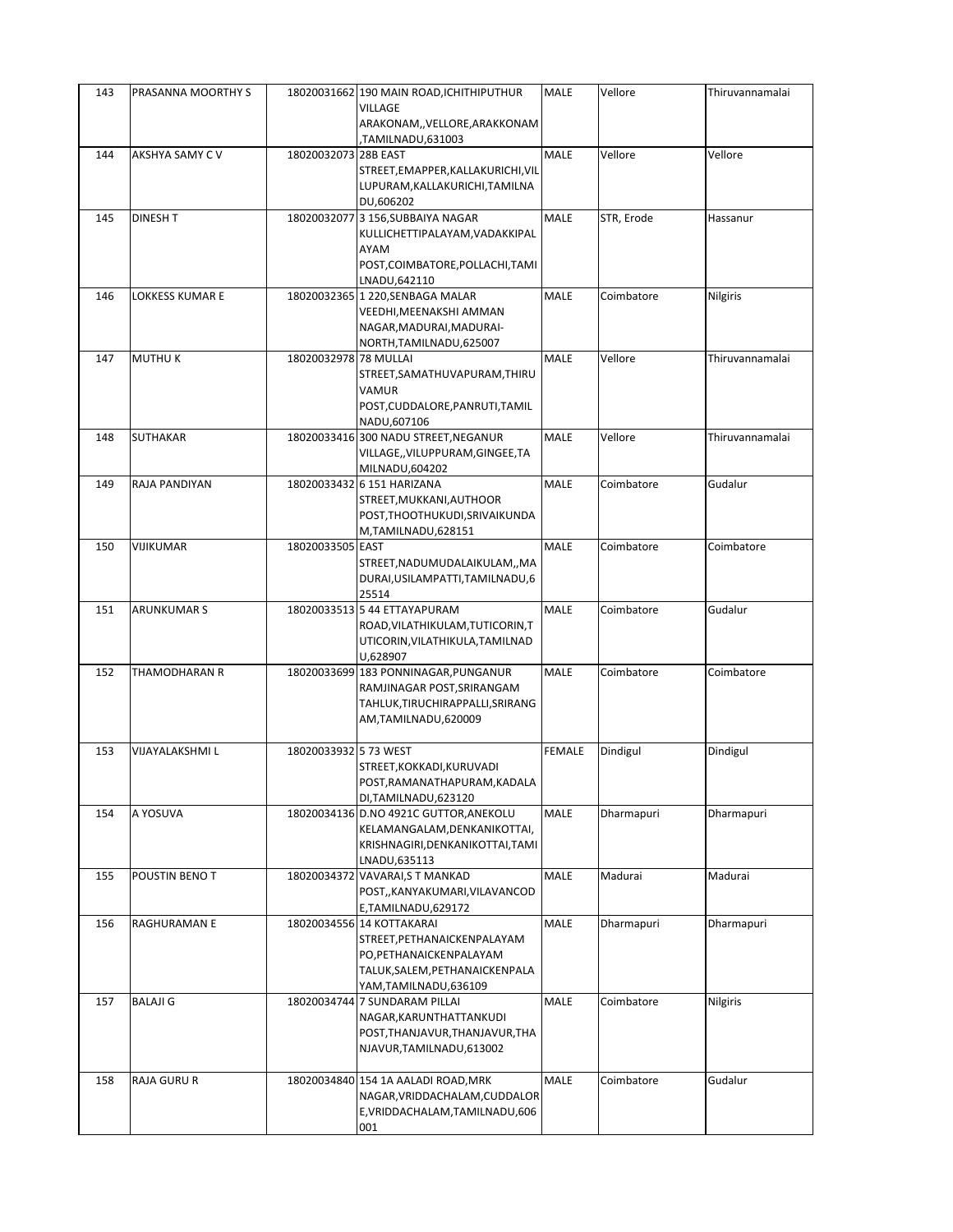| 143 | PRASANNA MOORTHY S | 18020031662 | 190 MAIN ROAD,ICHITHIPUTHUR VILLAGE ARAKONAM,,VELLORE,ARAKKONAM ,TAMILNADU,631003 | MALE | Vellore | Thiruvannamalai |
|---|---|---|---|---|---|---|
| 144 | AKSHYA SAMY C V | 18020032073 | 28B EAST STREET,EMAPPER,KALLAKURICHI,VILLUPURAM,KALLAKURICHI,TAMILNADU,606202 | MALE | Vellore | Vellore |
| 145 | DINESH T | 18020032077 | 3 156,SUBBAIYA NAGAR KULLICHETTIPALAYAM,VADAKKIPALAYAM POST,COIMBATORE,POLLACHI,TAMILNADU,642110 | MALE | STR, Erode | Hassanur |
| 146 | LOKKESS KUMAR E | 18020032365 | 1 220,SENBAGA MALAR VEEDHI,MEENAKSHI AMMAN NAGAR,MADURAI,MADURAI-NORTH,TAMILNADU,625007 | MALE | Coimbatore | Nilgiris |
| 147 | MUTHU K | 18020032978 | 78 MULLAI STREET,SAMATHUVAPURAM,THIRUVAMUR POST,CUDDALORE,PANRUTI,TAMILNADU,607106 | MALE | Vellore | Thiruvannamalai |
| 148 | SUTHAKAR | 18020033416 | 300 NADU STREET,NEGANUR VILLAGE,,VILUPPURAM,GINGEE,TAMILNADU,604202 | MALE | Vellore | Thiruvannamalai |
| 149 | RAJA PANDIYAN | 18020033432 | 6 151 HARIZANA STREET,MUKKANI,AUTHOOR POST,THOOTHUKUDI,SRIVAIKUNDAM,TAMILNADU,628151 | MALE | Coimbatore | Gudalur |
| 150 | VIJIKUMAR | 18020033505 | EAST STREET,NADUMUDALAIKULAM,,MADURAI,USILAMPATTI,TAMILNADU,625514 | MALE | Coimbatore | Coimbatore |
| 151 | ARUNKUMAR S | 18020033513 | 5 44 ETTAYAPURAM ROAD,VILATHIKULAM,TUTICORIN,TUTICORIN,VILATHIKULA,TAMILNADU,628907 | MALE | Coimbatore | Gudalur |
| 152 | THAMODHARAN R | 18020033699 | 183 PONNINAGAR,PUNGANUR RAMJINAGAR POST,SRIRANGAM TAHLUK,TIRUCHIRAPPALLI,SRIRANGAM,TAMILNADU,620009 | MALE | Coimbatore | Coimbatore |
| 153 | VIJAYALAKSHMI L | 18020033932 | 5 73 WEST STREET,KOKKADI,KURUVADI POST,RAMANATHAPURAM,KADALADI,TAMILNADU,623120 | FEMALE | Dindigul | Dindigul |
| 154 | A YOSUVA | 18020034136 | D.NO 4921C GUTTOR,ANEKOLU KELAMANGALAM,DENKANIKOTTAI,KRISHNAGIRI,DENKANIKOTTAI,TAMILNADU,635113 | MALE | Dharmapuri | Dharmapuri |
| 155 | POUSTIN BENO T | 18020034372 | VAVARAI,S T MANKAD POST,,KANYAKUMARI,VILAVANCODE,TAMILNADU,629172 | MALE | Madurai | Madurai |
| 156 | RAGHURAMAN E | 18020034556 | 14 KOTTAKARAI STREET,PETHANAICKENPALAYAM PO,PETHANAICKENPALAYAM TALUK,SALEM,PETHANAICKENPALAYAM,TAMILNADU,636109 | MALE | Dharmapuri | Dharmapuri |
| 157 | BALAJI G | 18020034744 | 7 SUNDARAM PILLAI NAGAR,KARUNTHATTANKUDI POST,THANJAVUR,THANJAVUR,THANJAVUR,TAMILNADU,613002 | MALE | Coimbatore | Nilgiris |
| 158 | RAJA GURU R | 18020034840 | 154 1A AALADI ROAD,MRK NAGAR,VRIDDACHALAM,CUDDALORE,VRIDDACHALAM,TAMILNADU,606001 | MALE | Coimbatore | Gudalur |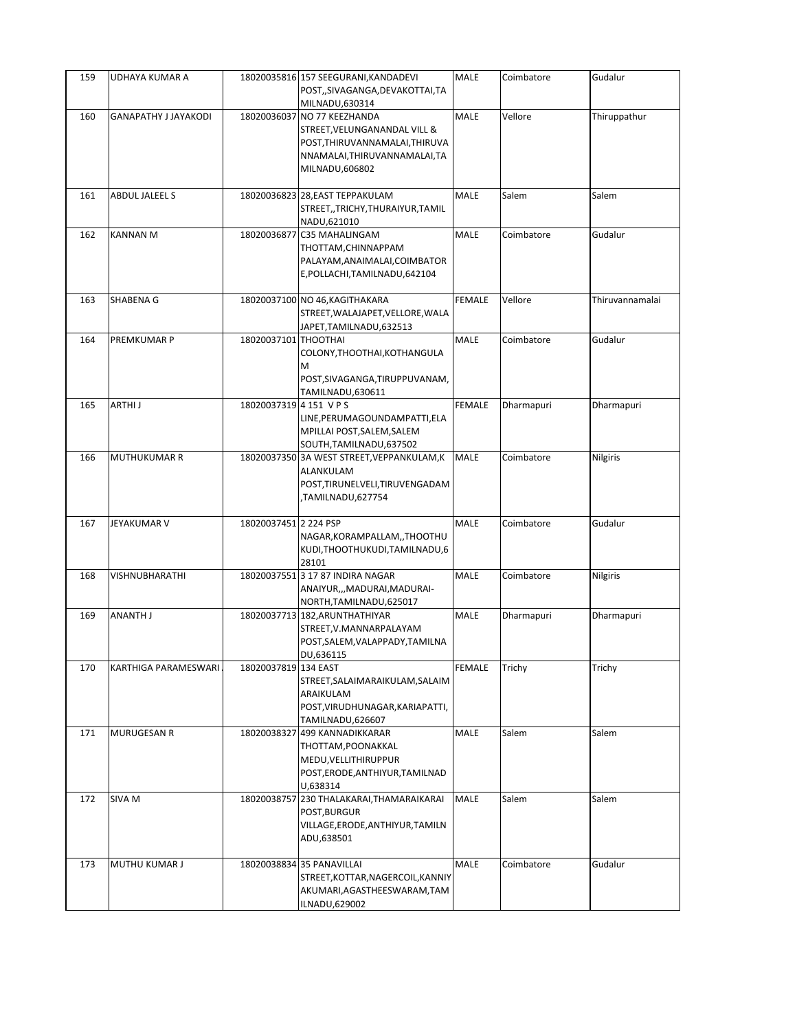| 159 | UDHAYA KUMAR A | 18020035816 | 157 SEEGURANI,KANDADEVI POST,,SIVAGANGA,DEVAKOTTAI,TAMILNADU,630314 | MALE | Coimbatore | Gudalur |
|---|---|---|---|---|---|---|
| 160 | GANAPATHY J JAYAKODI | 18020036037 | NO 77 KEEZHANDA STREET,VELUNGANANDAL VILL & POST,THIRUVANNAMALAI,THIRUVANNAMALAI,THIRUVANNAMALAI,TAMILNADU,606802 | MALE | Vellore | Thiruppathur |
| 161 | ABDUL JALEEL S | 18020036823 | 28,EAST TEPPAKULAM STREET,,TRICHY,THURAIYUR,TAMILNADU,621010 | MALE | Salem | Salem |
| 162 | KANNAN M | 18020036877 | C35 MAHALINGAM THOTTAM,CHINNAPPAM PALAYAM,ANAIMALAI,COIMBATORE,POLLACHI,TAMILNADU,642104 | MALE | Coimbatore | Gudalur |
| 163 | SHABENA G | 18020037100 | NO 46,KAGITHAKARA STREET,WALAJAPET,VELLORE,WALAJAPET,TAMILNADU,632513 | FEMALE | Vellore | Thiruvannamalai |
| 164 | PREMKUMAR P | 18020037101 | THOOTHAI COLONY,THOOTHAI,KOTHANGULAM POST,SIVAGANGA,TIRUPPUVANAM,TAMILNADU,630611 | MALE | Coimbatore | Gudalur |
| 165 | ARTHI J | 18020037319 | 4 151 V P S LINE,PERUMAGOUNDAMPATTI,ELAMPILLAI POST,SALEM,SALEM SOUTH,TAMILNADU,637502 | FEMALE | Dharmapuri | Dharmapuri |
| 166 | MUTHUKUMAR R | 18020037350 | 3A WEST STREET,VEPPANKULAM,KALANKULAM POST,TIRUNELVELI,TIRUVENGADAM,TAMILNADU,627754 | MALE | Coimbatore | Nilgiris |
| 167 | JEYAKUMAR V | 18020037451 | 2 224 PSP NAGAR,KORAMPALLAM,,THOOTHUKUDI,THOOTHUKUDI,TAMILNADU,628101 | MALE | Coimbatore | Gudalur |
| 168 | VISHNUBHARATHI | 18020037551 | 3 17 87 INDIRA NAGAR ANAIYUR,,,MADURAI,MADURAI-NORTH,TAMILNADU,625017 | MALE | Coimbatore | Nilgiris |
| 169 | ANANTH J | 18020037713 | 182,ARUNTHATHIYAR STREET,V.MANNARPALAYAM POST,SALEM,VALAPPADY,TAMILNADU,636115 | MALE | Dharmapuri | Dharmapuri |
| 170 | KARTHIGA PARAMESWARI | 18020037819 | 134 EAST STREET,SALAIMARAIKULAM,SALAIMARAIKULAM POST,VIRUDHUNAGAR,KARIAPATTI,TAMILNADU,626607 | FEMALE | Trichy | Trichy |
| 171 | MURUGESAN R | 18020038327 | 499 KANNADIKKARAR THOTTAM,POONAKKAL MEDU,VELLITHIRUPPUR POST,ERODE,ANTHIYUR,TAMILNADU,638314 | MALE | Salem | Salem |
| 172 | SIVA M | 18020038757 | 230 THALAKARAI,THAMARAIKARAI POST,BURGUR VILLAGE,ERODE,ANTHIYUR,TAMILNADU,638501 | MALE | Salem | Salem |
| 173 | MUTHU KUMAR J | 18020038834 | 35 PANAVILLAI STREET,KOTTAR,NAGERCOIL,KANNIYAKUMARI,AGASTHEESWARAM,TAMILNADU,629002 | MALE | Coimbatore | Gudalur |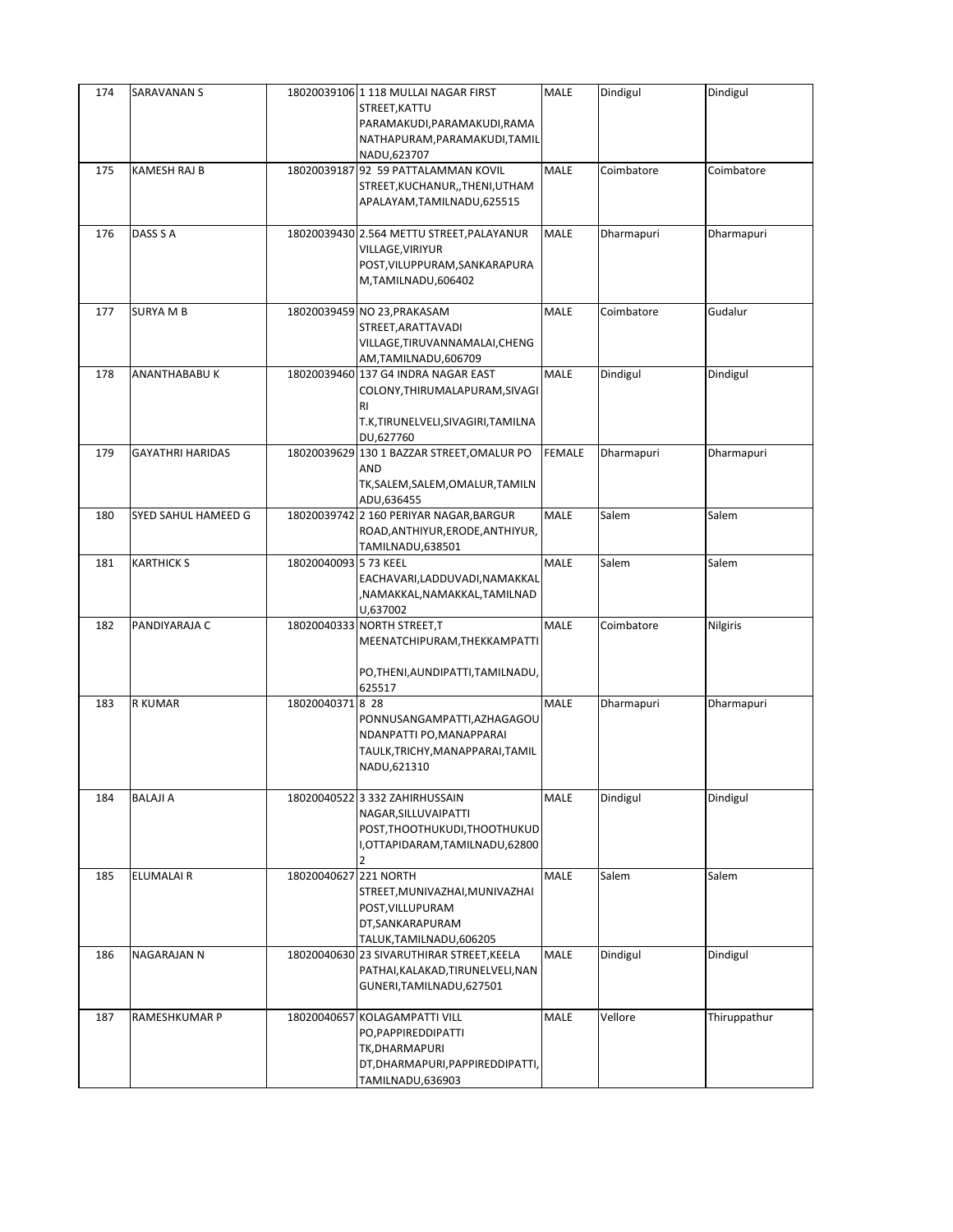| 174 | SARAVANAN S | 18020039106 | 1 118 MULLAI NAGAR FIRST STREET,KATTU PARAMAKUDI,PARAMAKUDI,RAMANATHAPURAM,PARAMAKUDI,TAMIL NADU,623707 | MALE | Dindigul | Dindigul |
|---|---|---|---|---|---|---|
| 175 | KAMESH RAJ B | 18020039187 | 92 59 PATTALAMMAN KOVIL STREET,KUCHANUR,,THENI,UTHAMAPALAYAM,TAMILNADU,625515 | MALE | Coimbatore | Coimbatore |
| 176 | DASS S A | 18020039430 | 2.564 METTU STREET,PALAYANUR VILLAGE,VIRIYUR POST,VILUPPURAM,SANKARAPURAM,TAMILNADU,606402 | MALE | Dharmapuri | Dharmapuri |
| 177 | SURYA M B | 18020039459 | NO 23,PRAKASAM STREET,ARATTAVADI VILLAGE,TIRUVANNAMALAI,CHENGAM,TAMILNADU,606709 | MALE | Coimbatore | Gudalur |
| 178 | ANANTHABABU K | 18020039460 | 137 G4 INDRA NAGAR EAST COLONY,THIRUMALAPURAM,SIVAGIRI T.K,TIRUNELVELI,SIVAGIRI,TAMILNADU,627760 | MALE | Dindigul | Dindigul |
| 179 | GAYATHRI HARIDAS | 18020039629 | 130 1 BAZZAR STREET,OMALUR PO AND TK,SALEM,SALEM,OMALUR,TAMILNADU,636455 | FEMALE | Dharmapuri | Dharmapuri |
| 180 | SYED SAHUL HAMEED G | 18020039742 | 2 160 PERIYAR NAGAR,BARGUR ROAD,ANTHIYUR,ERODE,ANTHIYUR,TAMILNADU,638501 | MALE | Salem | Salem |
| 181 | KARTHICK S | 18020040093 | 5 73 KEEL EACHAVARI,LADDUVADI,NAMAKKAL,NAMAKKAL,NAMAKKAL,TAMILNADU,637002 | MALE | Salem | Salem |
| 182 | PANDIYARAJA C | 18020040333 | NORTH STREET,T MEENATCHIPURAM,THEKKAMPATTI PO,THENI,AUNDIPATTI,TAMILNADU,625517 | MALE | Coimbatore | Nilgiris |
| 183 | R KUMAR | 18020040371 | 8 28 PONNUSANGAMPATTI,AZHAGAGOUNDANPATTI PO,MANAPPARAI TAULK,TRICHY,MANAPPARAI,TAMILNADU,621310 | MALE | Dharmapuri | Dharmapuri |
| 184 | BALAJI A | 18020040522 | 3 332 ZAHIRHUSSAIN NAGAR,SILLUVAIPATTI POST,THOOTHUKUDI,THOOTHUKUDI,OTTAPIDARAM,TAMILNADU,628002 | MALE | Dindigul | Dindigul |
| 185 | ELUMALAI R | 18020040627 | 221 NORTH STREET,MUNIVAZHAI,MUNIVAZHAI POST,VILLUPURAM DT,SANKARAPURAM TALUK,TAMILNADU,606205 | MALE | Salem | Salem |
| 186 | NAGARAJAN N | 18020040630 | 23 SIVARUTHIRAR STREET,KEELA PATHAI,KALAKAD,TIRUNELVELI,NANGUNERI,TAMILNADU,627501 | MALE | Dindigul | Dindigul |
| 187 | RAMESHKUMAR P | 18020040657 | KOLAGAMPATTI VILL PO,PAPPIREDDIPATTI TK,DHARMAPURI DT,DHARMAPURI,PAPPIREDDIPATTI,TAMILNADU,636903 | MALE | Vellore | Thiruppathur |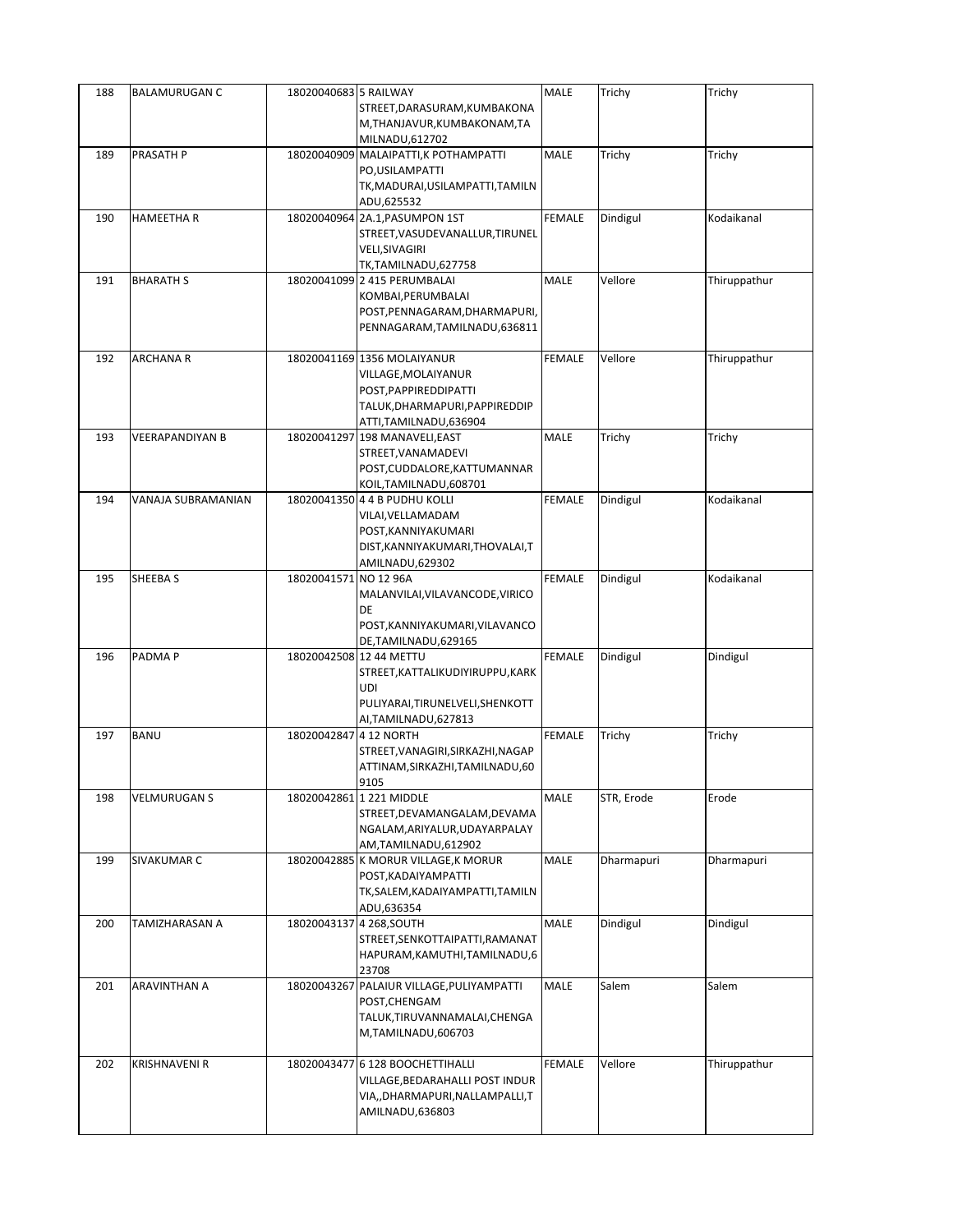| 188 | BALAMURUGAN C | 18020040683 | 5 RAILWAY STREET,DARASURAM,KUMBAKONAM,THANJAVUR,KUMBAKONAM,TAMILNADU,612702 | MALE | Trichy | Trichy |
|---|---|---|---|---|---|---|
| 189 | PRASATH P | 18020040909 | MALAIPATTI,K POTHAMPATTI PO,USILAMPATTI TK,MADURAI,USILAMPATTI,TAMILNADU,625532 | MALE | Trichy | Trichy |
| 190 | HAMEETHA R | 18020040964 | 2A.1,PASUMPON 1ST STREET,VASUDEVANALLUR,TIRUNELVELI,SIVAGIRI TK,TAMILNADU,627758 | FEMALE | Dindigul | Kodaikanal |
| 191 | BHARATH S | 18020041099 | 2 415 PERUMBALAI KOMBAI,PERUMBALAI POST,PENNAGARAM,DHARMAPURI,PENNAGARAM,TAMILNADU,636811 | MALE | Vellore | Thiruppathur |
| 192 | ARCHANA R | 18020041169 | 1356 MOLAIYANUR VILLAGE,MOLAIYANUR POST,PAPPIREDDIPATTI TALUK,DHARMAPURI,PAPPIREDDIPATTI,TAMILNADU,636904 | FEMALE | Vellore | Thiruppathur |
| 193 | VEERAPANDIYAN B | 18020041297 | 198 MANAVELI,EAST STREET,VANAMADEVI POST,CUDDALORE,KATTUMANNAR KOIL,TAMILNADU,608701 | MALE | Trichy | Trichy |
| 194 | VANAJA SUBRAMANIAN | 18020041350 | 4 4 B PUDHU KOLLI VILAI,VELLAMADAM POST,KANNIYAKUMARI DIST,KANNIYAKUMARI,THOVALAI,TAMILNADU,629302 | FEMALE | Dindigul | Kodaikanal |
| 195 | SHEEBA S | 18020041571 | NO 12 96A MALANVILAI,VILAVANCODE,VIRICODE POST,KANNIYAKUMARI,VILAVANCODE,TAMILNADU,629165 | FEMALE | Dindigul | Kodaikanal |
| 196 | PADMA P | 18020042508 | 12 44 METTU STREET,KATTALIKUDIYIRUPPU,KARKUDI PULIYARAI,TIRUNELVELI,SHENKOTTAI,TAMILNADU,627813 | FEMALE | Dindigul | Dindigul |
| 197 | BANU | 18020042847 | 4 12 NORTH STREET,VANAGIRI,SIRKAZHI,NAGAPATTINAM,SIRKAZHI,TAMILNADU,609105 | FEMALE | Trichy | Trichy |
| 198 | VELMURUGAN S | 18020042861 | 1 221 MIDDLE STREET,DEVAMANGALAM,DEVAMANGALAM,ARIYALUR,UDAYARPALAYAM,TAMILNADU,612902 | MALE | STR, Erode | Erode |
| 199 | SIVAKUMAR C | 18020042885 | K MORUR VILLAGE,K MORUR POST,KADAIYAMPATTI TK,SALEM,KADAIYAMPATTI,TAMILNADU,636354 | MALE | Dharmapuri | Dharmapuri |
| 200 | TAMIZHARASAN A | 18020043137 | 4 268,SOUTH STREET,SENKOTTAIPATTI,RAMANATHAPURAM,KAMUTHI,TAMILNADU,623708 | MALE | Dindigul | Dindigul |
| 201 | ARAVINTHAN A | 18020043267 | PALAIUR VILLAGE,PULIYAMPATTI POST,CHENGAM TALUK,TIRUVANNAMALAI,CHENGAM,TAMILNADU,606703 | MALE | Salem | Salem |
| 202 | KRISHNAVENI R | 18020043477 | 6 128 BOOCHETTIHALLI VILLAGE,BEDARAHALLI POST INDUR VIA,,DHARMAPURI,NALLAMPALLI,TAMILNADU,636803 | FEMALE | Vellore | Thiruppathur |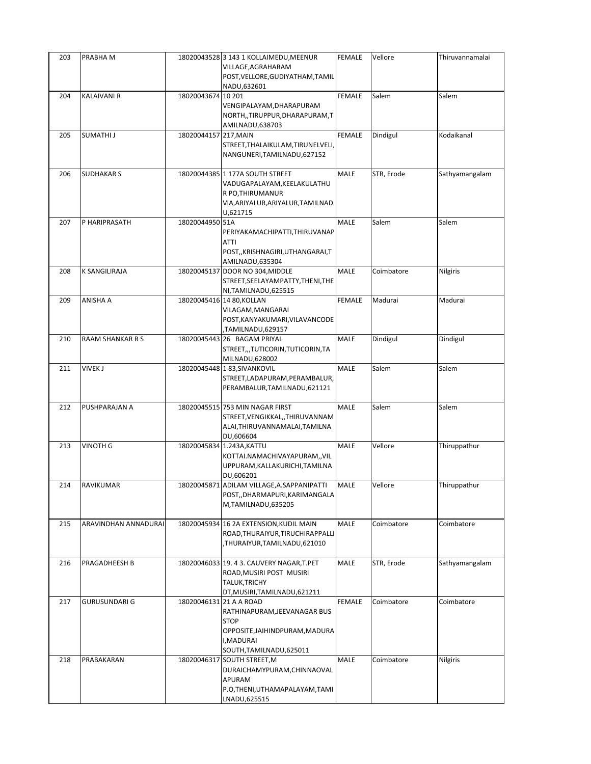| 203 | PRABHA M | 18020043528 | 3 143 1 KOLLAIMEDU,MEENUR VILLAGE,AGRAHARAM POST,VELLORE,GUDIYATHAM,TAMIL NADU,632601 | FEMALE | Vellore | Thiruvannamalai |
|---|---|---|---|---|---|---|
| 204 | KALAIVANI R | 18020043674 | 10 201 VENGIPALAYAM,DHARAPURAM NORTH,,TIRUPPUR,DHARAPURAM,TAMILNADU,638703 | FEMALE | Salem | Salem |
| 205 | SUMATHI J | 18020044157 | 217,MAIN STREET,THALAIKULAM,TIRUNELVELI,NANGUNERI,TAMILNADU,627152 | FEMALE | Dindigul | Kodaikanal |
| 206 | SUDHAKAR S | 18020044385 | 1 177A SOUTH STREET VADUGAPALAYAM,KEELAKULATHUR PO,THIRUMANUR VIA,ARIYALUR,ARIYALUR,TAMILNADU,621715 | MALE | STR, Erode | Sathyamangalam |
| 207 | P HARIPRASATH | 18020044950 | 51A PERIYAKAMACHIPATTI,THIRUVANAPATTI POST,,KRISHNAGIRI,UTHANGARAI,TAMILNADU,635304 | MALE | Salem | Salem |
| 208 | K SANGILIRAJA | 18020045137 | DOOR NO 304,MIDDLE STREET,SEELAYAMPATTY,THENI,THENI,TAMILNADU,625515 | MALE | Coimbatore | Nilgiris |
| 209 | ANISHA A | 18020045416 | 14 80,KOLLAN VILAGAM,MANGARAI POST,KANYAKUMARI,VILAVANCODE,TAMILNADU,629157 | FEMALE | Madurai | Madurai |
| 210 | RAAM SHANKAR R S | 18020045443 | 26 BAGAM PRIYAL STREET,,,TUTICORIN,TUTICORIN,TAMILNADU,628002 | MALE | Dindigul | Dindigul |
| 211 | VIVEK J | 18020045448 | 1 83,SIVANKOVIL STREET,LADAPURAM,PERAMBALUR,PERAMBALUR,TAMILNADU,621121 | MALE | Salem | Salem |
| 212 | PUSHPARAJAN A | 18020045515 | 753 MIN NAGAR FIRST STREET,VENGIKKAL,,THIRUVANNAMALAI,THIRUVANNAMALAI,TAMILNADU,606604 | MALE | Salem | Salem |
| 213 | VINOTH G | 18020045834 | 1.243A,KATTU KOTTAI.NAMACHIVAYAPURAM,,VILUPPURAM,KALLAKURICHI,TAMILNADU,606201 | MALE | Vellore | Thiruppathur |
| 214 | RAVIKUMAR | 18020045871 | ADILAM VILLAGE,A.SAPPANIPATTI POST,,DHARMAPURI,KARIMANGALAM,TAMILNADU,635205 | MALE | Vellore | Thiruppathur |
| 215 | ARAVINDHAN ANNADURAI | 18020045934 | 16 2A EXTENSION,KUDIL MAIN ROAD,THURAIYUR,TIRUCHIRAPPALLI,THURAIYUR,TAMILNADU,621010 | MALE | Coimbatore | Coimbatore |
| 216 | PRAGADHEESH B | 18020046033 | 19. 4 3. CAUVERY NAGAR,T.PET ROAD,MUSIRI POST MUSIRI TALUK,TRICHY DT,MUSIRI,TAMILNADU,621211 | MALE | STR, Erode | Sathyamangalam |
| 217 | GURUSUNDARI G | 18020046131 | 21 A A ROAD RATHINAPURAM,JEEVANAGAR BUS STOP OPPOSITE,JAIHINDPURAM,MADURAI,MADURAI SOUTH,TAMILNADU,625011 | FEMALE | Coimbatore | Coimbatore |
| 218 | PRABAKARAN | 18020046317 | SOUTH STREET,M DURAICHAMYPURAM,CHINNAOVALAPURAM P.O,THENI,UTHAMAPALAYAM,TAMILNADU,625515 | MALE | Coimbatore | Nilgiris |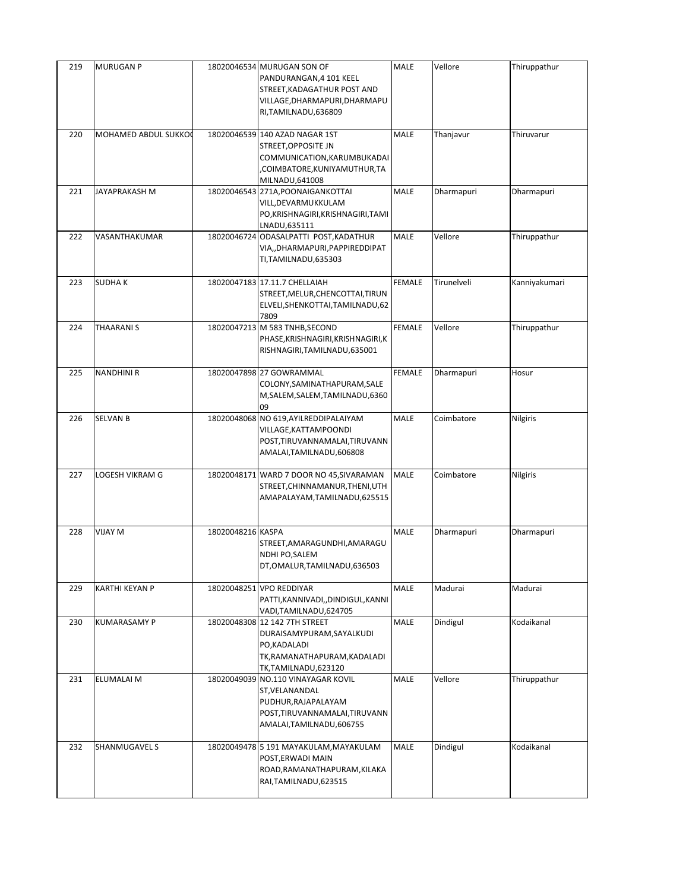| 219 | MURUGAN P | 18020046534 | MURUGAN SON OF PANDURANGAN,4 101 KEEL STREET,KADAGATHUR POST AND VILLAGE,DHARMAPURI,DHARMAPURI,TAMILNADU,636809 | MALE | Vellore | Thiruppathur |
|---|---|---|---|---|---|---|
| 220 | MOHAMED ABDUL SUKKO( | 18020046539 | 140 AZAD NAGAR 1ST STREET,OPPOSITE JN COMMUNICATION,KARUMBUKADAI,COIMBATORE,KUNIYAMUTHUR,TAMILNADU,641008 | MALE | Thanjavur | Thiruvarur |
| 221 | JAYAPRAKASH M | 18020046543 | 271A,POONAIGANKOTTAI VILL,DEVARMUKKULAM PO,KRISHNAGIRI,KRISHNAGIRI,TAMILNADU,635111 | MALE | Dharmapuri | Dharmapuri |
| 222 | VASANTHAKUMAR | 18020046724 | ODASALPATTI POST,KADATHUR VIA,,DHARMAPURI,PAPPIREDDIPATTI,TAMILNADU,635303 | MALE | Vellore | Thiruppathur |
| 223 | SUDHA K | 18020047183 | 17.11.7 CHELLAIAH STREET,MELUR,CHENCOTTAI,TIRUNELVELI,SHENKOTTAI,TAMILNADU,627809 | FEMALE | Tirunelveli | Kanniyakumari |
| 224 | THAARANI S | 18020047213 | M 583 TNHB,SECOND PHASE,KRISHNAGIRI,KRISHNAGIRI,KRISHNAGIRI,TAMILNADU,635001 | FEMALE | Vellore | Thiruppathur |
| 225 | NANDHINI R | 18020047898 | 27 GOWRAMMAL COLONY,SAMINATHAPURAM,SALEM,SALEM,SALEM,TAMILNADU,636009 | FEMALE | Dharmapuri | Hosur |
| 226 | SELVAN B | 18020048068 | NO 619,AYILREDDIPALAIYAM VILLAGE,KATTAMPOONDI POST,TIRUVANNAMALAI,TIRUVANNAMALAI,TAMILNADU,606808 | MALE | Coimbatore | Nilgiris |
| 227 | LOGESH VIKRAM G | 18020048171 | WARD 7 DOOR NO 45,SIVARAMAN STREET,CHINNAMANUR,THENI,UTHAMAPALAYAM,TAMILNADU,625515 | MALE | Coimbatore | Nilgiris |
| 228 | VIJAY M | 18020048216 | KASPA STREET,AMARAGUNDHI,AMARAGUNDHI PO,SALEM DT,OMALUR,TAMILNADU,636503 | MALE | Dharmapuri | Dharmapuri |
| 229 | KARTHI KEYAN P | 18020048251 | VPO REDDIYAR PATTI,KANNIVADI,,DINDIGUL,KANNIVADI,TAMILNADU,624705 | MALE | Madurai | Madurai |
| 230 | KUMARASAMY P | 18020048308 | 12 142 7TH STREET DURAISAMYPURAM,SAYALKUDI PO,KADALADI TK,RAMANATHAPURAM,KADALADI TK,TAMILNADU,623120 | MALE | Dindigul | Kodaikanal |
| 231 | ELUMALAI M | 18020049039 | NO.110 VINAYAGAR KOVIL ST,VELANANDAL PUDHUR,RAJAPALAYAM POST,TIRUVANNAMALAI,TIRUVANNAMALAI,TAMILNADU,606755 | MALE | Vellore | Thiruppathur |
| 232 | SHANMUGAVEL S | 18020049478 | 5 191 MAYAKULAM,MAYAKULAM POST,ERWADI MAIN ROAD,RAMANATHAPURAM,KILAKARAI,TAMILNADU,623515 | MALE | Dindigul | Kodaikanal |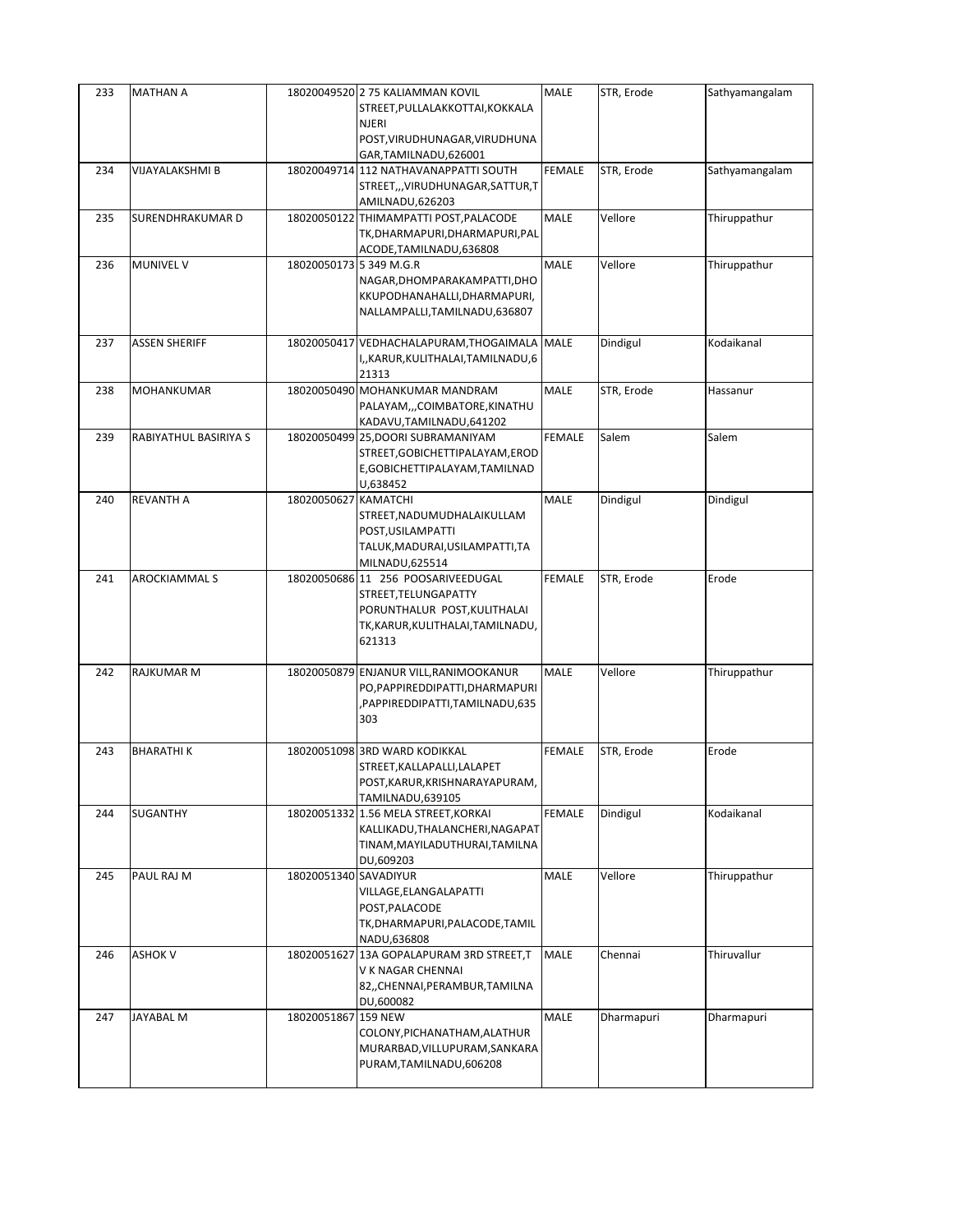| 233 | MATHAN A | 18020049520 | 2 75 KALIAMMAN KOVIL STREET,PULLALAKKOTTAI,KOKKALA NJERI POST,VIRUDHUNAGAR,VIRUDHUNAGAR,TAMILNADU,626001 | MALE | STR, Erode | Sathyamangalam |
|---|---|---|---|---|---|---|
| 234 | VIJAYALAKSHMI B | 18020049714 | 112 NATHAVANAPPATTI SOUTH STREET,,,VIRUDHUNAGAR,SATTUR,TAMILNADU,626203 | FEMALE | STR, Erode | Sathyamangalam |
| 235 | SURENDHRAKUMAR D | 18020050122 | THIMAMPATTI POST,PALACODE TK,DHARMAPURI,DHARMAPURI,PALACODE,TAMILNADU,636808 | MALE | Vellore | Thiruppathur |
| 236 | MUNIVEL V | 18020050173 | 5 349 M.G.R NAGAR,DHOMPARAKAMPATTI,DHOKKUPODHANAHALLI,DHARMAPURI,NALLAMPALLI,TAMILNADU,636807 | MALE | Vellore | Thiruppathur |
| 237 | ASSEN SHERIFF | 18020050417 | VEDHACHALAPURAM,THOGAIMALAI,,KARUR,KULITHALAI,TAMILNADU,621313 | MALE | Dindigul | Kodaikanal |
| 238 | MOHANKUMAR | 18020050490 | MOHANKUMAR MANDRAM PALAYAM,,,COIMBATORE,KINATHUKADAVU,TAMILNADU,641202 | MALE | STR, Erode | Hassanur |
| 239 | RABIYATHUL BASIRIYA S | 18020050499 | 25,DOORI SUBRAMANIYAM STREET,GOBICHETTIPALAYAM,ERODE,GOBICHETTIPALAYAM,TAMILNADU,638452 | FEMALE | Salem | Salem |
| 240 | REVANTH A | 18020050627 | KAMATCHI STREET,NADUMUDHALAIKULLAM POST,USILAMPATTI TALUK,MADURAI,USILAMPATTI,TAMILNADU,625514 | MALE | Dindigul | Dindigul |
| 241 | AROCKIAMMAL S | 18020050686 | 11 256 POOSARIVEEDUGAL STREET,TELUNGAPATTY PORUNTHALUR POST,KULITHALAI TK,KARUR,KULITHALAI,TAMILNADU,621313 | FEMALE | STR, Erode | Erode |
| 242 | RAJKUMAR M | 18020050879 | ENJANUR VILL,RANIMOOKANUR PO,PAPPIREDDIPATTI,DHARMAPURI,PAPPIREDDIPATTI,TAMILNADU,635303 | MALE | Vellore | Thiruppathur |
| 243 | BHARATHI K | 18020051098 | 3RD WARD KODIKKAL STREET,KALLAPALLI,LALAPET POST,KARUR,KRISHNARAYAPURAM,TAMILNADU,639105 | FEMALE | STR, Erode | Erode |
| 244 | SUGANTHY | 18020051332 | 1.56 MELA STREET,KORKAI KALLIKADU,THALANCHERI,NAGAPATTINAM,MAYILADUTHURAI,TAMILNADU,609203 | FEMALE | Dindigul | Kodaikanal |
| 245 | PAUL RAJ M | 18020051340 | SAVADIYUR VILLAGE,ELANGALAPATTI POST,PALACODE TK,DHARMAPURI,PALACODE,TAMILNADU,636808 | MALE | Vellore | Thiruppathur |
| 246 | ASHOK V | 18020051627 | 13A GOPALAPURAM 3RD STREET,T V K NAGAR CHENNAI 82,,CHENNAI,PERAMBUR,TAMILNADU,600082 | MALE | Chennai | Thiruvallur |
| 247 | JAYABAL M | 18020051867 | 159 NEW COLONY,PICHANATHAM,ALATHUR MURARBAD,VILLUPURAM,SANKARAPURAM,TAMILNADU,606208 | MALE | Dharmapuri | Dharmapuri |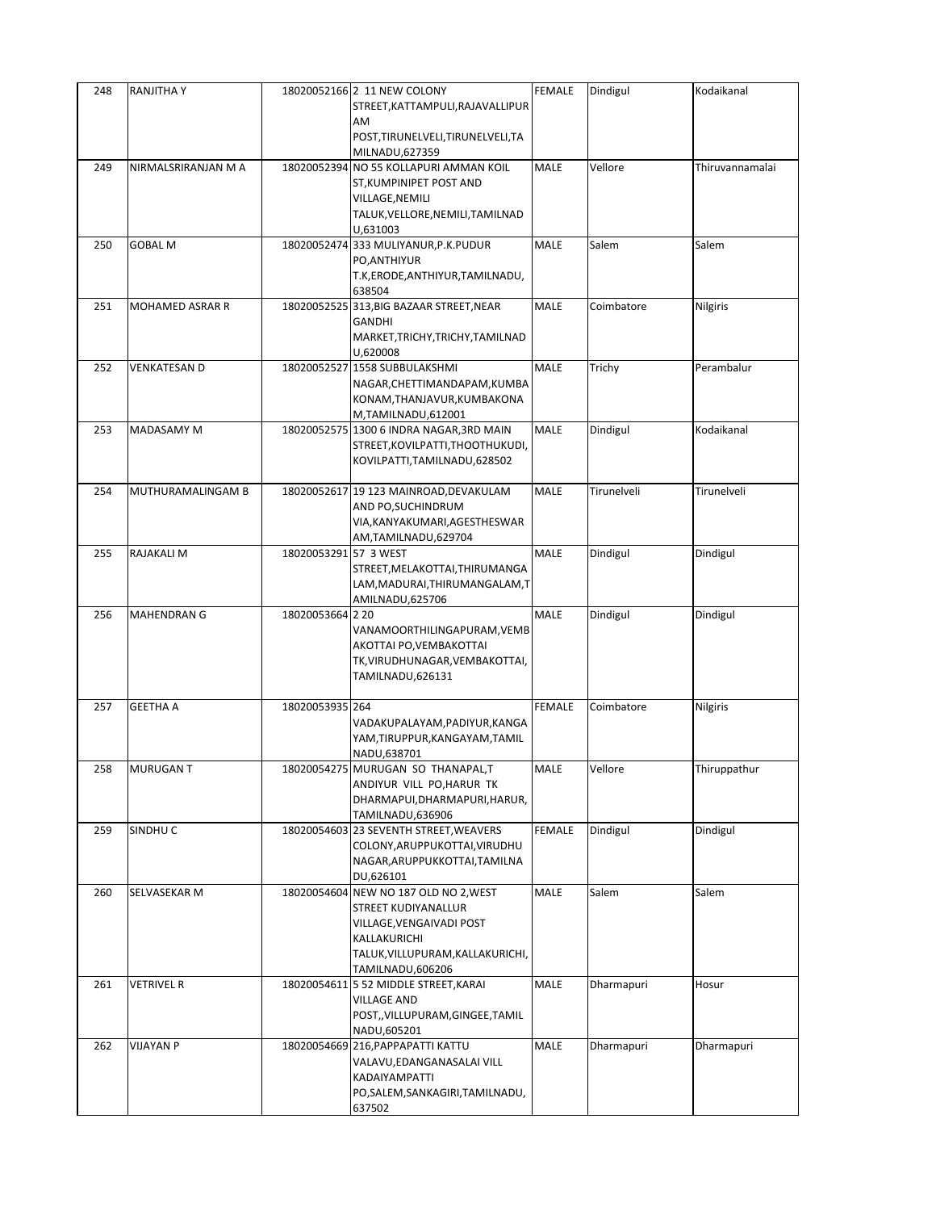| 248 | RANJITHA Y | 18020052166 | 2 11 NEW COLONY STREET,KATTAMPULI,RAJAVALLIPURAM POST,TIRUNELVELI,TIRUNELVELI,TAMILNADU,627359 | FEMALE | Dindigul | Kodaikanal |
|---|---|---|---|---|---|---|
| 249 | NIRMALSRIRANJAN M A | 18020052394 | NO 55 KOLLAPURI AMMAN KOIL ST,KUMPINIPET POST AND VILLAGE,NEMILI TALUK,VELLORE,NEMILI,TAMILNADU,631003 | MALE | Vellore | Thiruvannamalai |
| 250 | GOBAL M | 18020052474 | 333 MULIYANUR,P.K.PUDUR PO,ANTHIYUR T.K,ERODE,ANTHIYUR,TAMILNADU,638504 | MALE | Salem | Salem |
| 251 | MOHAMED ASRAR R | 18020052525 | 313,BIG BAZAAR STREET,NEAR GANDHI MARKET,TRICHY,TRICHY,TAMILNADU,620008 | MALE | Coimbatore | Nilgiris |
| 252 | VENKATESAN D | 18020052527 | 1558 SUBBULAKSHMI NAGAR,CHETTIMANDAPAM,KUMBAKONAM,THANJAVUR,KUMBAKONAM,TAMILNADU,612001 | MALE | Trichy | Perambalur |
| 253 | MADASAMY M | 18020052575 | 1300 6 INDRA NAGAR,3RD MAIN STREET,KOVILPATTI,THOOTHUKUDI,KOVILPATTI,TAMILNADU,628502 | MALE | Dindigul | Kodaikanal |
| 254 | MUTHURAMALINGAM B | 18020052617 | 19 123 MAINROAD,DEVAKULAM AND PO,SUCHINDRUM VIA,KANYAKUMARI,AGESTHESWARAM,TAMILNADU,629704 | MALE | Tirunelveli | Tirunelveli |
| 255 | RAJAKALI M | 18020053291 | 57 3 WEST STREET,MELAKOTTAI,THIRUMANGALAM,MADURAI,THIRUMANGALAM,TAMILNADU,625706 | MALE | Dindigul | Dindigul |
| 256 | MAHENDRAN G | 18020053664 | 2 20 VANAMOORTHILINGAPURAM,VEMBAKOTTAI PO,VEMBAKOTTAI TK,VIRUDHUNAGAR,VEMBAKOTTAI,TAMILNADU,626131 | MALE | Dindigul | Dindigul |
| 257 | GEETHA A | 18020053935 | 264 VADAKUPALAYAM,PADIYUR,KANGAYAM,TIRUPPUR,KANGAYAM,TAMILNADU,638701 | FEMALE | Coimbatore | Nilgiris |
| 258 | MURUGAN T | 18020054275 | MURUGAN SO THANAPAL,T ANDIYUR VILL PO,HARUR TK DHARMAPUI,DHARMAPURI,HARUR,TAMILNADU,636906 | MALE | Vellore | Thiruppathur |
| 259 | SINDHU C | 18020054603 | 23 SEVENTH STREET,WEAVERS COLONY,ARUPPUKOTTAI,VIRUDHUNAGAR,ARUPPUKKOTTAI,TAMILNADU,626101 | FEMALE | Dindigul | Dindigul |
| 260 | SELVASEKAR M | 18020054604 | NEW NO 187 OLD NO 2,WEST STREET KUDIYANALLUR VILLAGE,VENGAIVADI POST KALLAKURICHI TALUK,VILLUPURAM,KALLAKURICHI,TAMILNADU,606206 | MALE | Salem | Salem |
| 261 | VETRIVEL R | 18020054611 | 5 52 MIDDLE STREET,KARAI VILLAGE AND POST,,VILLUPURAM,GINGEE,TAMILNADU,605201 | MALE | Dharmapuri | Hosur |
| 262 | VIJAYAN P | 18020054669 | 216,PAPPAPATTI KATTU VALAVU,EDANGANASALAI VILL KADAIYAMPATTI PO,SALEM,SANKAGIRI,TAMILNADU,637502 | MALE | Dharmapuri | Dharmapuri |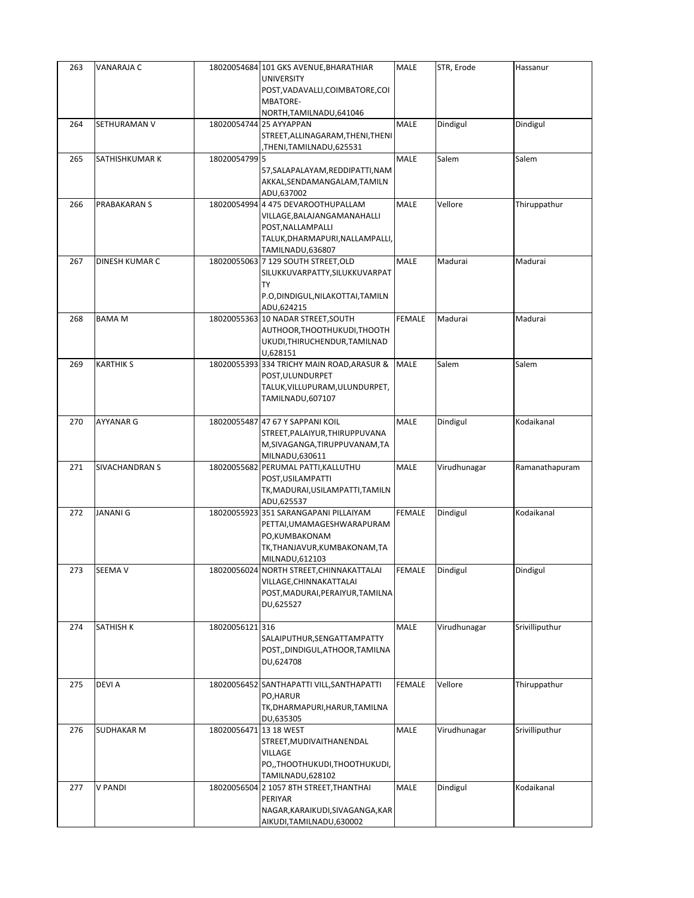| 263 | VANARAJA C | 18020054684 | 101 GKS AVENUE,BHARATHIAR UNIVERSITY POST,VADAVALLI,COIMBATORE,COIMBATORE-NORTH,TAMILNADU,641046 | MALE | STR, Erode | Hassanur |
|---|---|---|---|---|---|---|
| 264 | SETHURAMAN V | 18020054744 | 25 AYYAPPAN STREET,ALLINAGARAM,THENI,THENI,THENI,TAMILNADU,625531 | MALE | Dindigul | Dindigul |
| 265 | SATHISHKUMAR K | 18020054799 | 5 57,SALAPALAYAM,REDDIPATTI,NAMAKKAL,SENDAMANGALAM,TAMILNADU,637002 | MALE | Salem | Salem |
| 266 | PRABAKARAN S | 18020054994 | 4 475 DEVAROOTHUPALLAM VILLAGE,BALAJANGAMANAHALLI POST,NALLAMPALLI TALUK,DHARMAPURI,NALLAMPALLI,TAMILNADU,636807 | MALE | Vellore | Thiruppathur |
| 267 | DINESH KUMAR C | 18020055063 | 7 129 SOUTH STREET,OLD SILUKKUVARPATTY,SILUKKUVARPATTY P.O,DINDIGUL,NILAKOTTAI,TAMILNADU,624215 | MALE | Madurai | Madurai |
| 268 | BAMA M | 18020055363 | 10 NADAR STREET,SOUTH AUTHOOR,THOOTHUKUDI,THOOTHUKUDI,THIRUCHENDUR,TAMILNADU,628151 | FEMALE | Madurai | Madurai |
| 269 | KARTHIK S | 18020055393 | 334 TRICHY MAIN ROAD,ARASUR & POST,ULUNDURPET TALUK,VILLUPURAM,ULUNDURPET,TAMILNADU,607107 | MALE | Salem | Salem |
| 270 | AYYANAR G | 18020055487 | 47 67 Y SAPPANI KOIL STREET,PALAIYUR,THIRUPPUVANAM,SIVAGANGA,TIRUPPUVANAM,TAMILNADU,630611 | MALE | Dindigul | Kodaikanal |
| 271 | SIVACHANDRAN S | 18020055682 | PERUMAL PATTI,KALLUTHU POST,USILAMPATTI TK,MADURAI,USILAMPATTI,TAMILNADU,625537 | MALE | Virudhunagar | Ramanathapuram |
| 272 | JANANI G | 18020055923 | 351 SARANGAPANI PILLAIYAM PETTAI,UMAMAGESHWARAPURAM PO,KUMBAKONAM TK,THANJAVUR,KUMBAKONAM,TAMILNADU,612103 | FEMALE | Dindigul | Kodaikanal |
| 273 | SEEMA V | 18020056024 | NORTH STREET,CHINNAKATTALAI VILLAGE,CHINNAKATTALAI POST,MADURAI,PERAIYUR,TAMILNADU,625527 | FEMALE | Dindigul | Dindigul |
| 274 | SATHISH K | 18020056121 | 316 SALAIPUTHUR,SENGATTAMPATTY POST,,DINDIGUL,ATHOOR,TAMILNADU,624708 | MALE | Virudhunagar | Srivilliputhur |
| 275 | DEVI A | 18020056452 | SANTHAPATTI VILL,SANTHAPATTI PO,HARUR TK,DHARMAPURI,HARUR,TAMILNADU,635305 | FEMALE | Vellore | Thiruppathur |
| 276 | SUDHAKAR M | 18020056471 | 13 18 WEST STREET,MUDIVAITHANENDAL VILLAGE PO,,THOOTHUKUDI,THOOTHUKUDI,TAMILNADU,628102 | MALE | Virudhunagar | Srivilliputhur |
| 277 | V PANDI | 18020056504 | 2 1057 8TH STREET,THANTHAI PERIYAR NAGAR,KARAIKUDI,SIVAGANGA,KARAIKUDI,TAMILNADU,630002 | MALE | Dindigul | Kodaikanal |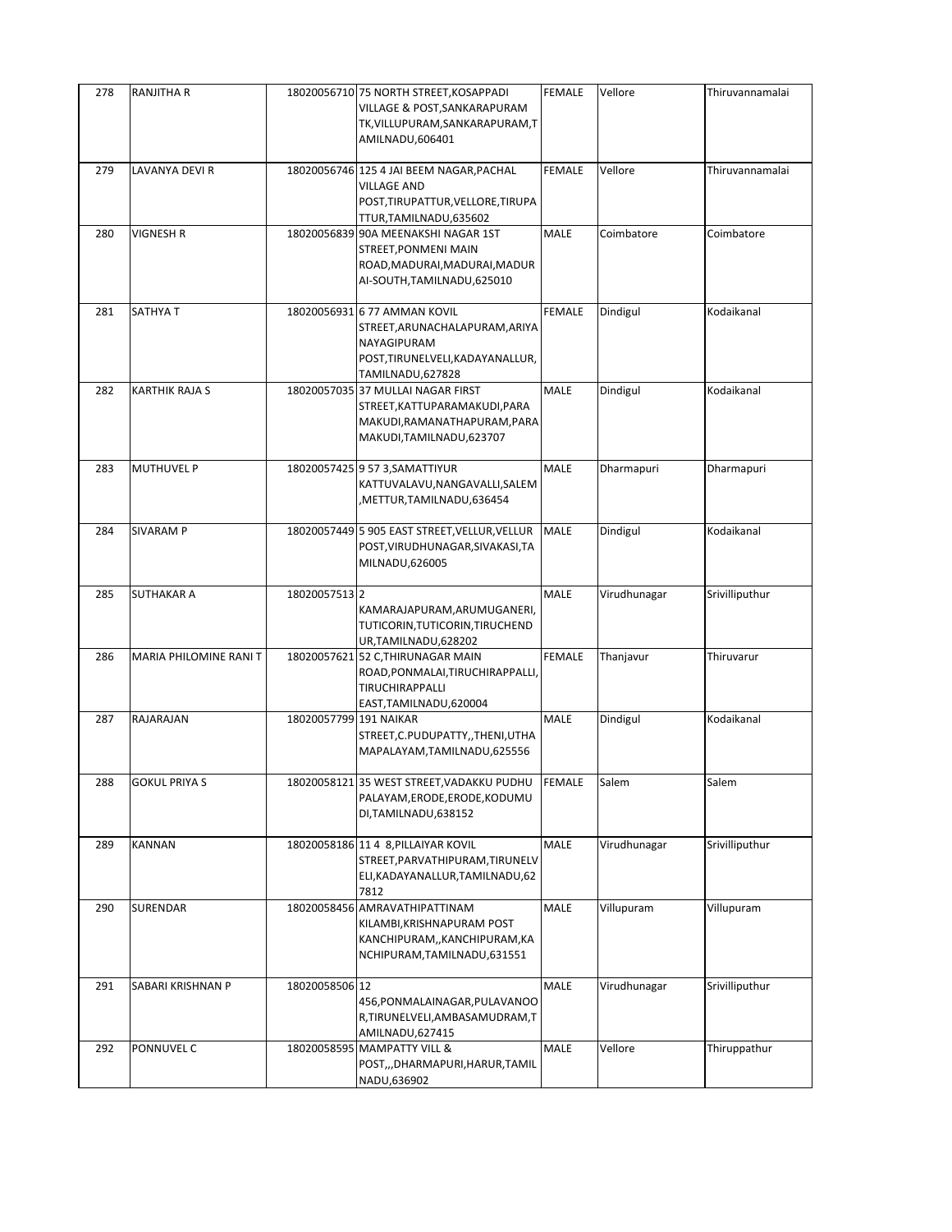| 278 | RANJITHA R | 18020056710 | 75 NORTH STREET,KOSAPPADI VILLAGE & POST,SANKARAPURAM TK,VILLUPURAM,SANKARAPURAM,TAMILNADU,606401 | FEMALE | Vellore | Thiruvannamalai |
|---|---|---|---|---|---|---|
| 279 | LAVANYA DEVI R | 18020056746 | 125 4 JAI BEEM NAGAR,PACHAL VILLAGE AND POST,TIRUPATTUR,VELLORE,TIRUPATTUR,TAMILNADU,635602 | FEMALE | Vellore | Thiruvannamalai |
| 280 | VIGNESH R | 18020056839 | 90A MEENAKSHI NAGAR 1ST STREET,PONMENI MAIN ROAD,MADURAI,MADURAI,MADURAI-SOUTH,TAMILNADU,625010 | MALE | Coimbatore | Coimbatore |
| 281 | SATHYA T | 18020056931 | 6 77 AMMAN KOVIL STREET,ARUNACHALAPURAM,ARIYANAYAGIPURAM POST,TIRUNELVELI,KADAYANALLUR,TAMILNADU,627828 | FEMALE | Dindigul | Kodaikanal |
| 282 | KARTHIK RAJA S | 18020057035 | 37 MULLAI NAGAR FIRST STREET,KATTUPARAMAKUDI,PARAMAKUDI,RAMANATHAPURAM,PARAMAKUDI,TAMILNADU,623707 | MALE | Dindigul | Kodaikanal |
| 283 | MUTHUVEL P | 18020057425 | 9 57 3,SAMATTIYUR KATTUVALAVU,NANGAVALLI,SALEM,METTUR,TAMILNADU,636454 | MALE | Dharmapuri | Dharmapuri |
| 284 | SIVARAM P | 18020057449 | 5 905 EAST STREET,VELLUR,VELLUR POST,VIRUDHUNAGAR,SIVAKASI,TAMILNADU,626005 | MALE | Dindigul | Kodaikanal |
| 285 | SUTHAKAR A | 18020057513 | 2 KAMARAJAPURAM,ARUMUGANERI,TUTICORIN,TUTICORIN,TIRUCHENDUR,TAMILNADU,628202 | MALE | Virudhunagar | Srivilliputhur |
| 286 | MARIA PHILOMINE RANI T | 18020057621 | 52 C,THIRUNAGAR MAIN ROAD,PONMALAI,TIRUCHIRAPPALLI,TIRUCHIRAPPALLI EAST,TAMILNADU,620004 | FEMALE | Thanjavur | Thiruvarur |
| 287 | RAJARAJAN | 18020057799 | 191 NAIKAR STREET,C.PUDUPATTY,,THENI,UTHAMAPALAYAM,TAMILNADU,625556 | MALE | Dindigul | Kodaikanal |
| 288 | GOKUL PRIYA S | 18020058121 | 35 WEST STREET,VADAKKU PUDHU PALAYAM,ERODE,ERODE,KODUMUDI,TAMILNADU,638152 | FEMALE | Salem | Salem |
| 289 | KANNAN | 18020058186 | 11 4 8,PILLAIYAR KOVIL STREET,PARVATHIPURAM,TIRUNELVELI,KADAYANALLUR,TAMILNADU,627812 | MALE | Virudhunagar | Srivilliputhur |
| 290 | SURENDAR | 18020058456 | AMRAVATHIPATTINAM KILAMBI,KRISHNAPURAM POST KANCHIPURAM,,KANCHIPURAM,KANCHIPURAM,TAMILNADU,631551 | MALE | Villupuram | Villupuram |
| 291 | SABARI KRISHNAN P | 18020058506 | 12 456,PONMALAINAGAR,PULAVANOOR,TIRUNELVELI,AMBASAMUDRAM,TAMILNADU,627415 | MALE | Virudhunagar | Srivilliputhur |
| 292 | PONNUVEL C | 18020058595 | MAMPATTY VILL & POST,,,DHARMAPURI,HARUR,TAMILNADU,636902 | MALE | Vellore | Thiruppathur |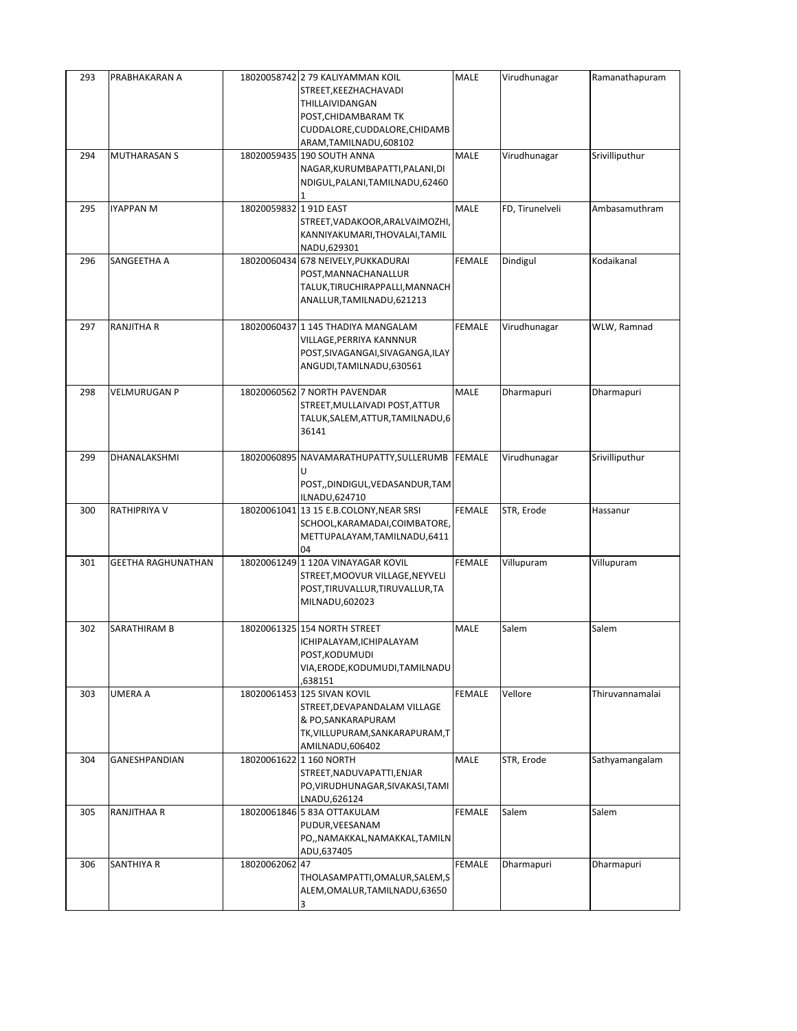| | | | | | | |
|---|---|---|---|---|---|---|
| 293 | PRABHAKARAN A | 18020058742 | 2 79 KALIYAMMAN KOIL STREET,KEEZHACHAVADI THILLAIVIDANGAN POST,CHIDAMBARAM TK CUDDALORE,CUDDALORE,CHIDAMBARAM,TAMILNADU,608102 | MALE | Virudhunagar | Ramanathapuram |
| 294 | MUTHARASAN S | 18020059435 | 190 SOUTH ANNA NAGAR,KURUMBAPATTI,PALANI,DINDIGUL,PALANI,TAMILNADU,624601 | MALE | Virudhunagar | Srivilliputhur |
| 295 | IYAPPAN M | 18020059832 | 1 91D EAST STREET,VADAKOOR,ARALVAIMOZHI,KANNIYAKUMARI,THOVALAI,TAMIL NADU,629301 | MALE | FD, Tirunelveli | Ambasamuthram |
| 296 | SANGEETHA A | 18020060434 | 678 NEIVELY,PUKKADURAI POST,MANNACHANALLUR TALUK,TIRUCHIRAPPALLI,MANNACHANALLUR,TAMILNADU,621213 | FEMALE | Dindigul | Kodaikanal |
| 297 | RANJITHA R | 18020060437 | 1 145 THADIYA MANGALAM VILLAGE,PERRIYA KANNNUR POST,SIVAGANGAI,SIVAGANGA,ILAYANGUDI,TAMILNADU,630561 | FEMALE | Virudhunagar | WLW, Ramnad |
| 298 | VELMURUGAN P | 18020060562 | 7 NORTH PAVENDAR STREET,MULLAIVADI POST,ATTUR TALUK,SALEM,ATTUR,TAMILNADU,636141 | MALE | Dharmapuri | Dharmapuri |
| 299 | DHANALAKSHMI | 18020060895 | NAVAMARATHUPATTY,SULLERUMBU POST,,DINDIGUL,VEDASANDUR,TAMILNADU,624710 | FEMALE | Virudhunagar | Srivilliputhur |
| 300 | RATHIPRIYA V | 18020061041 | 13 15 E.B.COLONY,NEAR SRSI SCHOOL,KARAMADAI,COIMBATORE,METTUPALAYAM,TAMILNADU,641104 | FEMALE | STR, Erode | Hassanur |
| 301 | GEETHA RAGHUNATHAN | 18020061249 | 1 120A VINAYAGAR KOVIL STREET,MOOVUR VILLAGE,NEYVELI POST,TIRUVALLUR,TIRUVALLUR,TAMILNADU,602023 | FEMALE | Villupuram | Villupuram |
| 302 | SARATHIRAM B | 18020061325 | 154 NORTH STREET ICHIPALAYAM,ICHIPALAYAM POST,KODUMUDI VIA,ERODE,KODUMUDI,TAMILNADU,638151 | MALE | Salem | Salem |
| 303 | UMERA A | 18020061453 | 125 SIVAN KOVIL STREET,DEVAPANDALAM VILLAGE & PO,SANKARAPURAM TK,VILLUPURAM,SANKARAPURAM,TAMILNADU,606402 | FEMALE | Vellore | Thiruvannamalai |
| 304 | GANESHPANDIAN | 18020061622 | 1 160 NORTH STREET,NADUVAPATTI,ENJAR PO,VIRUDHUNAGAR,SIVAKASI,TAMILNADU,626124 | MALE | STR, Erode | Sathyamangalam |
| 305 | RANJITHAA R | 18020061846 | 5 83A OTTAKULAM PUDUR,VEESANAM PO,,NAMAKKAL,NAMAKKAL,TAMILNADU,637405 | FEMALE | Salem | Salem |
| 306 | SANTHIYA R | 18020062062 | 47 THOLASAMPATTI,OMALUR,SALEM,SALEM,OMALUR,TAMILNADU,636503 | FEMALE | Dharmapuri | Dharmapuri |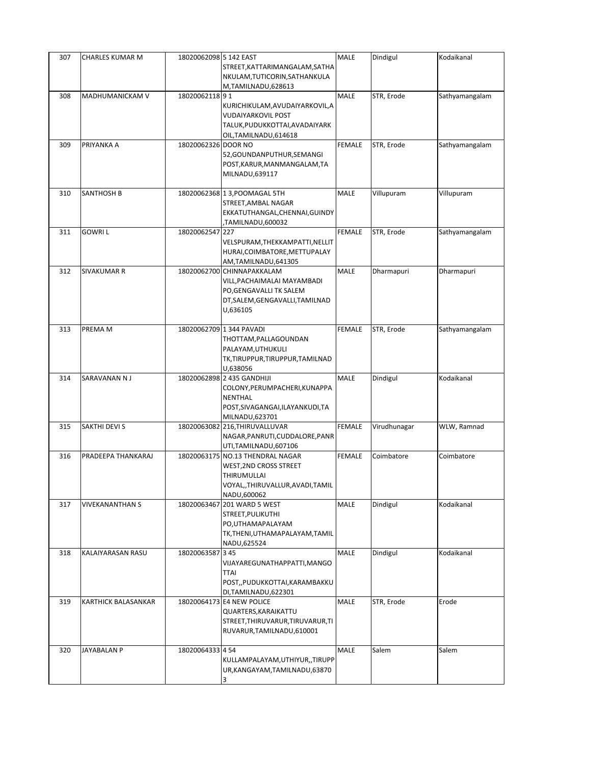| 307 | CHARLES KUMAR M | 18020062098 | 5 142 EAST STREET,KATTARIMANGALAM,SATHANKULAM,TUTICORIN,SATHANKULAM,TAMILNADU,628613 | MALE | Dindigul | Kodaikanal |
|---|---|---|---|---|---|---|
| 308 | MADHUMANICKAM V | 18020062118 | 9 1 KURICHIKULAM,AVUDAIYARKOVIL,AVUDAIYARKOVIL POST TALUK,PUDUKKOTTAI,AVADAIYARKOIL,TAMILNADU,614618 | MALE | STR, Erode | Sathyamangalam |
| 309 | PRIYANKA A | 18020062326 | DOOR NO 52,GOUNDANPUTHUR,SEMANGI POST,KARUR,MANMANGALAM,TAMILNADU,639117 | FEMALE | STR, Erode | Sathyamangalam |
| 310 | SANTHOSH B | 18020062368 | 1 3,POOMAGAL 5TH STREET,AMBAL NAGAR EKKATUTHANGAL,CHENNAI,GUINDY,TAMILNADU,600032 | MALE | Villupuram | Villupuram |
| 311 | GOWRI L | 18020062547 | 227 VELSPURAM,THEKKAMPATTI,NELLITHURAI,COIMBATORE,METTUPALAYAM,TAMILNADU,641305 | FEMALE | STR, Erode | Sathyamangalam |
| 312 | SIVAKUMAR R | 18020062700 | CHINNAPAKKALAM VILL,PACHAIMALAI MAYAMBADI PO,GENGAVALLI TK SALEM DT,SALEM,GENGAVALLI,TAMILNADU,636105 | MALE | Dharmapuri | Dharmapuri |
| 313 | PREMA M | 18020062709 | 1 344 PAVADI THOTTAM,PALLAGOUNDAN PALAYAM,UTHUKULI TK,TIRUPPUR,TIRUPPUR,TAMILNADU,638056 | FEMALE | STR, Erode | Sathyamangalam |
| 314 | SARAVANAN N J | 18020062898 | 2 435 GANDHIJI COLONY,PERUMPACHERI,KUNAPPANENTHAL POST,SIVAGANGAI,ILAYANKUDI,TAMILNADU,623701 | MALE | Dindigul | Kodaikanal |
| 315 | SAKTHI DEVI S | 18020063082 | 216,THIRUVALLUVAR NAGAR,PANRUTI,CUDDALORE,PANRUTI,TAMILNADU,607106 | FEMALE | Virudhunagar | WLW, Ramnad |
| 316 | PRADEEPA THANKARAJ | 18020063175 | NO.13 THENDRAL NAGAR WEST,2ND CROSS STREET THIRUMULLAI VOYAL,,THIRUVALLUR,AVADI,TAMILNADU,600062 | FEMALE | Coimbatore | Coimbatore |
| 317 | VIVEKANANTHAN S | 18020063467 | 201 WARD 5 WEST STREET,PULIKUTHI PO,UTHAMAPALAYAM TK,THENI,UTHAMAPALAYAM,TAMILNADU,625524 | MALE | Dindigul | Kodaikanal |
| 318 | KALAIYARASAN RASU | 18020063587 | 3 45 VIJAYAREGUNATHAPPATTI,MANGOTTAI POST,,PUDUKKOTTAI,KARAMBAKKUDI,TAMILNADU,622301 | MALE | Dindigul | Kodaikanal |
| 319 | KARTHICK BALASANKAR | 18020064173 | E4 NEW POLICE QUARTERS,KARAIKATTU STREET,THIRUVARUR,TIRUVARUR,TIRUVARUR,TAMILNADU,610001 | MALE | STR, Erode | Erode |
| 320 | JAYABALAN P | 18020064333 | 4 54 KULLAMPALAYAM,UTHIYUR,,TIRUPPUR,KANGAYAM,TAMILNADU,638703 | MALE | Salem | Salem |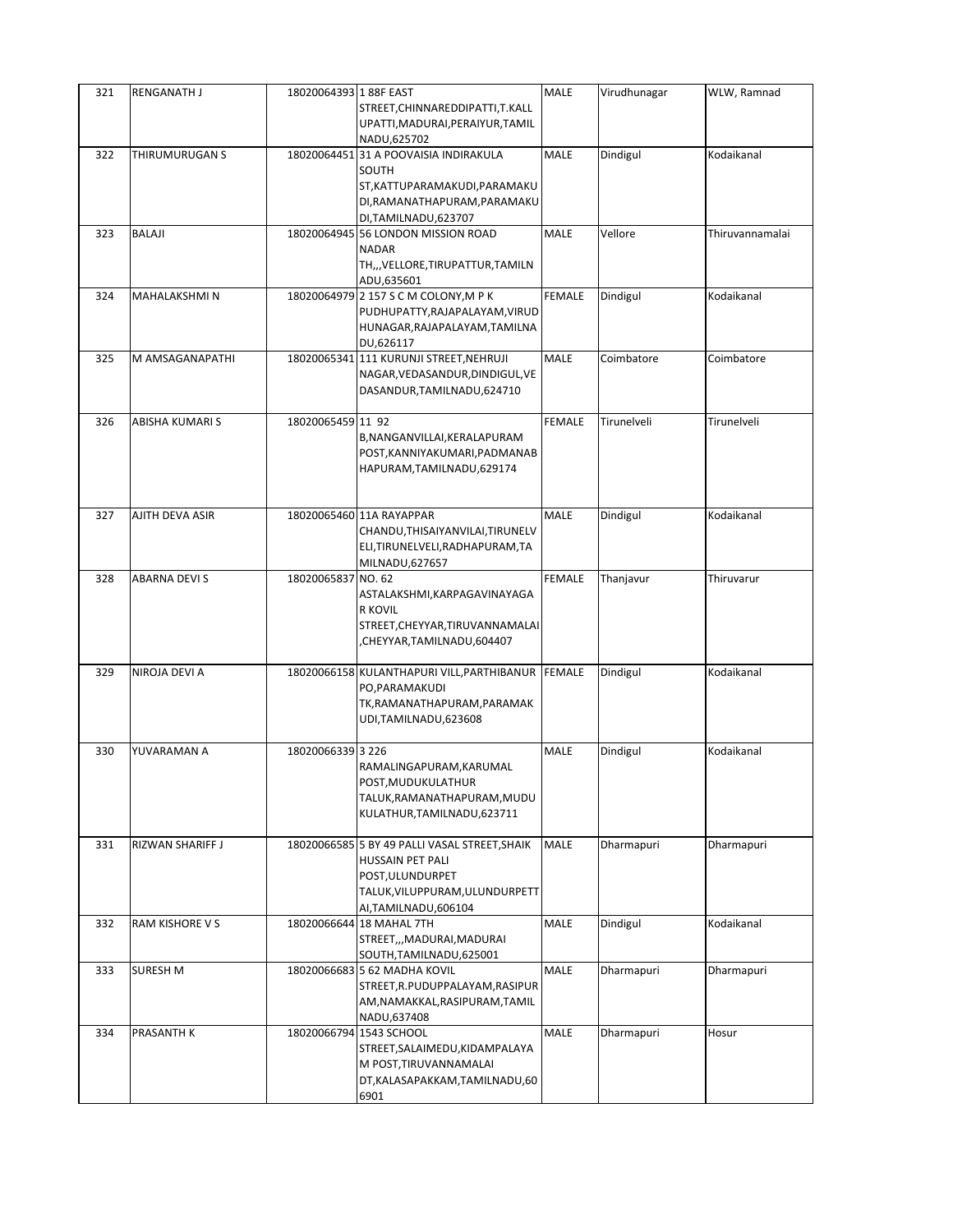| 321 | RENGANATH J | 18020064393 | 1 88F EAST STREET,CHINNAREDDIPATTI,T.KALLUPATTI,MADURAI,PERAIYUR,TAMILNADU,625702 | MALE | Virudhunagar | WLW, Ramnad |
|---|---|---|---|---|---|---|
| 322 | THIRUMURUGAN S | 18020064451 | 31 A POOVAISIA INDIRAKULA SOUTH ST,KATTUPARAMAKUDI,PARAMAKUDI,RAMANATHAPURAM,PARAMAKUDI,TAMILNADU,623707 | MALE | Dindigul | Kodaikanal |
| 323 | BALAJI | 18020064945 | 56 LONDON MISSION ROAD NADAR TH,,,VELLORE,TIRUPATTUR,TAMILNADU,635601 | MALE | Vellore | Thiruvannamalai |
| 324 | MAHALAKSHMI N | 18020064979 | 2 157 S C M COLONY,M P K PUDHUPATTY,RAJAPALAYAM,VIRUDHUNAGAR,RAJAPALAYAM,TAMILNADU,626117 | FEMALE | Dindigul | Kodaikanal |
| 325 | M AMSAGANAPATHI | 18020065341 | 111 KURUNJI STREET,NEHRUJI NAGAR,VEDASANDUR,DINDIGUL,VEDASANDUR,TAMILNADU,624710 | MALE | Coimbatore | Coimbatore |
| 326 | ABISHA KUMARI S | 18020065459 | 11 92 B,NANGANVILLAI,KERALAPURAM POST,KANNIYAKUMARI,PADMANABHAPURAM,TAMILNADU,629174 | FEMALE | Tirunelveli | Tirunelveli |
| 327 | AJITH DEVA ASIR | 18020065460 | 11A RAYAPPAR CHANDU,THISAIYANVILAI,TIRUNELVELI,TIRUNELVELI,RADHAPURAM,TAMILNADU,627657 | MALE | Dindigul | Kodaikanal |
| 328 | ABARNA DEVI S | 18020065837 | NO. 62 ASTALAKSHMI,KARPAGAVINAYAGAR KOVIL STREET,CHEYYAR,TIRUVANNAMALAI,CHEYYAR,TAMILNADU,604407 | FEMALE | Thanjavur | Thiruvarur |
| 329 | NIROJA DEVI A | 18020066158 | KULANTHAPURI VILL,PARTHIBANUR PO,PARAMAKUDI TK,RAMANATHAPURAM,PARAMAKUDI,TAMILNADU,623608 | FEMALE | Dindigul | Kodaikanal |
| 330 | YUVARAMAN A | 18020066339 | 3 226 RAMALINGAPURAM,KARUMAL POST,MUDUKULATHUR TALUK,RAMANATHAPURAM,MUDUKULATHUR,TAMILNADU,623711 | MALE | Dindigul | Kodaikanal |
| 331 | RIZWAN SHARIFF J | 18020066585 | 5 BY 49 PALLI VASAL STREET,SHAIK HUSSAIN PET PALI POST,ULUNDURPET TALUK,VILUPPURAM,ULUNDURPETTAI,TAMILNADU,606104 | MALE | Dharmapuri | Dharmapuri |
| 332 | RAM KISHORE V S | 18020066644 | 18 MAHAL 7TH STREET,,,MADURAI,MADURAI SOUTH,TAMILNADU,625001 | MALE | Dindigul | Kodaikanal |
| 333 | SURESH M | 18020066683 | 5 62 MADHA KOVIL STREET,R.PUDUPPALAYAM,RASIPURAM,NAMAKKAL,RASIPURAM,TAMILNADU,637408 | MALE | Dharmapuri | Dharmapuri |
| 334 | PRASANTH K | 18020066794 | 1543 SCHOOL STREET,SALAIMEDU,KIDAMPALAYAM POST,TIRUVANNAMALAI DT,KALASAPAKKAM,TAMILNADU,606901 | MALE | Dharmapuri | Hosur |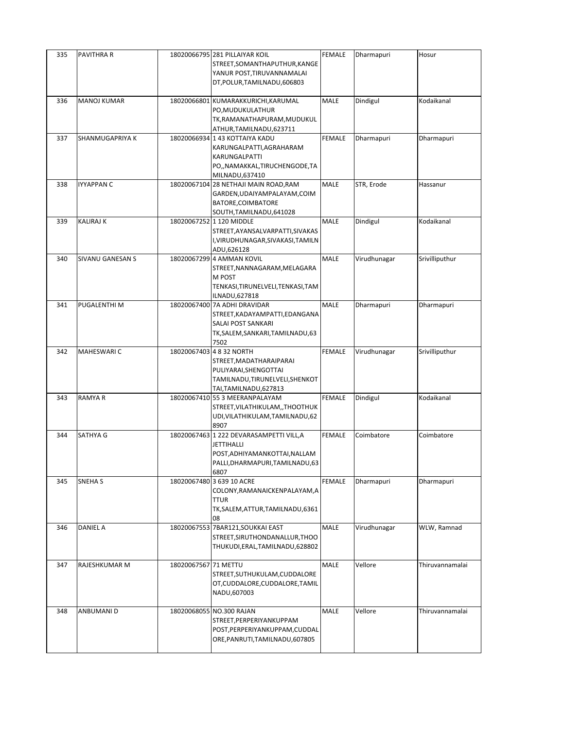| 335 | PAVITHRA R | 18020066795 | 281 PILLAIYAR KOIL STREET,SOMANTHAPUTHUR,KANGEYANUR POST,TIRUVANNAMALAI DT,POLUR,TAMILNADU,606803 | FEMALE | Dharmapuri | Hosur |
|---|---|---|---|---|---|---|
| 336 | MANOJ KUMAR | 18020066801 | KUMARAKKURICHI,KARUMAL PO,MUDUKULATHUR TK,RAMANATHAPURAM,MUDUKULATHUR,TAMILNADU,623711 | MALE | Dindigul | Kodaikanal |
| 337 | SHANMUGAPRIYA K | 18020066934 | 1 43 KOTTAIYA KADU KARUNGALPATTI,AGRAHARAM KARUNGALPATTI PO,,NAMAKKAL,TIRUCHENGODE,TAMILNADU,637410 | FEMALE | Dharmapuri | Dharmapuri |
| 338 | IYYAPPAN C | 18020067104 | 28 NETHAJI MAIN ROAD,RAM GARDEN,UDAIYAMPALAYAM,COIMBATORE,COIMBATORE SOUTH,TAMILNADU,641028 | MALE | STR, Erode | Hassanur |
| 339 | KALIRAJ K | 18020067252 | 1 120 MIDDLE STREET,AYANSALVARPATTI,SIVAKASI,VIRUDHUNAGAR,SIVAKASI,TAMILNADU,626128 | MALE | Dindigul | Kodaikanal |
| 340 | SIVANU GANESAN S | 18020067299 | 4 AMMAN KOVIL STREET,NANNAGARAM,MELAGARAM POST TENKASI,TIRUNELVELI,TENKASI,TAMILNADU,627818 | MALE | Virudhunagar | Srivilliputhur |
| 341 | PUGALENTHI M | 18020067400 | 7A ADHI DRAVIDAR STREET,KADAYAMPATTI,EDANGANASALAI POST SANKARI TK,SALEM,SANKARI,TAMILNADU,637502 | MALE | Dharmapuri | Dharmapuri |
| 342 | MAHESWARI C | 18020067403 | 4 8 32 NORTH STREET,MADATHARAIPARAI PULIYARAI,SHENGOTTAI TAMILNADU,TIRUNELVELI,SHENKOTTAI,TAMILNADU,627813 | FEMALE | Virudhunagar | Srivilliputhur |
| 343 | RAMYA R | 18020067410 | 55 3 MEERANPALAYAM STREET,VILATHIKULAM,,THOOTHUKUDI,VILATHIKULAM,TAMILNADU,628907 | FEMALE | Dindigul | Kodaikanal |
| 344 | SATHYA G | 18020067463 | 1 222 DEVARASAMPETTI VILL,A JETTIHALLI POST,ADHIYAMANKOTTAI,NALLAMPALLI,DHARMAPURI,TAMILNADU,636807 | FEMALE | Coimbatore | Coimbatore |
| 345 | SNEHA S | 18020067480 | 3 639 10 ACRE COLONY,RAMANAICKENPALAYAM,ATTUR TK,SALEM,ATTUR,TAMILNADU,636108 | FEMALE | Dharmapuri | Dharmapuri |
| 346 | DANIEL A | 18020067553 | 7BAR121,SOUKKAI EAST STREET,SIRUTHONDANALLUR,THOOTHUKUDI,ERAL,TAMILNADU,628802 | MALE | Virudhunagar | WLW, Ramnad |
| 347 | RAJESHKUMAR M | 18020067567 | 71 METTU STREET,SUTHUKULAM,CUDDALORE OT,CUDDALORE,CUDDALORE,TAMILNADU,607003 | MALE | Vellore | Thiruvannamalai |
| 348 | ANBUMANI D | 18020068055 | NO.300 RAJAN STREET,PERPERIYANKUPPAM POST,PERPERIYANKUPPAM,CUDDALORE,PANRUTI,TAMILNADU,607805 | MALE | Vellore | Thiruvannamalai |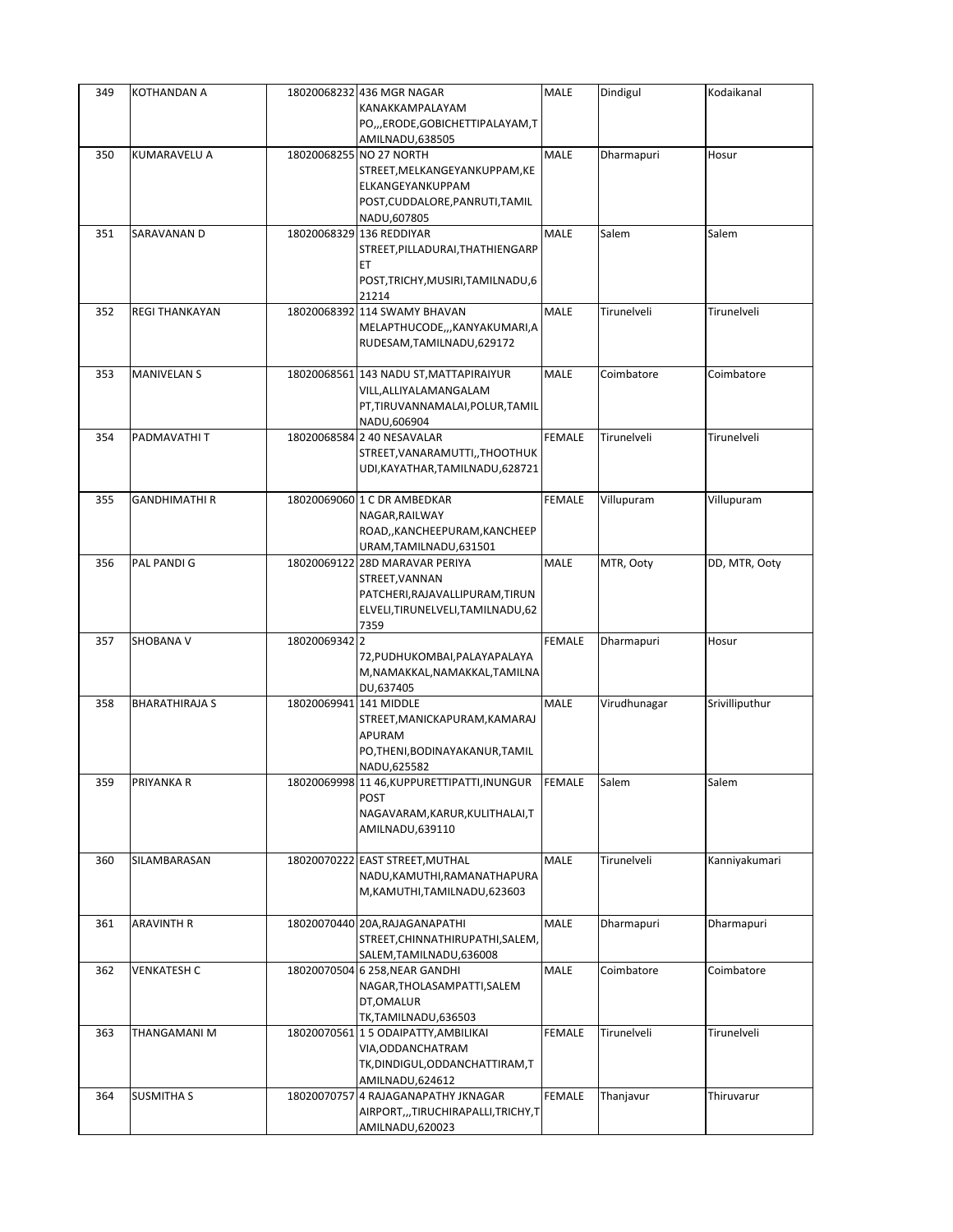| 349 | KOTHANDAN A | 18020068232 | 436 MGR NAGAR KANAKKAMPALAYAM PO,,,ERODE,GOBICHETTIPALAYAM,TAMILNADU,638505 | MALE | Dindigul | Kodaikanal |
|---|---|---|---|---|---|---|
| 350 | KUMARAVELU A | 18020068255 | NO 27 NORTH STREET,MELKANGEYANKUPPAM,KEELKANGEYANKUPPAM POST,CUDDALORE,PANRUTI,TAMIL NADU,607805 | MALE | Dharmapuri | Hosur |
| 351 | SARAVANAN D | 18020068329 | 136 REDDIYAR STREET,PILLADURAI,THATHIENGARPET POST,TRICHY,MUSIRI,TAMILNADU,621214 | MALE | Salem | Salem |
| 352 | REGI THANKAYAN | 18020068392 | 114 SWAMY BHAVAN MELAPTHUCODE,,,KANYAKUMARI,ARUDESAM,TAMILNADU,629172 | MALE | Tirunelveli | Tirunelveli |
| 353 | MANIVELAN S | 18020068561 | 143 NADU ST,MATTAPIRAIYUR VILL,ALLIYALAMANGALAM PT,TIRUVANNAMALAI,POLUR,TAMIL NADU,606904 | MALE | Coimbatore | Coimbatore |
| 354 | PADMAVATHI T | 18020068584 | 2 40 NESAVALAR STREET,VANARAMUTTI,,THOOTHUKUDI,KAYATHAR,TAMILNADU,628721 | FEMALE | Tirunelveli | Tirunelveli |
| 355 | GANDHIMATHI R | 18020069060 | 1 C DR AMBEDKAR NAGAR,RAILWAY ROAD,,KANCHEEPURAM,KANCHEEPURAM,TAMILNADU,631501 | FEMALE | Villupuram | Villupuram |
| 356 | PAL PANDI G | 18020069122 | 28D MARAVAR PERIYA STREET,VANNAN PATCHERI,RAJAVALLIPURAM,TIRUNELVELI,TIRUNELVELI,TAMILNADU,627359 | MALE | MTR, Ooty | DD, MTR, Ooty |
| 357 | SHOBANA V | 18020069342 | 2 72,PUDHUKOMBAI,PALAYAPALAYAM,NAMAKKAL,NAMAKKAL,TAMILNADU,637405 | FEMALE | Dharmapuri | Hosur |
| 358 | BHARATHIRAJA S | 18020069941 | 141 MIDDLE STREET,MANICKAPURAM,KAMARAJAPURAM PO,THENI,BODINAYAKANUR,TAMIL NADU,625582 | MALE | Virudhunagar | Srivilliputhur |
| 359 | PRIYANKA R | 18020069998 | 11 46,KUPPURETTIPATTI,INUNGUR POST NAGAVARAM,KARUR,KULITHALAI,TAMILNADU,639110 | FEMALE | Salem | Salem |
| 360 | SILAMBARASAN | 18020070222 | EAST STREET,MUTHAL NADU,KAMUTHI,RAMANATHAPURAM,KAMUTHI,TAMILNADU,623603 | MALE | Tirunelveli | Kanniyakumari |
| 361 | ARAVINTH R | 18020070440 | 20A,RAJAGANAPATHI STREET,CHINNATHIRUPATHI,SALEM,SALEM,TAMILNADU,636008 | MALE | Dharmapuri | Dharmapuri |
| 362 | VENKATESH C | 18020070504 | 6 258,NEAR GANDHI NAGAR,THOLASAMPATTI,SALEM DT,OMALUR TK,TAMILNADU,636503 | MALE | Coimbatore | Coimbatore |
| 363 | THANGAMANI M | 18020070561 | 1 5 ODAIPATTY,AMBILIKAI VIA,ODDANCHATRAM TK,DINDIGUL,ODDANCHATTIRAM,TAMILNADU,624612 | FEMALE | Tirunelveli | Tirunelveli |
| 364 | SUSMITHA S | 18020070757 | 4 RAJAGANAPATHY JKNAGAR AIRPORT,,,TIRUCHIRAPALLI,TRICHY,TAMILNADU,620023 | FEMALE | Thanjavur | Thiruvarur |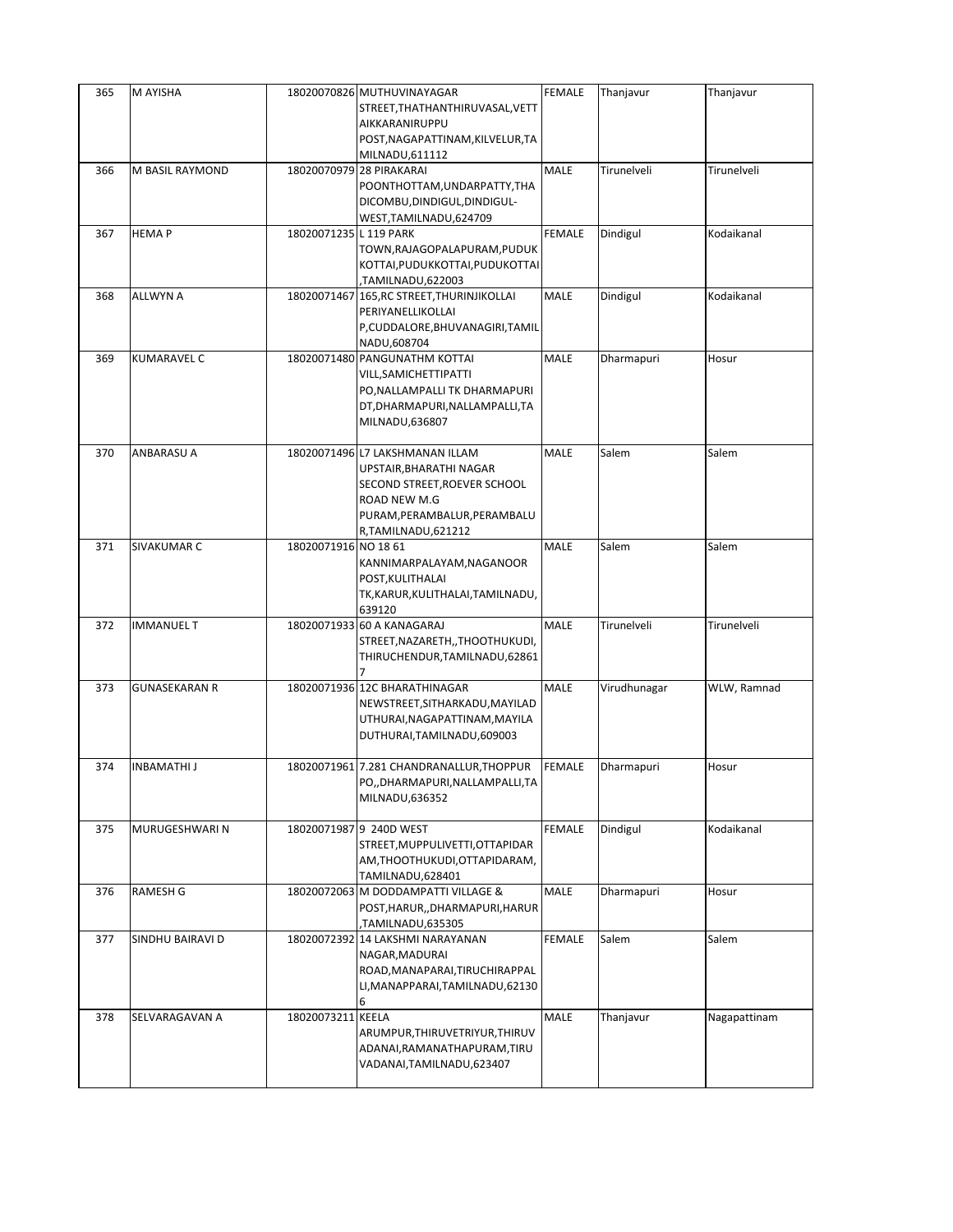| 365 | M AYISHA | 18020070826 | MUTHUVINAYAGAR STREET,THATHANTHIRUVASAL,VETTAIKKARANIRUPPU POST,NAGAPATTINAM,KILVELUR,TAMILNADU,611112 | FEMALE | Thanjavur | Thanjavur |
|---|---|---|---|---|---|---|
| 366 | M BASIL RAYMOND | 18020070979 | 28 PIRAKARAI POONTHOTTAM,UNDARPATTY,THADICOMBU,DINDIGUL,DINDIGUL-WEST,TAMILNADU,624709 | MALE | Tirunelveli | Tirunelveli |
| 367 | HEMA P | 18020071235 | L 119 PARK TOWN,RAJAGOPALAPURAM,PUDUKKOTTAI,PUDUKKOTTAI,PUDUKOTTAI,TAMILNADU,622003 | FEMALE | Dindigul | Kodaikanal |
| 368 | ALLWYN A | 18020071467 | 165,RC STREET,THURINJIKOLLAI PERIYANELLIKOLLAI P,CUDDALORE,BHUVANAGIRI,TAMILNADU,608704 | MALE | Dindigul | Kodaikanal |
| 369 | KUMARAVEL C | 18020071480 | PANGUNATHM KOTTAI VILL,SAMICHETTIPATTI PO,NALLAMPALLI TK DHARMAPURI DT,DHARMAPURI,NALLAMPALLI,TAMILNADU,636807 | MALE | Dharmapuri | Hosur |
| 370 | ANBARASU A | 18020071496 | L7 LAKSHMANAN ILLAM UPSTAIR,BHARATHI NAGAR SECOND STREET,ROEVER SCHOOL ROAD NEW M.G PURAM,PERAMBALUR,PERAMBALUR,TAMILNADU,621212 | MALE | Salem | Salem |
| 371 | SIVAKUMAR C | 18020071916 | NO 18 61 KANNIMARPALAYAM,NAGANOOR POST,KULITHALAI TK,KARUR,KULITHALAI,TAMILNADU,639120 | MALE | Salem | Salem |
| 372 | IMMANUEL T | 18020071933 | 60 A KANAGARAJ STREET,NAZARETH,,THOOTHUKUDI,THIRUCHENDUR,TAMILNADU,628617 | MALE | Tirunelveli | Tirunelveli |
| 373 | GUNASEKARAN R | 18020071936 | 12C BHARATHINAGAR NEWSTREET,SITHARKADU,MAYILADUTHURAI,NAGAPATTINAM,MAYILADUTHURAI,TAMILNADU,609003 | MALE | Virudhunagar | WLW, Ramnad |
| 374 | INBAMATHI J | 18020071961 | 7.281 CHANDRANALLUR,THOPPUR PO,,DHARMAPURI,NALLAMPALLI,TAMILNADU,636352 | FEMALE | Dharmapuri | Hosur |
| 375 | MURUGESHWARI N | 18020071987 | 9 240D WEST STREET,MUPPULIVETTI,OTTAPIDARAM,THOOTHUKUDI,OTTAPIDARAM,TAMILNADU,628401 | FEMALE | Dindigul | Kodaikanal |
| 376 | RAMESH G | 18020072063 | M DODDAMPATTI VILLAGE & POST,HARUR,,DHARMAPURI,HARUR,TAMILNADU,635305 | MALE | Dharmapuri | Hosur |
| 377 | SINDHU BAIRAVI D | 18020072392 | 14 LAKSHMI NARAYANAN NAGAR,MADURAI ROAD,MANAPARAI,TIRUCHIRAPPALLI,MANAPPARAI,TAMILNADU,621306 | FEMALE | Salem | Salem |
| 378 | SELVARAGAVAN A | 18020073211 | KEELA ARUMPUR,THIRUVETRIYUR,THIRUVADANAI,RAMANATHAPURAM,TIRUVADANAI,TAMILNADU,623407 | MALE | Thanjavur | Nagapattinam |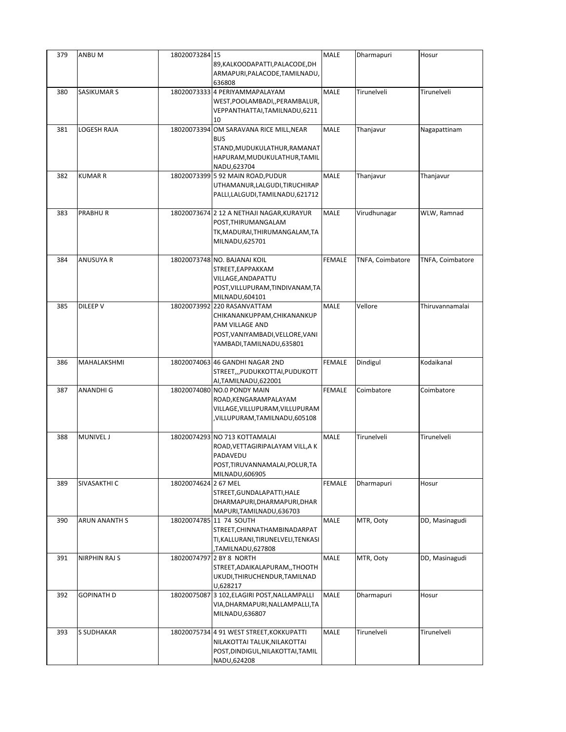| 379 | ANBU M | 18020073284 | 15 89,KALKOODAPATTI,PALACODE,DHARMAPURI,PALACODE,TAMILNADU,636808 | MALE | Dharmapuri | Hosur |
|---|---|---|---|---|---|---|
| 380 | SASIKUMAR S | 18020073333 | 4 PERIYAMMAPALAYAM WEST,POOLAMBADI,,PERAMBALUR,VEPPANTHATTAI,TAMILNADU,621110 | MALE | Tirunelveli | Tirunelveli |
| 381 | LOGESH RAJA | 18020073394 | OM SARAVANA RICE MILL,NEAR BUS STAND,MUDUKULATHUR,RAMANATHAPURAM,MUDUKULATHUR,TAMILNADU,623704 | MALE | Thanjavur | Nagapattinam |
| 382 | KUMAR R | 18020073399 | 5 92 MAIN ROAD,PUDUR UTHAMANUR,LALGUDI,TIRUCHIRAPPALLI,LALGUDI,TAMILNADU,621712 | MALE | Thanjavur | Thanjavur |
| 383 | PRABHU R | 18020073674 | 2 12 A NETHAJI NAGAR,KURAYUR POST,THIRUMANGALAM TK,MADURAI,THIRUMANGALAM,TAMILNADU,625701 | MALE | Virudhunagar | WLW, Ramnad |
| 384 | ANUSUYA R | 18020073748 | NO. BAJANAI KOIL STREET,EAPPAKKAM VILLAGE,ANDAPATTU POST,VILLUPURAM,TINDIVANAM,TAMILNADU,604101 | FEMALE | TNFA, Coimbatore | TNFA, Coimbatore |
| 385 | DILEEP V | 18020073992 | 220 RASANVATTAM CHIKANANKUPPAM,CHIKANANKUPPAM VILLAGE AND POST,VANIYAMBADI,VELLORE,VANIYAMBADI,TAMILNADU,635801 | MALE | Vellore | Thiruvannamalai |
| 386 | MAHALAKSHMI | 18020074063 | 46 GANDHI NAGAR 2ND STREET,,,PUDUKKOTTAI,PUDUKOTTAI,TAMILNADU,622001 | FEMALE | Dindigul | Kodaikanal |
| 387 | ANANDHI G | 18020074080 | NO.0 PONDY MAIN ROAD,KENGARAMPALAYAM VILLAGE,VILLUPURAM,VILLUPURAM,VILLUPURAM,TAMILNADU,605108 | FEMALE | Coimbatore | Coimbatore |
| 388 | MUNIVEL J | 18020074293 | NO 713 KOTTAMALAI ROAD,VETTAGIRIPALAYAM VILL,A K PADAVEDU POST,TIRUVANNAMALAI,POLUR,TAMILNADU,606905 | MALE | Tirunelveli | Tirunelveli |
| 389 | SIVASAKTHI C | 18020074624 | 2 67 MEL STREET,GUNDALAPATTI,HALE DHARMAPURI,DHARMAPURI,DHARMAPURI,TAMILNADU,636703 | FEMALE | Dharmapuri | Hosur |
| 390 | ARUN ANANTH S | 18020074785 | 11 74 SOUTH STREET,CHINNATHAMBINADARPATTI,KALLURANI,TIRUNELVELI,TENKASI,TAMILNADU,627808 | MALE | MTR, Ooty | DD, Masinagudi |
| 391 | NIRPHIN RAJ S | 18020074797 | 2 BY 8 NORTH STREET,ADAIKALAPURAM,,THOOTHUKUDI,THIRUCHENDUR,TAMILNADU,628217 | MALE | MTR, Ooty | DD, Masinagudi |
| 392 | GOPINATH D | 18020075087 | 3 102,ELAGIRI POST,NALLAMPALLI VIA,DHARMAPURI,NALLAMPALLI,TAMILNADU,636807 | MALE | Dharmapuri | Hosur |
| 393 | S SUDHAKAR | 18020075734 | 4 91 WEST STREET,KOKKUPATTI NILAKOTTAI TALUK,NILAKOTTAI POST,DINDIGUL,NILAKOTTAI,TAMILNADU,624208 | MALE | Tirunelveli | Tirunelveli |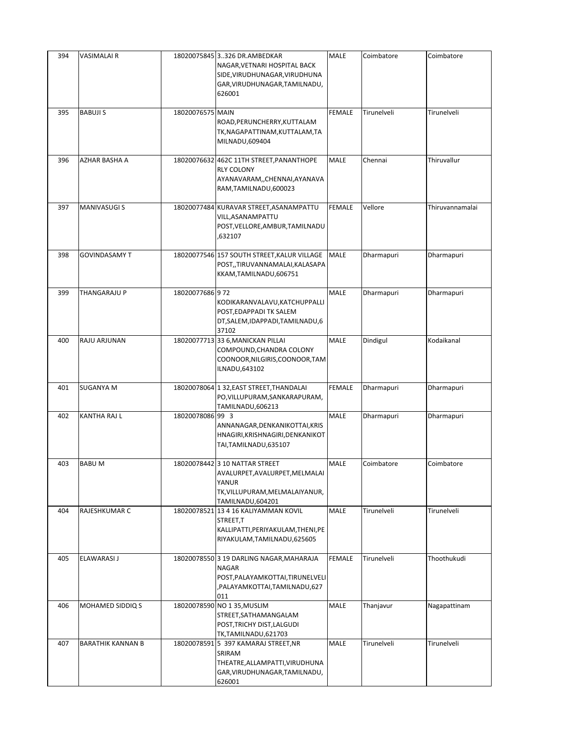| 394 | VASIMALAI R | 18020075845 | 3..326 DR.AMBEDKAR NAGAR,VETNARI HOSPITAL BACK SIDE,VIRUDHUNAGAR,VIRUDHUNAGAR,VIRUDHUNAGAR,TAMILNADU,626001 | MALE | Coimbatore | Coimbatore |
|---|---|---|---|---|---|---|
| 395 | BABUJI S | 18020076575 | MAIN ROAD,PERUNCHERRY,KUTTALAM TK,NAGAPATTINAM,KUTTALAM,TAMILNADU,609404 | FEMALE | Tirunelveli | Tirunelveli |
| 396 | AZHAR BASHA A | 18020076632 | 462C 11TH STREET,PANANTHOPE RLY COLONY AYANAVARAM,,CHENNAI,AYANAVARAM,TAMILNADU,600023 | MALE | Chennai | Thiruvallur |
| 397 | MANIVASUGI S | 18020077484 | KURAVAR STREET,ASANAMPATTU VILL,ASANAMPATTU POST,VELLORE,AMBUR,TAMILNADU,632107 | FEMALE | Vellore | Thiruvannamalai |
| 398 | GOVINDASAMY T | 18020077546 | 157 SOUTH STREET,KALUR VILLAGE POST,,TIRUVANNAMALAI,KALASAPAKKAM,TAMILNADU,606751 | MALE | Dharmapuri | Dharmapuri |
| 399 | THANGARAJU P | 18020077686 | 9 72 KODIKARANVALAVU,KATCHUPPALLI POST,EDAPPADI TK SALEM DT,SALEM,IDAPPADI,TAMILNADU,637102 | MALE | Dharmapuri | Dharmapuri |
| 400 | RAJU ARJUNAN | 18020077713 | 33 6,MANICKAN PILLAI COMPOUND,CHANDRA COLONY COONOOR,NILGIRIS,COONOOR,TAMILNADU,643102 | MALE | Dindigul | Kodaikanal |
| 401 | SUGANYA M | 18020078064 | 1 32,EAST STREET,THANDALAI PO,VILLUPURAM,SANKARAPURAM,TAMILNADU,606213 | FEMALE | Dharmapuri | Dharmapuri |
| 402 | KANTHA RAJ L | 18020078086 | 99 3 ANNANAGAR,DENKANIKOTTAI,KRISHNAGIRI,KRISHNAGIRI,DENKANIKOTTAI,TAMILNADU,635107 | MALE | Dharmapuri | Dharmapuri |
| 403 | BABU M | 18020078442 | 3 10 NATTAR STREET AVALURPET,AVALURPET,MELMALAIYANUR TK,VILLUPURAM,MELMALAIYANUR,TAMILNADU,604201 | MALE | Coimbatore | Coimbatore |
| 404 | RAJESHKUMAR C | 18020078521 | 13 4 16 KALIYAMMAN KOVIL STREET,T KALLIPATTI,PERIYAKULAM,THENI,PERIYAKULAM,TAMILNADU,625605 | MALE | Tirunelveli | Tirunelveli |
| 405 | ELAWARASI J | 18020078550 | 3 19 DARLING NAGAR,MAHARAJA NAGAR POST,PALAYAMKOTTAI,TIRUNELVELI,PALAYAMKOTTAI,TAMILNADU,627011 | FEMALE | Tirunelveli | Thoothukudi |
| 406 | MOHAMED SIDDIQ S | 18020078590 | NO 1 35,MUSLIM STREET,SATHAMANGALAM POST,TRICHY DIST,LALGUDI TK,TAMILNADU,621703 | MALE | Thanjavur | Nagapattinam |
| 407 | BARATHIK KANNAN B | 18020078591 | 5 397 KAMARAJ STREET,NR SRIRAM THEATRE,ALLAMPATTI,VIRUDHUNAGAR,VIRUDHUNAGAR,TAMILNADU,626001 | MALE | Tirunelveli | Tirunelveli |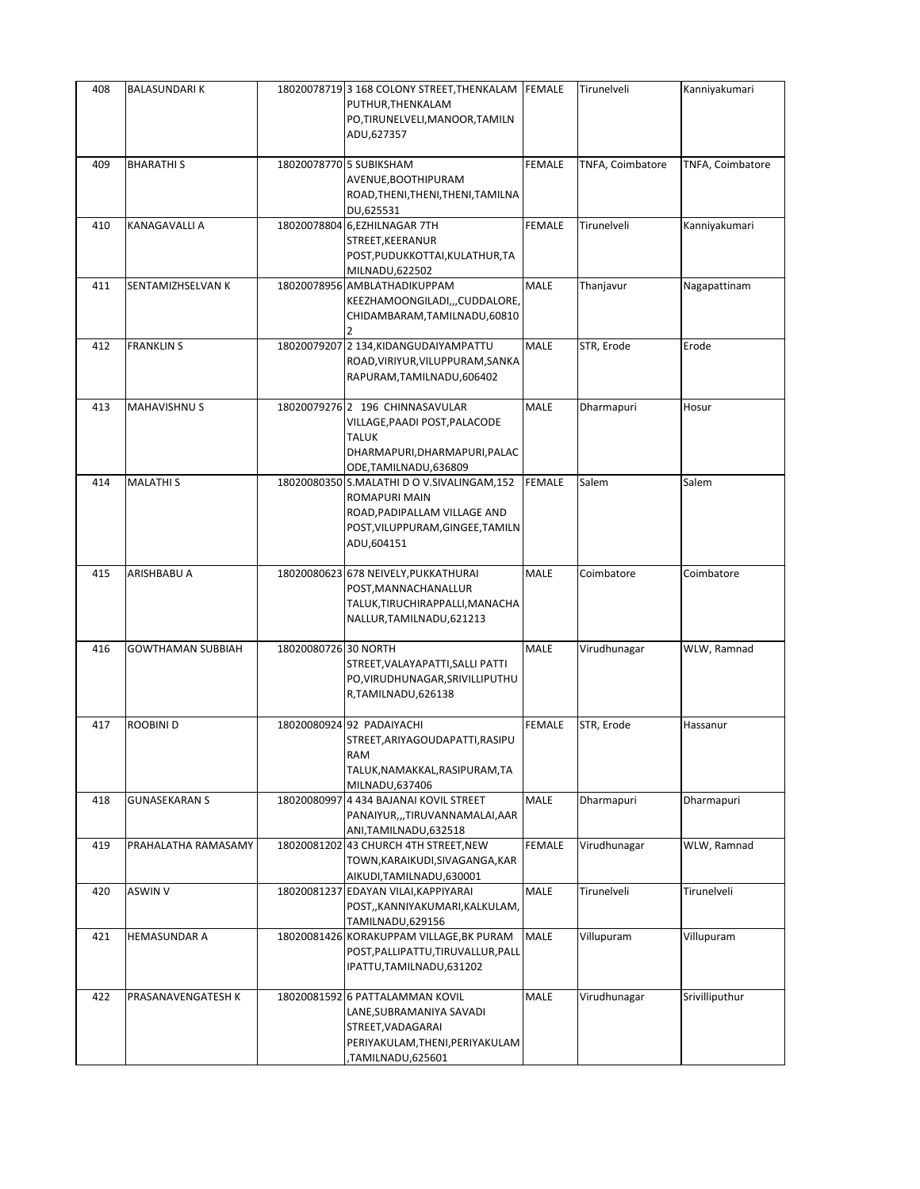| 408 | BALASUNDARI K | 18020078719 | 3 168 COLONY STREET,THENKALAM PUTHUR,THENKALAM PO,TIRUNELVELI,MANOOR,TAMILNADU,627357 | FEMALE | Tirunelveli | Kanniyakumari |
|---|---|---|---|---|---|---|
| 409 | BHARATHI S | 18020078770 | 5 SUBIKSHAM AVENUE,BOOTHIPURAM ROAD,THENI,THENI,THENI,TAMILNADU,625531 | FEMALE | TNFA, Coimbatore | TNFA, Coimbatore |
| 410 | KANAGAVALLI A | 18020078804 | 6,EZHILNAGAR 7TH STREET,KEERANUR POST,PUDUKKOTTAI,KULATHUR,TAMILNADU,622502 | FEMALE | Tirunelveli | Kanniyakumari |
| 411 | SENTAMIZHSELVAN K | 18020078956 | AMBLATHADIKUPPAM KEEZHAMOONGILADI,,,CUDDALORE,CHIDAMBARAM,TAMILNADU,608102 | MALE | Thanjavur | Nagapattinam |
| 412 | FRANKLIN S | 18020079207 | 2 134,KIDANGUDAIYAMPATTU ROAD,VIRIYUR,VILUPPURAM,SANKARAPURAM,TAMILNADU,606402 | MALE | STR, Erode | Erode |
| 413 | MAHAVISHNU S | 18020079276 | 2 196 CHINNASAVULAR VILLAGE,PAADI POST,PALACODE TALUK DHARMAPURI,DHARMAPURI,PALACODE,TAMILNADU,636809 | MALE | Dharmapuri | Hosur |
| 414 | MALATHI S | 18020080350 | S.MALATHI D O V.SIVALINGAM,152 ROMAPURI MAIN ROAD,PADIPALLAM VILLAGE AND POST,VILUPPURAM,GINGEE,TAMILNADU,604151 | FEMALE | Salem | Salem |
| 415 | ARISHBABU A | 18020080623 | 678 NEIVELY,PUKKATHURAI POST,MANNACHANALLUR TALUK,TIRUCHIRAPPALLI,MANACHANALLUR,TAMILNADU,621213 | MALE | Coimbatore | Coimbatore |
| 416 | GOWTHAMAN SUBBIAH | 18020080726 | 30 NORTH STREET,VALAYAPATTI,SALLI PATTI PO,VIRUDHUNAGAR,SRIVILLIPUTHUR,TAMILNADU,626138 | MALE | Virudhunagar | WLW, Ramnad |
| 417 | ROOBINI D | 18020080924 | 92 PADAIYACHI STREET,ARIYAGOUDAPATTI,RASIPURAM TALUK,NAMAKKAL,RASIPURAM,TAMILNADU,637406 | FEMALE | STR, Erode | Hassanur |
| 418 | GUNASEKARAN S | 18020080997 | 4 434 BAJANAI KOVIL STREET PANAIYUR,,,TIRUVANNAMALAI,AARANI,TAMILNADU,632518 | MALE | Dharmapuri | Dharmapuri |
| 419 | PRAHALATHA RAMASAMY | 18020081202 | 43 CHURCH 4TH STREET,NEW TOWN,KARAIKUDI,SIVAGANGA,KARAIKUDI,TAMILNADU,630001 | FEMALE | Virudhunagar | WLW, Ramnad |
| 420 | ASWIN V | 18020081237 | EDAYAN VILAI,KAPPIYARAI POST,,KANNIYAKUMARI,KALKULAM,TAMILNADU,629156 | MALE | Tirunelveli | Tirunelveli |
| 421 | HEMASUNDAR A | 18020081426 | KORAKUPPAM VILLAGE,BK PURAM POST,PALLIPATTU,TIRUVALLUR,PALLIPATTU,TAMILNADU,631202 | MALE | Villupuram | Villupuram |
| 422 | PRASANAVENGATESH K | 18020081592 | 6 PATTALAMMAN KOVIL LANE,SUBRAMANIYA SAVADI STREET,VADAGARAI PERIYAKULAM,THENI,PERIYAKULAM,TAMILNADU,625601 | MALE | Virudhunagar | Srivilliputhur |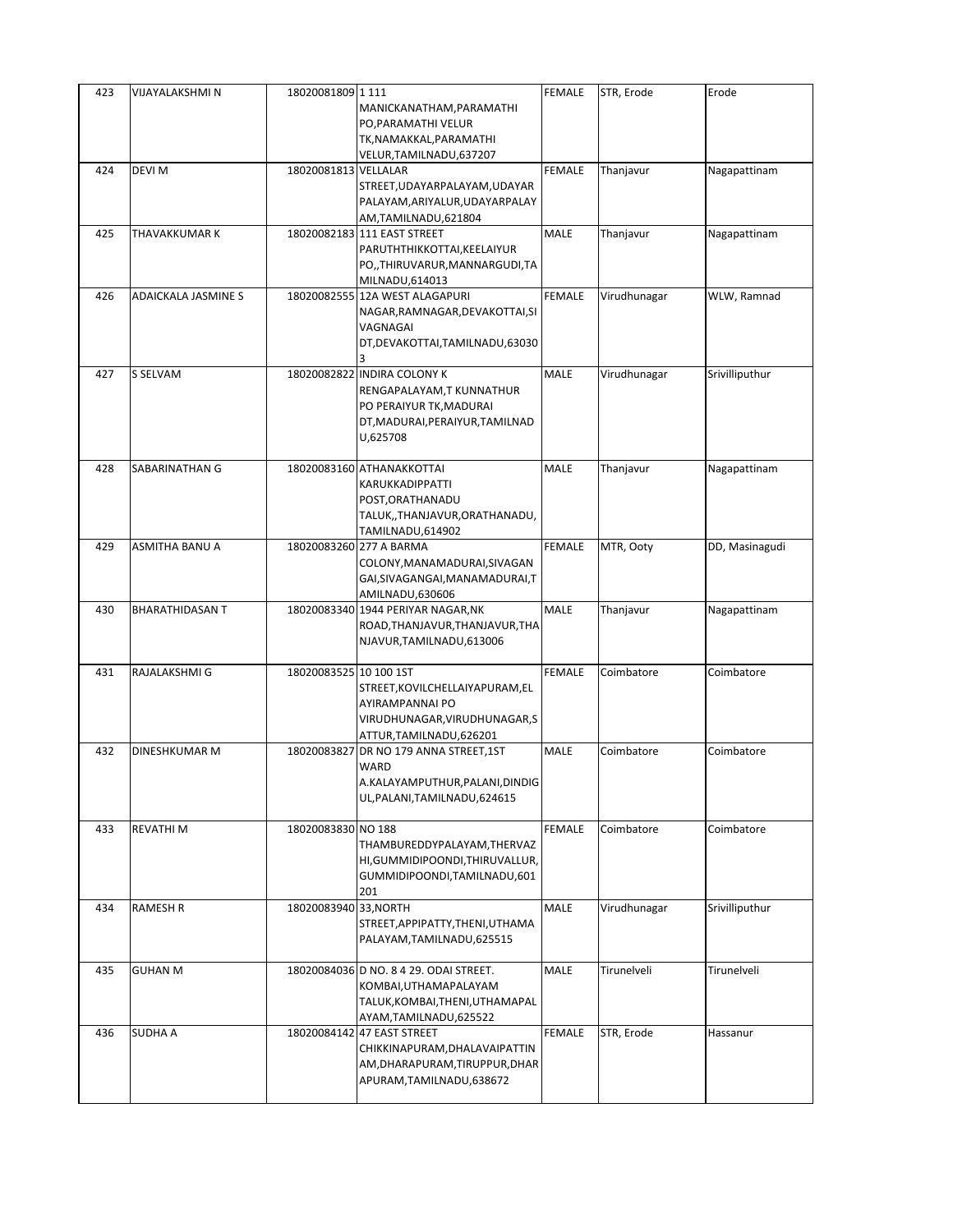| 423 | VIJAYALAKSHMI N | 18020081809 | 1 111 MANICKANATHAM,PARAMATHI PO,PARAMATHI VELUR TK,NAMAKKAL,PARAMATHI VELUR,TAMILNADU,637207 | FEMALE | STR, Erode | Erode |
|---|---|---|---|---|---|---|
| 424 | DEVI M | 18020081813 | VELLALAR STREET,UDAYARPALAYAM,UDAYAR PALAYAM,ARIYALUR,UDAYARPALAY AM,TAMILNADU,621804 | FEMALE | Thanjavur | Nagapattinam |
| 425 | THAVAKKUMAR K | 18020082183 | 111 EAST STREET PARUTHTHIKKOTTAI,KEELAIYUR PO,,THIRUVARUR,MANNARGUDI,TA MILNADU,614013 | MALE | Thanjavur | Nagapattinam |
| 426 | ADAICKALA JASMINE S | 18020082555 | 12A WEST ALAGAPURI NAGAR,RAMNAGAR,DEVAKOTTAI,SI VAGNAGAI DT,DEVAKOTTAI,TAMILNADU,63030 3 | FEMALE | Virudhunagar | WLW, Ramnad |
| 427 | S SELVAM | 18020082822 | INDIRA COLONY K RENGAPALAYAM,T KUNNATHUR PO PERAIYUR TK,MADURAI DT,MADURAI,PERAIYUR,TAMILNAD U,625708 | MALE | Virudhunagar | Srivilliputhur |
| 428 | SABARINATHAN G | 18020083160 | ATHANAKKOTTAI KARUKKADIPPATTI POST,ORATHANADU TALUK,,THANJAVUR,ORATHANADU, TAMILNADU,614902 | MALE | Thanjavur | Nagapattinam |
| 429 | ASMITHA BANU A | 18020083260 | 277 A BARMA COLONY,MANAMADURAI,SIVAGAN GAI,SIVAGANGAI,MANAMADURAI,T AMILNADU,630606 | FEMALE | MTR, Ooty | DD, Masinagudi |
| 430 | BHARATHIDASAN T | 18020083340 | 1944 PERIYAR NAGAR,NK ROAD,THANJAVUR,THANJAVUR,THA NJAVUR,TAMILNADU,613006 | MALE | Thanjavur | Nagapattinam |
| 431 | RAJALAKSHMI G | 18020083525 | 10 100 1ST STREET,KOVILCHELLAIYAPURAM,EL AYIRAMPANNAI PO VIRUDHUNAGAR,VIRUDHUNAGAR,S ATTUR,TAMILNADU,626201 | FEMALE | Coimbatore | Coimbatore |
| 432 | DINESHKUMAR M | 18020083827 | DR NO 179 ANNA STREET,1ST WARD A.KALAYAMPUTHUR,PALANI,DINDIG UL,PALANI,TAMILNADU,624615 | MALE | Coimbatore | Coimbatore |
| 433 | REVATHI M | 18020083830 | NO 188 THAMBUREDDYPALAYAM,THERVAZ HI,GUMMIDIPOONDI,THIRUVALLUR, GUMMIDIPOONDI,TAMILNADU,601 201 | FEMALE | Coimbatore | Coimbatore |
| 434 | RAMESH R | 18020083940 | 33,NORTH STREET,APPIPATTY,THENI,UTHAMA PALAYAM,TAMILNADU,625515 | MALE | Virudhunagar | Srivilliputhur |
| 435 | GUHAN M | 18020084036 | D NO. 8 4 29. ODAI STREET. KOMBAI,UTHAMAPALAYAM TALUK,KOMBAI,THENI,UTHAMAPAL AYAM,TAMILNADU,625522 | MALE | Tirunelveli | Tirunelveli |
| 436 | SUDHA A | 18020084142 | 47 EAST STREET CHIKKINAPURAM,DHALAVAIPATTIN AM,DHARAPURAM,TIRUPPUR,DHAR APURAM,TAMILNADU,638672 | FEMALE | STR, Erode | Hassanur |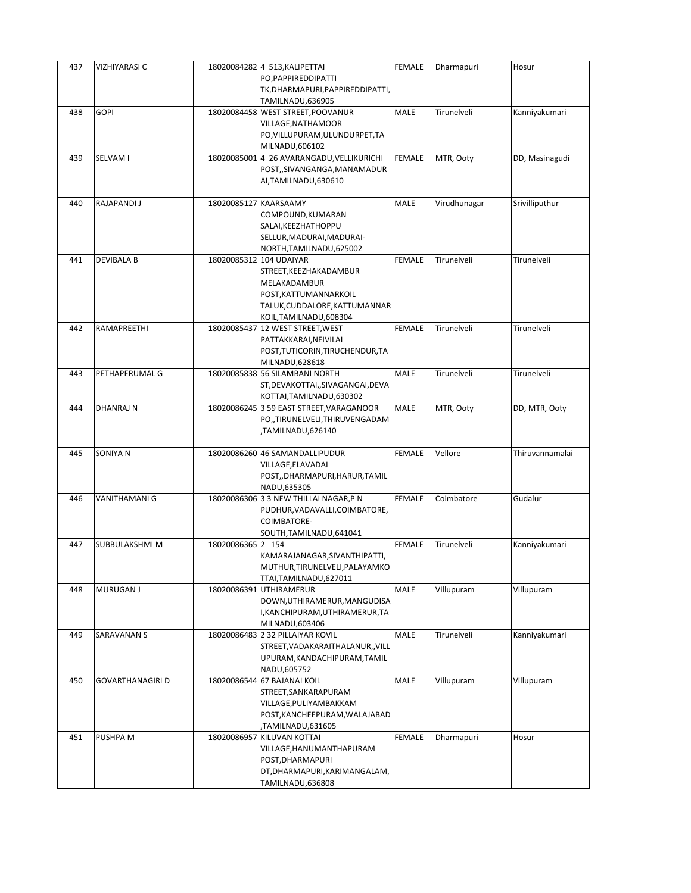| 437 | VIZHIYARASI C | 18020084282 | 4 513,KALIPETTAI PO,PAPPIREDDIPATTI TK,DHARMAPURI,PAPPIREDDIPATTI, TAMILNADU,636905 | FEMALE | Dharmapuri | Hosur |
|---|---|---|---|---|---|---|
| 438 | GOPI | 18020084458 | WEST STREET,POOVANUR VILLAGE,NATHAMOOR PO,VILLUPURAM,ULUNDURPET,TAMILNADU,606102 | MALE | Tirunelveli | Kanniyakumari |
| 439 | SELVAM I | 18020085001 | 4 26 AVARANGADU,VELLIKURICHI POST,,SIVANGANGA,MANAMADURAI,TAMILNADU,630610 | FEMALE | MTR, Ooty | DD, Masinagudi |
| 440 | RAJAPANDI J | 18020085127 | KAARSAAMY COMPOUND,KUMARAN SALAI,KEEZHATHOPPU SELLUR,MADURAI,MADURAI-NORTH,TAMILNADU,625002 | MALE | Virudhunagar | Srivilliputhur |
| 441 | DEVIBALA B | 18020085312 | 104 UDAIYAR STREET,KEEZHAKADAMBUR MELAKADAMBUR POST,KATTUMANNARKOIL TALUK,CUDDALORE,KATTUMANNARKOIL,TAMILNADU,608304 | FEMALE | Tirunelveli | Tirunelveli |
| 442 | RAMAPREETHI | 18020085437 | 12 WEST STREET,WEST PATTAKKARAI,NEIVILAI POST,TUTICORIN,TIRUCHENDUR,TAMILNADU,628618 | FEMALE | Tirunelveli | Tirunelveli |
| 443 | PETHAPERUMAL G | 18020085838 | 56 SILAMBANI NORTH ST,DEVAKOTTAI,,SIVAGANGAI,DEVAKOTTAI,TAMILNADU,630302 | MALE | Tirunelveli | Tirunelveli |
| 444 | DHANRAJ N | 18020086245 | 3 59 EAST STREET,VARAGANOOR PO,,TIRUNELVELI,THIRUVENGADAM,TAMILNADU,626140 | MALE | MTR, Ooty | DD, MTR, Ooty |
| 445 | SONIYA N | 18020086260 | 46 SAMANDALLIPUDUR VILLAGE,ELAVADAI POST,,DHARMAPURI,HARUR,TAMILNADU,635305 | FEMALE | Vellore | Thiruvannamalai |
| 446 | VANITHAMANI G | 18020086306 | 3 3 NEW THILLAI NAGAR,P N PUDHUR,VADAVALLI,COIMBATORE, COIMBATORE-SOUTH,TAMILNADU,641041 | FEMALE | Coimbatore | Gudalur |
| 447 | SUBBULAKSHMI M | 18020086365 | 2 154 KAMARAJANAGAR,SIVANTHIPATTI, MUTHUR,TIRUNELVELI,PALAYAMKOTTAI,TAMILNADU,627011 | FEMALE | Tirunelveli | Kanniyakumari |
| 448 | MURUGAN J | 18020086391 | UTHIRAMERUR DOWN,UTHIRAMERUR,MANGUDISAI,KANCHIPURAM,UTHIRAMERUR,TAMILNADU,603406 | MALE | Villupuram | Villupuram |
| 449 | SARAVANAN S | 18020086483 | 2 32 PILLAIYAR KOVIL STREET,VADAKARAITHALANUR,,VILLUPURAM,KANDACHIPURAM,TAMILNADU,605752 | MALE | Tirunelveli | Kanniyakumari |
| 450 | GOVARTHANAGIRI D | 18020086544 | 67 BAJANAI KOIL STREET,SANKARAPURAM VILLAGE,PULIYAMBAKKAM POST,KANCHEEPURAM,WALAJABAD,TAMILNADU,631605 | MALE | Villupuram | Villupuram |
| 451 | PUSHPA M | 18020086957 | KILUVAN KOTTAI VILLAGE,HANUMANTHAPURAM POST,DHARMAPURI DT,DHARMAPURI,KARIMANGALAM, TAMILNADU,636808 | FEMALE | Dharmapuri | Hosur |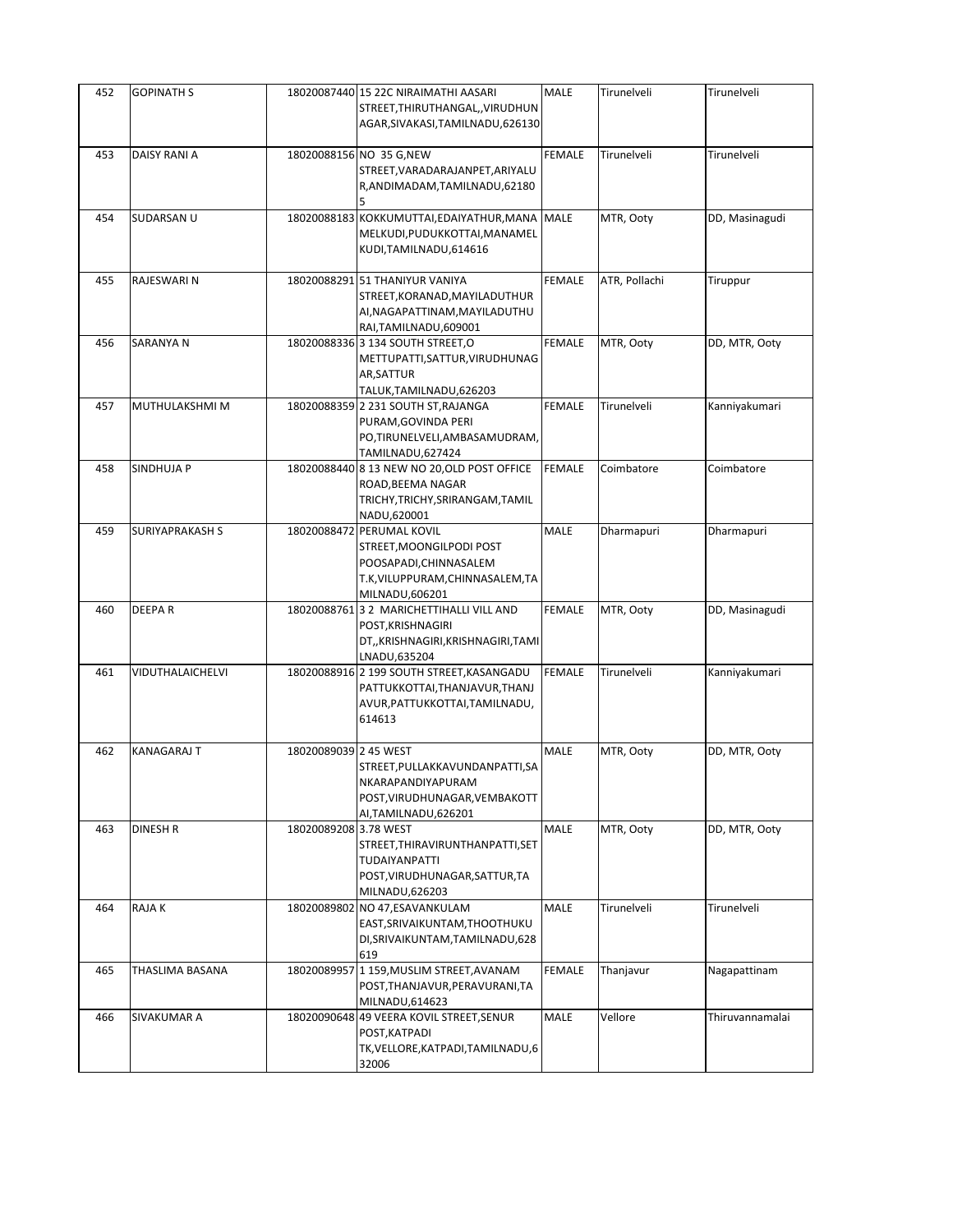| 452 | GOPINATH S | 18020087440 | 15 22C NIRAIMATHI AASARI STREET,THIRUTHANGAL,,VIRUDHUNAGAR,SIVAKASI,TAMILNADU,626130 | MALE | Tirunelveli | Tirunelveli |
|---|---|---|---|---|---|---|
| 453 | DAISY RANI A | 18020088156 | NO 35 G,NEW STREET,VARADARAJANPET,ARIYALUR,ANDIMADAM,TAMILNADU,621805 | FEMALE | Tirunelveli | Tirunelveli |
| 454 | SUDARSAN U | 18020088183 | KOKKUMUTTAI,EDAIYATHUR,MANAMELKUDI,PUDUKKOTTAI,MANAMELKUDI,TAMILNADU,614616 | MALE | MTR, Ooty | DD, Masinagudi |
| 455 | RAJESWARI N | 18020088291 | 51 THANIYUR VANIYA STREET,KORANAD,MAYILADUTHURAI,NAGAPATTINAM,MAYILADUTHURAI,TAMILNADU,609001 | FEMALE | ATR, Pollachi | Tiruppur |
| 456 | SARANYA N | 18020088336 | 3 134 SOUTH STREET,O METTUPATTI,SATTUR,VIRUDHUNAGAR,SATTUR TALUK,TAMILNADU,626203 | FEMALE | MTR, Ooty | DD, MTR, Ooty |
| 457 | MUTHULAKSHMI M | 18020088359 | 2 231 SOUTH ST,RAJANGA PURAM,GOVINDA PERI PO,TIRUNELVELI,AMBASAMUDRAM,TAMILNADU,627424 | FEMALE | Tirunelveli | Kanniyakumari |
| 458 | SINDHUJA P | 18020088440 | 8 13 NEW NO 20,OLD POST OFFICE ROAD,BEEMA NAGAR TRICHY,TRICHY,SRIRANGAM,TAMILNADU,620001 | FEMALE | Coimbatore | Coimbatore |
| 459 | SURIYAPRAKASH S | 18020088472 | PERUMAL KOVIL STREET,MOONGILPODI POST POOSAPADI,CHINNASALEM T.K,VILUPPURAM,CHINNASALEM,TAMILNADU,606201 | MALE | Dharmapuri | Dharmapuri |
| 460 | DEEPA R | 18020088761 | 3 2 MARICHETTIHALLI VILL AND POST,KRISHNAGIRI DT,,KRISHNAGIRI,KRISHNAGIRI,TAMILNADU,635204 | FEMALE | MTR, Ooty | DD, Masinagudi |
| 461 | VIDUTHALAICHELVI | 18020088916 | 2 199 SOUTH STREET,KASANGADU PATTUKKOTTAI,THANJAVUR,THANJAVUR,PATTUKKOTTAI,TAMILNADU,614613 | FEMALE | Tirunelveli | Kanniyakumari |
| 462 | KANAGARAJ T | 18020089039 | 2 45 WEST STREET,PULLAKKAVUNDANPATTI,SANKARAPANDIYAPURAM POST,VIRUDHUNAGAR,VEMBAKOTTAI,TAMILNADU,626201 | MALE | MTR, Ooty | DD, MTR, Ooty |
| 463 | DINESH R | 18020089208 | 3.78 WEST STREET,THIRAVIRUNTHANPATTI,SETTUDAIYANPATTI POST,VIRUDHUNAGAR,SATTUR,TAMILNADU,626203 | MALE | MTR, Ooty | DD, MTR, Ooty |
| 464 | RAJA K | 18020089802 | NO 47,ESAVANKULAM EAST,SRIVAIKUNTAM,THOOTHUKUDI,SRIVAIKUNTAM,TAMILNADU,628619 | MALE | Tirunelveli | Tirunelveli |
| 465 | THASLIMA BASANA | 18020089957 | 1 159,MUSLIM STREET,AVANAM POST,THANJAVUR,PERAVURANI,TAMILNADU,614623 | FEMALE | Thanjavur | Nagapattinam |
| 466 | SIVAKUMAR A | 18020090648 | 49 VEERA KOVIL STREET,SENUR POST,KATPADI TK,VELLORE,KATPADI,TAMILNADU,632006 | MALE | Vellore | Thiruvannamalai |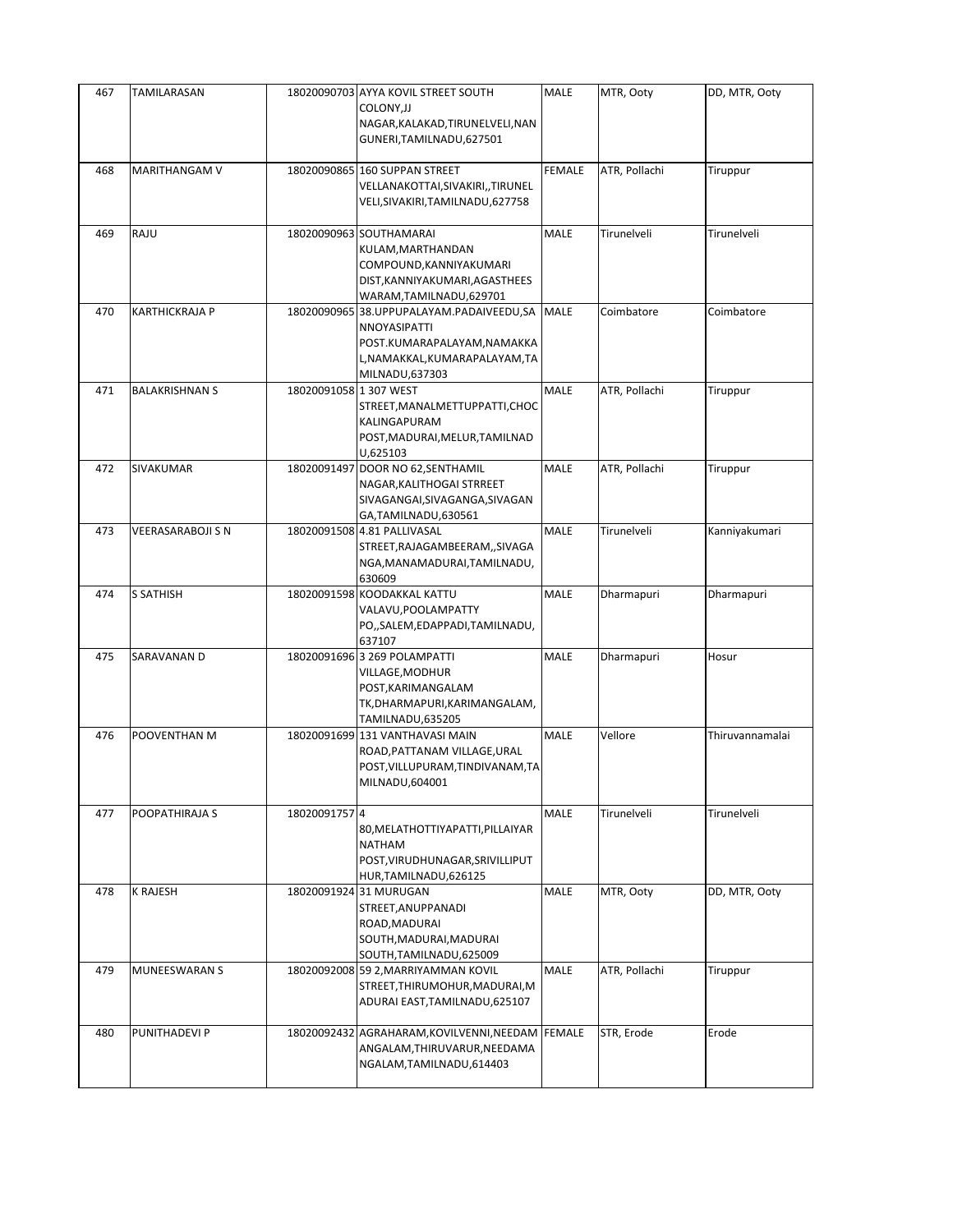| 467 | TAMILARASAN | 18020090703 | AYYA KOVIL STREET SOUTH COLONY,JJ NAGAR,KALAKAD,TIRUNELVELI,NANGUNERI,TAMILNADU,627501 | MALE | MTR, Ooty | DD, MTR, Ooty |
|---|---|---|---|---|---|---|
| 468 | MARITHANGAM V | 18020090865 | 160 SUPPAN STREET VELLANAKOTTAI,SIVAKIRI,,TIRUNELVELI,SIVAKIRI,TAMILNADU,627758 | FEMALE | ATR, Pollachi | Tiruppur |
| 469 | RAJU | 18020090963 | SOUTHAMARAI KULAM,MARTHANDAN COMPOUND,KANNIYAKUMARI DIST,KANNIYAKUMARI,AGASTHEESWARAM,TAMILNADU,629701 | MALE | Tirunelveli | Tirunelveli |
| 470 | KARTHICKRAJA P | 18020090965 | 38.UPPUPALAYAM.PADAIVEEDU,SANNOYASIPATTI POST.KUMARAPALAYAM,NAMAKKAL,NAMAKKAL,KUMARAPALAYAM,TAMILNADU,637303 | MALE | Coimbatore | Coimbatore |
| 471 | BALAKRISHNAN S | 18020091058 | 1 307 WEST STREET,MANALMETTUPPATTI,CHOCKALINGAPURAM POST,MADURAI,MELUR,TAMILNADU,625103 | MALE | ATR, Pollachi | Tiruppur |
| 472 | SIVAKUMAR | 18020091497 | DOOR NO 62,SENTHAMIL NAGAR,KALITHOGAI STRREET SIVAGANGAI,SIVAGANGA,SIVAGANGA,TAMILNADU,630561 | MALE | ATR, Pollachi | Tiruppur |
| 473 | VEERASARABOJI S N | 18020091508 | 4.81 PALLIVASAL STREET,RAJAGAMBEERAM,,SIVAGANGA,MANAMADURAI,TAMILNADU,630609 | MALE | Tirunelveli | Kanniyakumari |
| 474 | S SATHISH | 18020091598 | KOODAKKAL KATTU VALAVU,POOLAMPATTY PO,,SALEM,EDAPPADI,TAMILNADU,637107 | MALE | Dharmapuri | Dharmapuri |
| 475 | SARAVANAN D | 18020091696 | 3 269 POLAMPATTI VILLAGE,MODHUR POST,KARIMANGALAM TK,DHARMAPURI,KARIMANGALAM,TAMILNADU,635205 | MALE | Dharmapuri | Hosur |
| 476 | POOVENTHAN M | 18020091699 | 131 VANTHAVASI MAIN ROAD,PATTANAM VILLAGE,URAL POST,VILLUPURAM,TINDIVANAM,TAMILNADU,604001 | MALE | Vellore | Thiruvannamalai |
| 477 | POOPATHIRAJA S | 18020091757 | 4 80,MELATHOTTIYAPATTI,PILLAIYAR NATHAM POST,VIRUDHUNAGAR,SRIVILLIPUTHUR,TAMILNADU,626125 | MALE | Tirunelveli | Tirunelveli |
| 478 | K RAJESH | 18020091924 | 31 MURUGAN STREET,ANUPPANADI ROAD,MADURAI SOUTH,MADURAI,MADURAI SOUTH,TAMILNADU,625009 | MALE | MTR, Ooty | DD, MTR, Ooty |
| 479 | MUNEESWARAN S | 18020092008 | 59 2,MARRIYAMMAN KOVIL STREET,THIRUMOHUR,MADURAI,MADURAI EAST,TAMILNADU,625107 | MALE | ATR, Pollachi | Tiruppur |
| 480 | PUNITHADEVI P | 18020092432 | AGRAHARAM,KOVILVENNI,NEEDAMANGALAM,THIRUVARUR,NEEDAMANGALAM,TAMILNADU,614403 | FEMALE | STR, Erode | Erode |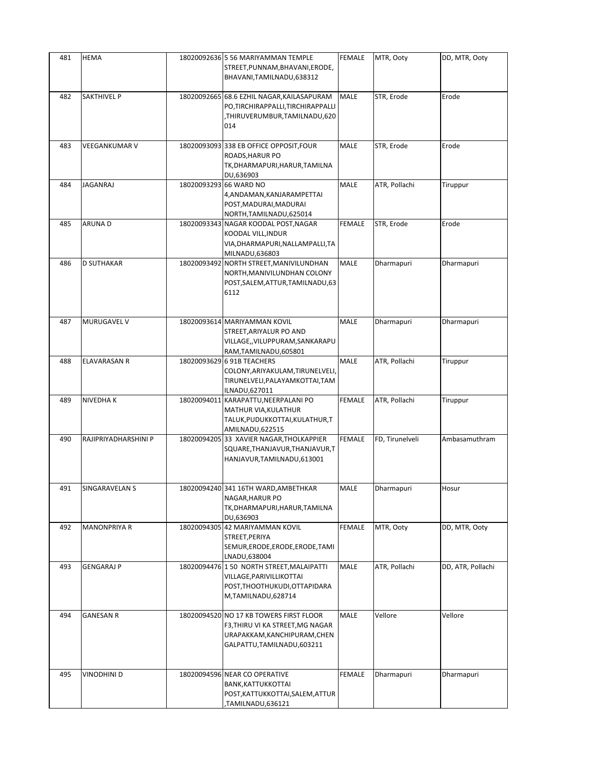| 481 | HEMA | 18020092636 | 5 56 MARIYAMMAN TEMPLE STREET,PUNNAM,BHAVANI,ERODE, BHAVANI,TAMILNADU,638312 | FEMALE | MTR, Ooty | DD, MTR, Ooty |
|---|---|---|---|---|---|---|
| 482 | SAKTHIVEL P | 18020092665 | 68.6 EZHIL NAGAR,KAILASAPURAM PO,TIRCHIRAPPALLI,TIRCHIRAPPALLI ,THIRUVERUMBUR,TAMILNADU,620 014 | MALE | STR, Erode | Erode |
| 483 | VEEGANKUMAR V | 18020093093 | 338 EB OFFICE OPPOSIT,FOUR ROADS,HARUR PO TK,DHARMAPURI,HARUR,TAMILNA DU,636903 | MALE | STR, Erode | Erode |
| 484 | JAGANRAJ | 18020093293 | 66 WARD NO 4,ANDAMAN,KANJARAMPETTAI POST,MADURAI,MADURAI NORTH,TAMILNADU,625014 | MALE | ATR, Pollachi | Tiruppur |
| 485 | ARUNA D | 18020093343 | NAGAR KOODAL POST,NAGAR KOODAL VILL,INDUR VIA,DHARMAPURI,NALLAMPALLI,TA MILNADU,636803 | FEMALE | STR, Erode | Erode |
| 486 | D SUTHAKAR | 18020093492 | NORTH STREET,MANIVILUNDHAN NORTH,MANIVILUNDHAN COLONY POST,SALEM,ATTUR,TAMILNADU,63 6112 | MALE | Dharmapuri | Dharmapuri |
| 487 | MURUGAVEL V | 18020093614 | MARIYAMMAN KOVIL STREET,ARIYALUR PO AND VILLAGE,,VILUPPURAM,SANKARAPU RAM,TAMILNADU,605801 | MALE | Dharmapuri | Dharmapuri |
| 488 | ELAVARASAN R | 18020093629 | 6 91B TEACHERS COLONY,ARIYAKULAM,TIRUNELVELI, TIRUNELVELI,PALAYAMKOTTAI,TAM ILNADU,627011 | MALE | ATR, Pollachi | Tiruppur |
| 489 | NIVEDHA K | 18020094011 | KARAPATTU,NEERPALANI PO MATHUR VIA,KULATHUR TALUK,PUDUKKOTTAI,KULATHUR,T AMILNADU,622515 | FEMALE | ATR, Pollachi | Tiruppur |
| 490 | RAJIPRIYADHARSHINI P | 18020094205 | 33 XAVIER NAGAR,THOLKAPPIER SQUARE,THANJAVUR,THANJAVUR,T HANJAVUR,TAMILNADU,613001 | FEMALE | FD, Tirunelveli | Ambasamuthram |
| 491 | SINGARAVELAN S | 18020094240 | 341 16TH WARD,AMBETHKAR NAGAR,HARUR PO TK,DHARMAPURI,HARUR,TAMILNA DU,636903 | MALE | Dharmapuri | Hosur |
| 492 | MANONPRIYA R | 18020094305 | 42 MARIYAMMAN KOVIL STREET,PERIYA SEMUR,ERODE,ERODE,ERODE,TAMI LNADU,638004 | FEMALE | MTR, Ooty | DD, MTR, Ooty |
| 493 | GENGARAJ P | 18020094476 | 1 50 NORTH STREET,MALAIPATTI VILLAGE,PARIVILLIKOTTAI POST,THOOTHUKUDI,OTTAPIDARA M,TAMILNADU,628714 | MALE | ATR, Pollachi | DD, ATR, Pollachi |
| 494 | GANESAN R | 18020094520 | NO 17 KB TOWERS FIRST FLOOR F3,THIRU VI KA STREET,MG NAGAR URAPAKKAM,KANCHIPURAM,CHEN GALPATTU,TAMILNADU,603211 | MALE | Vellore | Vellore |
| 495 | VINODHINI D | 18020094596 | NEAR CO OPERATIVE BANK,KATTUKKOTTAI POST,KATTUKKOTTAI,SALEM,ATTUR ,TAMILNADU,636121 | FEMALE | Dharmapuri | Dharmapuri |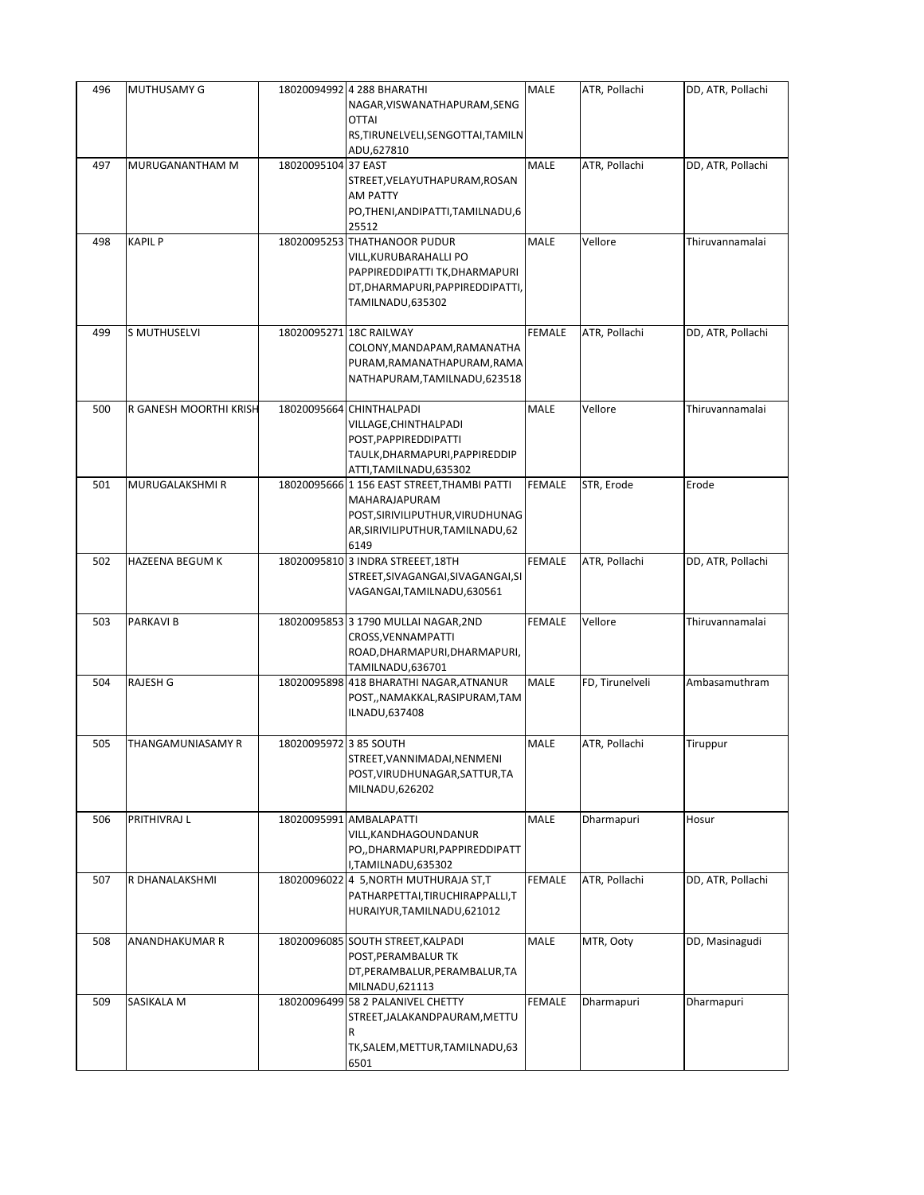| 496 | MUTHUSAMY G | 18020094992 | 4 288 BHARATHI NAGAR,VISWANATHAPURAM,SENGOTTAI RS,TIRUNELVELI,SENGOTTAI,TAMILNADU,627810 | MALE | ATR, Pollachi | DD, ATR, Pollachi |
|---|---|---|---|---|---|---|
| 497 | MURUGANANTHAM M | 18020095104 | 37 EAST STREET,VELAYUTHAPURAM,ROSANAM PATTY PO,THENI,ANDIPATTI,TAMILNADU,625512 | MALE | ATR, Pollachi | DD, ATR, Pollachi |
| 498 | KAPIL P | 18020095253 | THATHANOOR PUDUR VILL,KURUBARAHALLI PO PAPPIREDDIPATTI TK,DHARMAPURI DT,DHARMAPURI,PAPPIREDDIPATTI,TAMILNADU,635302 | MALE | Vellore | Thiruvannamalai |
| 499 | S MUTHUSELVI | 18020095271 | 18C RAILWAY COLONY,MANDAPAM,RAMANATHAPURAM,RAMANATHAPURAM,RAMANATHAPURAM,TAMILNADU,623518 | FEMALE | ATR, Pollachi | DD, ATR, Pollachi |
| 500 | R GANESH MOORTHI KRISH | 18020095664 | CHINTHALPADI VILLAGE,CHINTHALPADI POST,PAPPIREDDIPATTI TAULK,DHARMAPURI,PAPPIREDDIPATTI,TAMILNADU,635302 | MALE | Vellore | Thiruvannamalai |
| 501 | MURUGALAKSHMI R | 18020095666 | 1 156 EAST STREET,THAMBI PATTI MAHARAJAPURAM POST,SIRIVILIPUTHUR,VIRUDHUNAGAR,SIRIVILIPUTHUR,TAMILNADU,626149 | FEMALE | STR, Erode | Erode |
| 502 | HAZEENA BEGUM K | 18020095810 | 3 INDRA STREEET,18TH STREET,SIVAGANGAI,SIVAGANGAI,SIVAGANGAI,TAMILNADU,630561 | FEMALE | ATR, Pollachi | DD, ATR, Pollachi |
| 503 | PARKAVI B | 18020095853 | 3 1790 MULLAI NAGAR,2ND CROSS,VENNAMPATTI ROAD,DHARMAPURI,DHARMAPURI,TAMILNADU,636701 | FEMALE | Vellore | Thiruvannamalai |
| 504 | RAJESH G | 18020095898 | 418 BHARATHI NAGAR,ATNANUR POST,,NAMAKKAL,RASIPURAM,TAMILNADU,637408 | MALE | FD, Tirunelveli | Ambasamuthram |
| 505 | THANGAMUNIASAMY R | 18020095972 | 3 85 SOUTH STREET,VANNIMADAI,NENMENI POST,VIRUDHUNAGAR,SATTUR,TAMILNADU,626202 | MALE | ATR, Pollachi | Tiruppur |
| 506 | PRITHIVRAJ L | 18020095991 | AMBALAPATTI VILL,KANDHAGOUNDANUR PO,,DHARMAPURI,PAPPIREDDIPATTI,TAMILNADU,635302 | MALE | Dharmapuri | Hosur |
| 507 | R DHANALAKSHMI | 18020096022 | 4 5,NORTH MUTHURAJA ST,T PATHARPETTAI,TIRUCHIRAPPALLI,THURAIYUR,TAMILNADU,621012 | FEMALE | ATR, Pollachi | DD, ATR, Pollachi |
| 508 | ANANDHAKUMAR R | 18020096085 | SOUTH STREET,KALPADI POST,PERAMBALUR TK DT,PERAMBALUR,PERAMBALUR,TAMILNADU,621113 | MALE | MTR, Ooty | DD, Masinagudi |
| 509 | SASIKALA M | 18020096499 | 58 2 PALANIVEL CHETTY STREET,JALAKANDPAURAM,METTUR TK,SALEM,METTUR,TAMILNADU,636501 | FEMALE | Dharmapuri | Dharmapuri |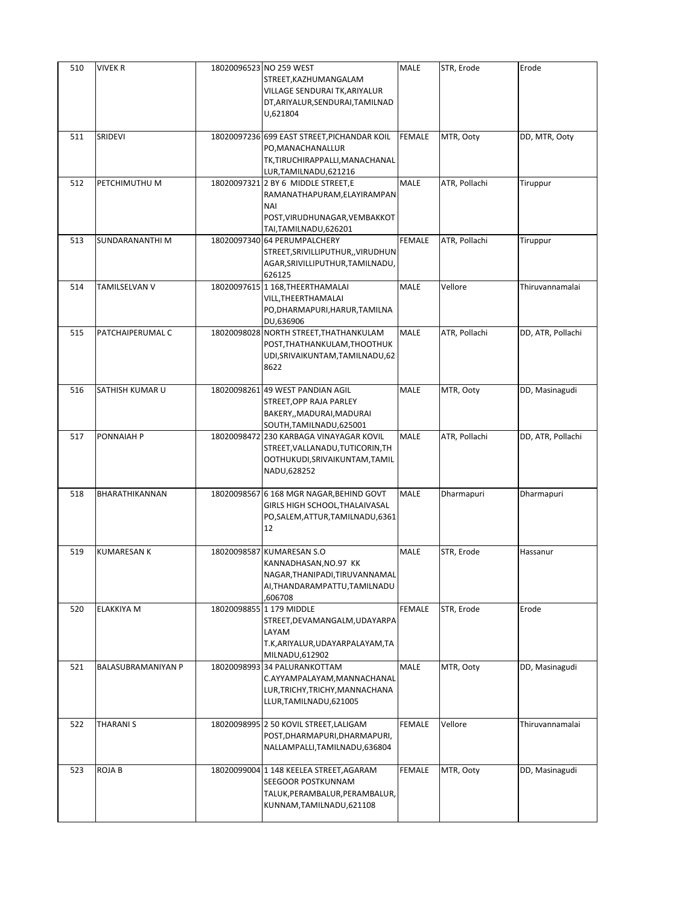| 510 | VIVEK R | 18020096523 | NO 259 WEST STREET,KAZHUMANGALAM VILLAGE SENDURAI TK,ARIYALUR DT,ARIYALUR,SENDURAI,TAMILNADU,621804 | MALE | STR, Erode | Erode |
|---|---|---|---|---|---|---|
| 511 | SRIDEVI | 18020097236 | 699 EAST STREET,PICHANDAR KOIL PO,MANACHANALLUR TK,TIRUCHIRAPPALLI,MANACHANALLUR,TAMILNADU,621216 | FEMALE | MTR, Ooty | DD, MTR, Ooty |
| 512 | PETCHIMUTHU M | 18020097321 | 2 BY 6 MIDDLE STREET,E RAMANATHAPURAM,ELAYIRAMPANNAI POST,VIRUDHUNAGAR,VEMBAKKOTTAI,TAMILNADU,626201 | MALE | ATR, Pollachi | Tiruppur |
| 513 | SUNDARANANTHI M | 18020097340 | 64 PERUMPALCHERY STREET,SRIVILLIPUTHUR,,VIRUDHUNAGAR,SRIVILLIPUTHUR,TAMILNADU,626125 | FEMALE | ATR, Pollachi | Tiruppur |
| 514 | TAMILSELVAN V | 18020097615 | 1 168,THEERTHAMALAI VILL,THEERTHAMALAI PO,DHARMAPURI,HARUR,TAMILNADU,636906 | MALE | Vellore | Thiruvannamalai |
| 515 | PATCHAIPERUMAL C | 18020098028 | NORTH STREET,THATHANKULAM POST,THATHANKULAM,THOOTHUKUDI,SRIVAIKUNTAM,TAMILNADU,628622 | MALE | ATR, Pollachi | DD, ATR, Pollachi |
| 516 | SATHISH KUMAR U | 18020098261 | 49 WEST PANDIAN AGIL STREET,OPP RAJA PARLEY BAKERY,,MADURAI,MADURAI SOUTH,TAMILNADU,625001 | MALE | MTR, Ooty | DD, Masinagudi |
| 517 | PONNAIAH P | 18020098472 | 230 KARBAGA VINAYAGAR KOVIL STREET,VALLANADU,TUTICORIN,THOOTHUKUDI,SRIVAIKUNTAM,TAMILNADU,628252 | MALE | ATR, Pollachi | DD, ATR, Pollachi |
| 518 | BHARATHIKANNAN | 18020098567 | 6 168 MGR NAGAR,BEHIND GOVT GIRLS HIGH SCHOOL,THALAIVASAL PO,SALEM,ATTUR,TAMILNADU,636112 | MALE | Dharmapuri | Dharmapuri |
| 519 | KUMARESAN K | 18020098587 | KUMARESAN S.O KANNADHASAN,NO.97 KK NAGAR,THANIPADI,TIRUVANNAMALAI,THANDARAMPATTU,TAMILNADU,606708 | MALE | STR, Erode | Hassanur |
| 520 | ELAKKIYA M | 18020098855 | 1 179 MIDDLE STREET,DEVAMANGALM,UDAYARPALAYAM T.K,ARIYALUR,UDAYARPALAYAM,TAMILNADU,612902 | FEMALE | STR, Erode | Erode |
| 521 | BALASUBRAMANIYAN P | 18020098993 | 34 PALURANKOTTAM C.AYYAMPALAYAM,MANNACHANALLUR,TRICHY,TRICHY,MANNACHANALLUR,TAMILNADU,621005 | MALE | MTR, Ooty | DD, Masinagudi |
| 522 | THARANI S | 18020098995 | 2 50 KOVIL STREET,LALIGAM POST,DHARMAPURI,DHARMAPURI,NALLAMPALLI,TAMILNADU,636804 | FEMALE | Vellore | Thiruvannamalai |
| 523 | ROJA B | 18020099004 | 1 148 KEELEA STREET,AGARAM SEEGOOR POSTKUNNAM TALUK,PERAMBALUR,PERAMBALUR,KUNNAM,TAMILNADU,621108 | FEMALE | MTR, Ooty | DD, Masinagudi |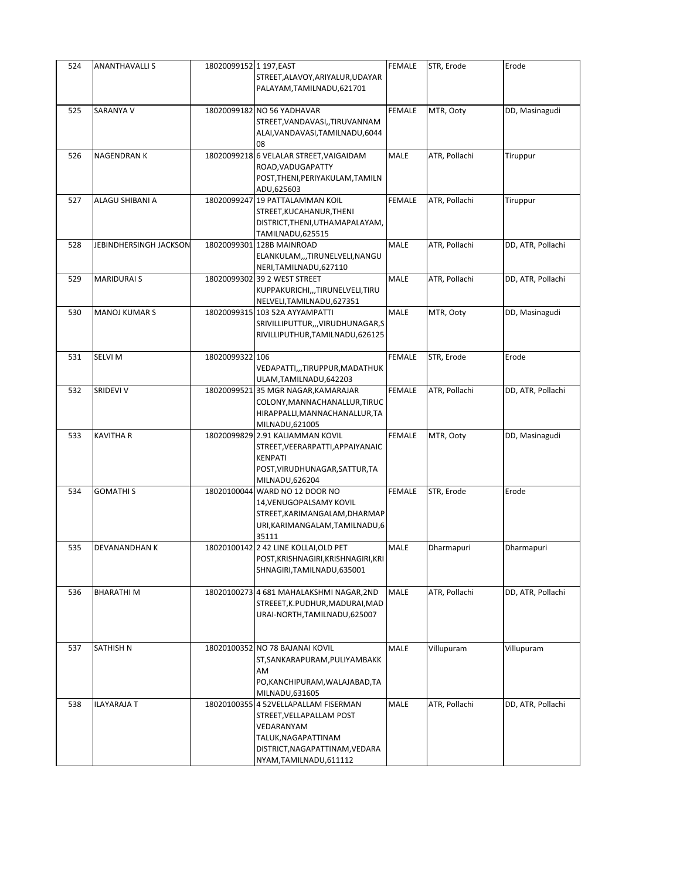| 524 | ANANTHAVALLI S | 18020099152 | 1 197,EAST STREET,ALAVOY,ARIYALUR,UDAYAR PALAYAM,TAMILNADU,621701 | FEMALE | STR, Erode | Erode |
|---|---|---|---|---|---|---|
| 525 | SARANYA V | 18020099182 | NO 56 YADHAVAR STREET,VANDAVASI,,TIRUVANNAM ALAI,VANDAVASI,TAMILNADU,604408 | FEMALE | MTR, Ooty | DD, Masinagudi |
| 526 | NAGENDRAN K | 18020099218 | 6 VELALAR STREET,VAIGAIDAM ROAD,VADUGAPATTY POST,THENI,PERIYAKULAM,TAMILNADU,625603 | MALE | ATR, Pollachi | Tiruppur |
| 527 | ALAGU SHIBANI A | 18020099247 | 19 PATTALAMMAN KOIL STREET,KUCAHANUR,THENI DISTRICT,THENI,UTHAMAPALAYAM,TAMILNADU,625515 | FEMALE | ATR, Pollachi | Tiruppur |
| 528 | JEBINDHERSINGH JACKSON | 18020099301 | 128B MAINROAD ELANKULAM,,,TIRUNELVELI,NANGUNERI,TAMILNADU,627110 | MALE | ATR, Pollachi | DD, ATR, Pollachi |
| 529 | MARIDURAI S | 18020099302 | 39 2 WEST STREET KUPPAKURICHI,,,TIRUNELVELI,TIRUNELVELI,TAMILNADU,627351 | MALE | ATR, Pollachi | DD, ATR, Pollachi |
| 530 | MANOJ KUMAR S | 18020099315 | 103 52A AYYAMPATTI SRIVILLIPUTTUR,,,VIRUDHUNAGAR,SRIVILLIPUTHUR,TAMILNADU,626125 | MALE | MTR, Ooty | DD, Masinagudi |
| 531 | SELVI M | 18020099322 | 106 VEDAPATTI,,,TIRUPPUR,MADATHUKULAM,TAMILNADU,642203 | FEMALE | STR, Erode | Erode |
| 532 | SRIDEVI V | 18020099521 | 35 MGR NAGAR,KAMARAJAR COLONY,MANNACHANALLUR,TIRUCHIRAPPALLI,MANNACHANALLUR,TAMILNADU,621005 | FEMALE | ATR, Pollachi | DD, ATR, Pollachi |
| 533 | KAVITHA R | 18020099829 | 2.91 KALIAMMAN KOVIL STREET,VEERARPATTI,APPAIYANAICKENPATI POST,VIRUDHUNAGAR,SATTUR,TAMILNADU,626204 | FEMALE | MTR, Ooty | DD, Masinagudi |
| 534 | GOMATHI S | 18020100044 | WARD NO 12 DOOR NO 14,VENUGOPALSAMY KOVIL STREET,KARIMANGALAM,DHARMAPURI,KARIMANGALAM,TAMILNADU,635111 | FEMALE | STR, Erode | Erode |
| 535 | DEVANANDHAN K | 18020100142 | 2 42 LINE KOLLAI,OLD PET POST,KRISHNAGIRI,KRISHNAGIRI,KRISHNAGIRI,TAMILNADU,635001 | MALE | Dharmapuri | Dharmapuri |
| 536 | BHARATHI M | 18020100273 | 4 681 MAHALAKSHMI NAGAR,2ND STREEET,K.PUDHUR,MADURAI,MADURAI-NORTH,TAMILNADU,625007 | MALE | ATR, Pollachi | DD, ATR, Pollachi |
| 537 | SATHISH N | 18020100352 | NO 78 BAJANAI KOVIL ST,SANKARAPURAM,PULIYAMBAKKAM PO,KANCHIPURAM,WALAJABAD,TAMILNADU,631605 | MALE | Villupuram | Villupuram |
| 538 | ILAYARAJA T | 18020100355 | 4 52VELLAPALLAM FISERMAN STREET,VELLAPALLAM POST VEDARANYAM TALUK,NAGAPATTINAM DISTRICT,NAGAPATTINAM,VEDARANYAM,TAMILNADU,611112 | MALE | ATR, Pollachi | DD, ATR, Pollachi |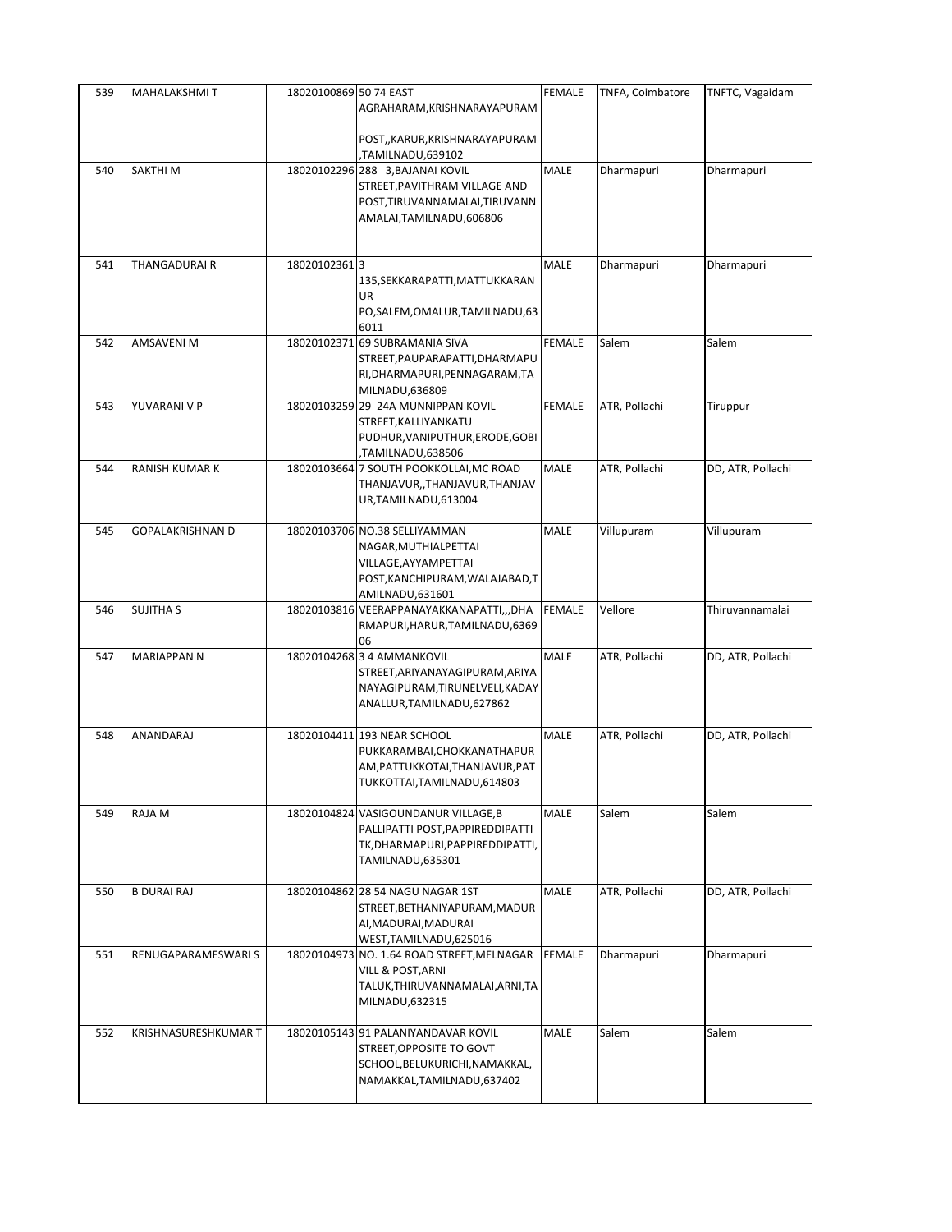| 539 | MAHALAKSHMI T | 18020100869 | 50 74 EAST AGRAHARAM,KRISHNARAYAPURAM POST,,KARUR,KRISHNARAYAPURAM ,TAMILNADU,639102 | FEMALE | TNFA, Coimbatore | TNFTC, Vagaidam |
|---|---|---|---|---|---|---|
| 540 | SAKTHI M | 18020102296 | 288 3,BAJANAI KOVIL STREET,PAVITHRAM VILLAGE AND POST,TIRUVANNAMALAI,TIRUVANNAMALAI,TAMILNADU,606806 | MALE | Dharmapuri | Dharmapuri |
| 541 | THANGADURAI R | 18020102361 | 3 135,SEKKARAPATTI,MATTUKKARANUR PO,SALEM,OMALUR,TAMILNADU,636011 | MALE | Dharmapuri | Dharmapuri |
| 542 | AMSAVENI M | 18020102371 | 69 SUBRAMANIA SIVA STREET,PAUPARAPATTI,DHARMAPURI,DHARMAPURI,PENNAGARAM,TAMILNADU,636809 | FEMALE | Salem | Salem |
| 543 | YUVARANI V P | 18020103259 | 29 24A MUNNIPPAN KOVIL STREET,KALLIYANKATU PUDHUR,VANIPUTHUR,ERODE,GOBI ,TAMILNADU,638506 | FEMALE | ATR, Pollachi | Tiruppur |
| 544 | RANISH KUMAR K | 18020103664 | 7 SOUTH POOKKOLLAI,MC ROAD THANJAVUR,,THANJAVUR,THANJAVUR,TAMILNADU,613004 | MALE | ATR, Pollachi | DD, ATR, Pollachi |
| 545 | GOPALAKRISHNAN D | 18020103706 | NO.38 SELLIYAMMAN NAGAR,MUTHIALPETTAI VILLAGE,AYYAMPETTAI POST,KANCHIPURAM,WALAJABAD,TAMILNADU,631601 | MALE | Villupuram | Villupuram |
| 546 | SUJITHA S | 18020103816 | VEERAPPANAYAKKANAPATTI,,,DHARMAPURI,HARUR,TAMILNADU,636906 | FEMALE | Vellore | Thiruvannamalai |
| 547 | MARIAPPAN N | 18020104268 | 3 4 AMMANKOVIL STREET,ARIYANAYAGIPURAM,ARIYANAYAGIPURAM,TIRUNELVELI,KADAYANALLUR,TAMILNADU,627862 | MALE | ATR, Pollachi | DD, ATR, Pollachi |
| 548 | ANANDARAJ | 18020104411 | 193 NEAR SCHOOL PUKKARAMBAI,CHOKKANATHAPURAM,PATTUKKOTAI,THANJAVUR,PATTUKKOTTAI,TAMILNADU,614803 | MALE | ATR, Pollachi | DD, ATR, Pollachi |
| 549 | RAJA M | 18020104824 | VASIGOUNDANUR VILLAGE,B PALLIPATTI POST,PAPPIREDDIPATTI TK,DHARMAPURI,PAPPIREDDIPATTI,TAMILNADU,635301 | MALE | Salem | Salem |
| 550 | B DURAI RAJ | 18020104862 | 28 54 NAGU NAGAR 1ST STREET,BETHANIYAPURAM,MADURAI,MADURAI,MADURAI WEST,TAMILNADU,625016 | MALE | ATR, Pollachi | DD, ATR, Pollachi |
| 551 | RENUGAPARAMESWARI S | 18020104973 | NO. 1.64 ROAD STREET,MELNAGAR VILL & POST,ARNI TALUK,THIRUVANNAMALAI,ARNI,TAMILNADU,632315 | FEMALE | Dharmapuri | Dharmapuri |
| 552 | KRISHNASURESHKUMAR T | 18020105143 | 91 PALANIYANDAVAR KOVIL STREET,OPPOSITE TO GOVT SCHOOL,BELUKURICHI,NAMAKKAL, NAMAKKAL,TAMILNADU,637402 | MALE | Salem | Salem |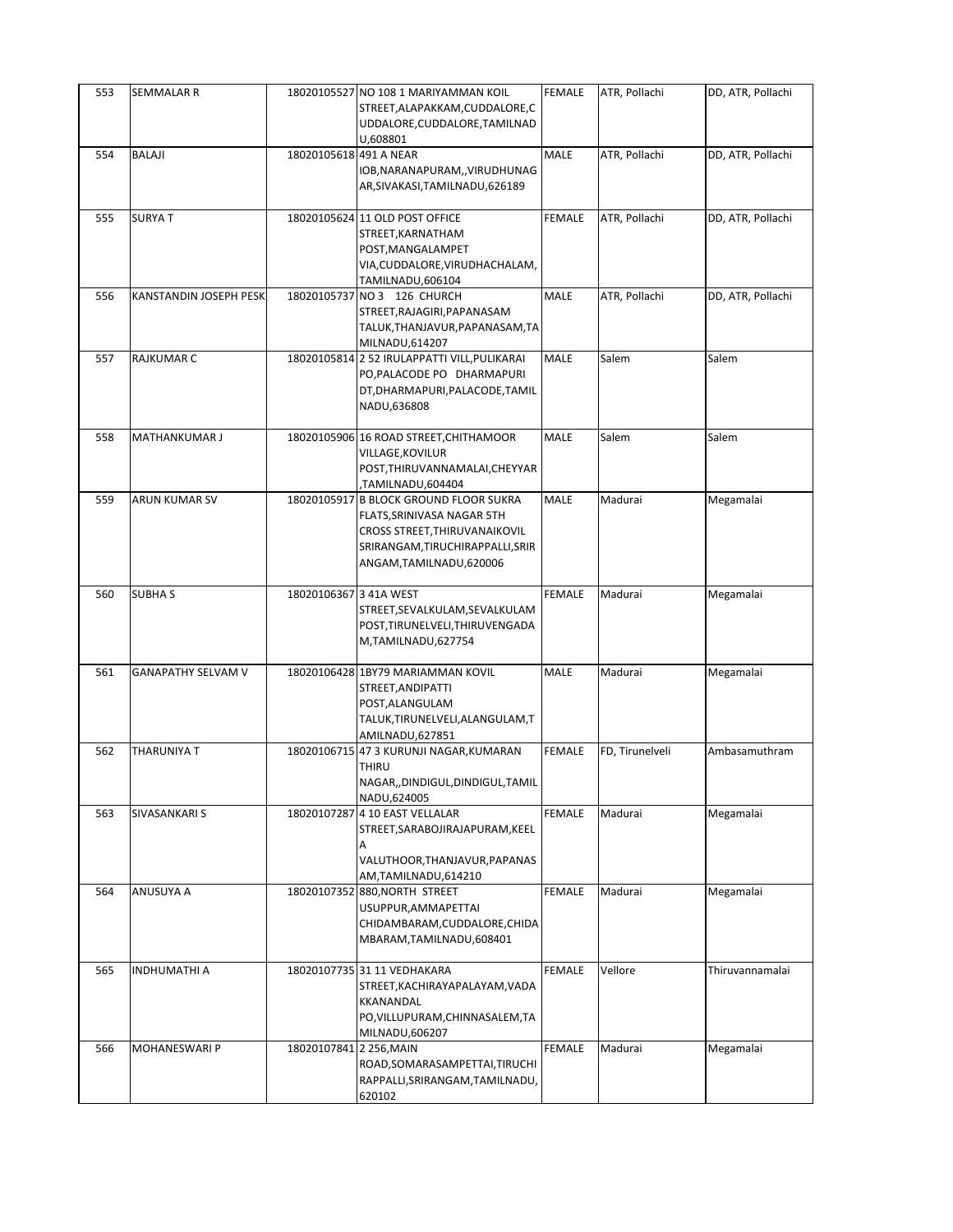| 553 | SEMMALAR R | 18020105527 | NO 108 1 MARIYAMMAN KOIL STREET,ALAPAKKAM,CUDDALORE,CUDDALORE,CUDDALORE,TAMILNADU,608801 | FEMALE | ATR, Pollachi | DD, ATR, Pollachi |
|---|---|---|---|---|---|---|
| 554 | BALAJI | 18020105618 | 491 A NEAR IOB,NARANAPURAM,,VIRUDHUNAGAR,SIVAKASI,TAMILNADU,626189 | MALE | ATR, Pollachi | DD, ATR, Pollachi |
| 555 | SURYA T | 18020105624 | 11 OLD POST OFFICE STREET,KARNATHAM POST,MANGALAMPET VIA,CUDDALORE,VIRUDHACHALAM,TAMILNADU,606104 | FEMALE | ATR, Pollachi | DD, ATR, Pollachi |
| 556 | KANSTANDIN JOSEPH PESK | 18020105737 | NO 3 126 CHURCH STREET,RAJAGIRI,PAPANASAM TALUK,THANJAVUR,PAPANASAM,TAMILNADU,614207 | MALE | ATR, Pollachi | DD, ATR, Pollachi |
| 557 | RAJKUMAR C | 18020105814 | 2 52 IRULAPPATTI VILL,PULIKARAI PO,PALACODE PO DHARMAPURI DT,DHARMAPURI,PALACODE,TAMILNADU,636808 | MALE | Salem | Salem |
| 558 | MATHANKUMAR J | 18020105906 | 16 ROAD STREET,CHITHAMOOR VILLAGE,KOVILUR POST,THIRUVANNAMALAI,CHEYYAR,TAMILNADU,604404 | MALE | Salem | Salem |
| 559 | ARUN KUMAR SV | 18020105917 | B BLOCK GROUND FLOOR SUKRA FLATS,SRINIVASA NAGAR 5TH CROSS STREET,THIRUVANAIKOVIL SRIRANGAM,TIRUCHIRAPPALLI,SRIRANGAM,TAMILNADU,620006 | MALE | Madurai | Megamalai |
| 560 | SUBHA S | 18020106367 | 3 41A WEST STREET,SEVALKULAM,SEVALKULAM POST,TIRUNELVELI,THIRUVENGADAM,TAMILNADU,627754 | FEMALE | Madurai | Megamalai |
| 561 | GANAPATHY SELVAM V | 18020106428 | 1BY79 MARIAMMAN KOVIL STREET,ANDIPATTI POST,ALANGULAM TALUK,TIRUNELVELI,ALANGULAM,TAMILNADU,627851 | MALE | Madurai | Megamalai |
| 562 | THARUNIYA T | 18020106715 | 47 3 KURUNJI NAGAR,KUMARAN THIRU NAGAR,,DINDIGUL,DINDIGUL,TAMILNADU,624005 | FEMALE | FD, Tirunelveli | Ambasamuthram |
| 563 | SIVASANKARI S | 18020107287 | 4 10 EAST VELLALAR STREET,SARABOJIRAJAPURAM,KEELA VALUTHOOR,THANJAVUR,PAPANASAM,TAMILNADU,614210 | FEMALE | Madurai | Megamalai |
| 564 | ANUSUYA A | 18020107352 | 880,NORTH STREET USUPPUR,AMMAPETTAI CHIDAMBARAM,CUDDALORE,CHIDAMBARAM,TAMILNADU,608401 | FEMALE | Madurai | Megamalai |
| 565 | INDHUMATHI A | 18020107735 | 31 11 VEDHAKARA STREET,KACHIRAYAPALAYAM,VADAKKANANDAL PO,VILLUPURAM,CHINNASALEM,TAMILNADU,606207 | FEMALE | Vellore | Thiruvannamalai |
| 566 | MOHANESWARI P | 18020107841 | 2 256,MAIN ROAD,SOMARASAMPETTAI,TIRUCHIRAPPALLI,SRIRANGAM,TAMILNADU,620102 | FEMALE | Madurai | Megamalai |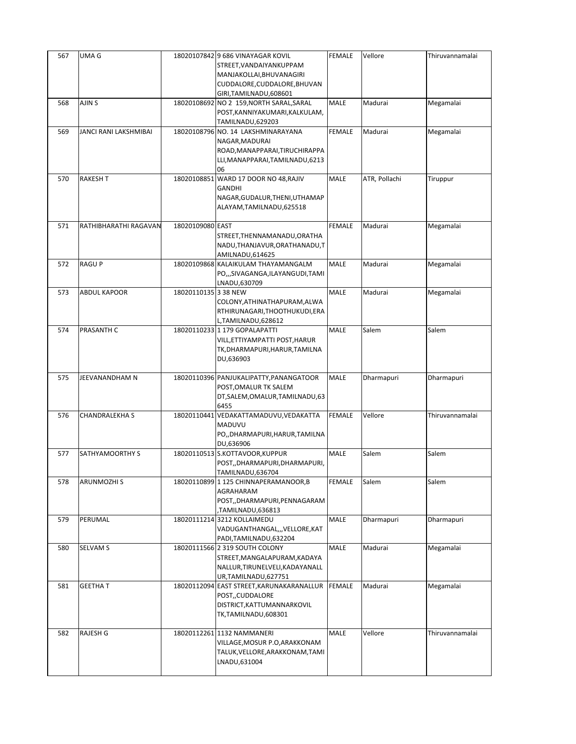| 567 | UMA G | 18020107842 | 9 686 VINAYAGAR KOVIL STREET,VANDAIYANKUPPAM MANJAKOLLAI,BHUVANAGIRI CUDDALORE,CUDDALORE,BHUVAN GIRI,TAMILNADU,608601 | FEMALE | Vellore | Thiruvannamalai |
|---|---|---|---|---|---|---|
| 568 | AJIN S | 18020108692 | NO 2 159,NORTH SARAL,SARAL POST,KANNIYAKUMARI,KALKULAM, TAMILNADU,629203 | MALE | Madurai | Megamalai |
| 569 | JANCI RANI LAKSHMIBAI | 18020108796 | NO. 14 LAKSHMINARAYANA NAGAR,MADURAI ROAD,MANAPPARAI,TIRUCHIRAPPA LLI,MANAPPARAI,TAMILNADU,6213 06 | FEMALE | Madurai | Megamalai |
| 570 | RAKESH T | 18020108851 | WARD 17 DOOR NO 48,RAJIV GANDHI NAGAR,GUDALUR,THENI,UTHAMAP ALAYAM,TAMILNADU,625518 | MALE | ATR, Pollachi | Tiruppur |
| 571 | RATHIBHARATHI RAGAVAN | 18020109080 | EAST STREET,THENNAMANADU,ORATHA NADU,THANJAVUR,ORATHANADU,T AMILNADU,614625 | FEMALE | Madurai | Megamalai |
| 572 | RAGU P | 18020109868 | KALAIKULAM THAYAMANGALM PO,,,SIVAGANGA,ILAYANGUDI,TAMI LNADU,630709 | MALE | Madurai | Megamalai |
| 573 | ABDUL KAPOOR | 18020110135 | 3 38 NEW COLONY,ATHINATHAPURAM,ALWA RTHIRUNAGARI,THOOTHUKUDI,ERA L,TAMILNADU,628612 | MALE | Madurai | Megamalai |
| 574 | PRASANTH C | 18020110233 | 1 179 GOPALAPATTI VILL,ETTIYAMPATTI POST,HARUR TK,DHARMAPURI,HARUR,TAMILNA DU,636903 | MALE | Salem | Salem |
| 575 | JEEVANANDHAM N | 18020110396 | PANJUKALIPATTY,PANANGATOOR POST,OMALUR TK SALEM DT,SALEM,OMALUR,TAMILNADU,63 6455 | MALE | Dharmapuri | Dharmapuri |
| 576 | CHANDRALEKHA S | 18020110441 | VEDAKATTAMADUVU,VEDAKATTA MADUVU PO,,DHARMAPURI,HARUR,TAMILNA DU,636906 | FEMALE | Vellore | Thiruvannamalai |
| 577 | SATHYAMOORTHY S | 18020110513 | S.KOTTAVOOR,KUPPUR POST,,DHARMAPURI,DHARMAPURI, TAMILNADU,636704 | MALE | Salem | Salem |
| 578 | ARUNMOZHI S | 18020110899 | 1 125 CHINNAPERAMANOOR,B AGRAHARAM POST,,DHARMAPURI,PENNAGARAM ,TAMILNADU,636813 | FEMALE | Salem | Salem |
| 579 | PERUMAL | 18020111214 | 3212 KOLLAIMEDU VADUGANTHANGAL,,,VELLORE,KAT PADI,TAMILNADU,632204 | MALE | Dharmapuri | Dharmapuri |
| 580 | SELVAM S | 18020111566 | 2 319 SOUTH COLONY STREET,MANGALAPURAM,KADAYA NALLUR,TIRUNELVELI,KADAYANALL UR,TAMILNADU,627751 | MALE | Madurai | Megamalai |
| 581 | GEETHA T | 18020112094 | EAST STREET,KARUNAKARANALLUR POST,,CUDDALORE DISTRICT,KATTUMANNARKOVIL TK,TAMILNADU,608301 | FEMALE | Madurai | Megamalai |
| 582 | RAJESH G | 18020112261 | 1132 NAMMANERI VILLAGE,MOSUR P.O,ARAKKONAM TALUK,VELLORE,ARAKKONAM,TAMI LNADU,631004 | MALE | Vellore | Thiruvannamalai |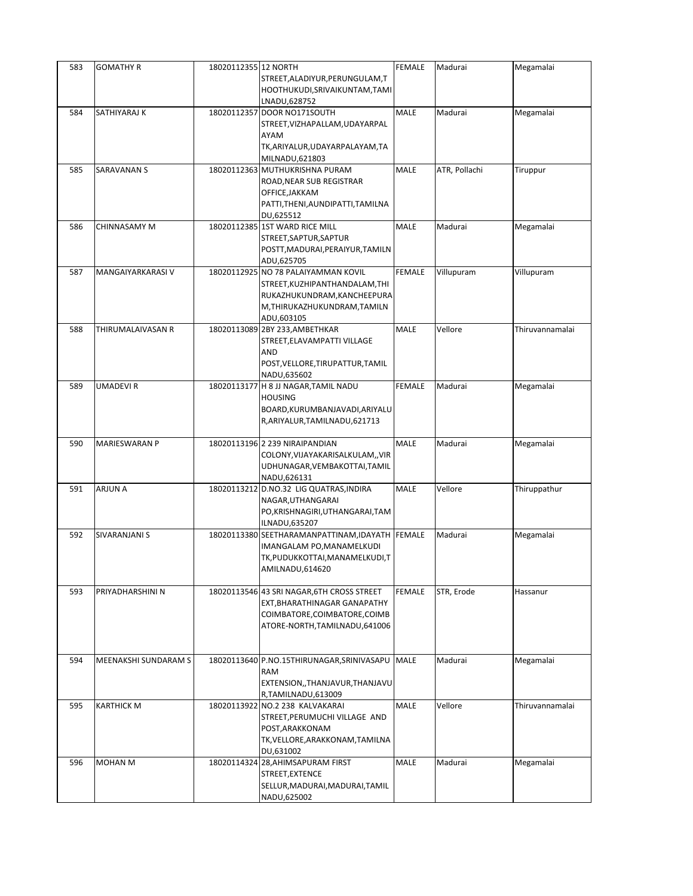| 583 | GOMATHY R | 18020112355 | 12 NORTH STREET,ALADIYUR,PERUNGULAM,THOOTHUKUDI,SRIVAIKUNTAM,TAMILNADU,628752 | FEMALE | Madurai | Megamalai |
|---|---|---|---|---|---|---|
| 584 | SATHIYARAJ K | 18020112357 | DOOR NO171SOUTH STREET,VIZHAPALLAM,UDAYARPALAYAM TK,ARIYALUR,UDAYARPALAYAM,TAMILNADU,621803 | MALE | Madurai | Megamalai |
| 585 | SARAVANAN S | 18020112363 | MUTHUKRISHNA PURAM ROAD,NEAR SUB REGISTRAR OFFICE,JAKKAM PATTI,THENI,AUNDIPATTI,TAMILNADU,625512 | MALE | ATR, Pollachi | Tiruppur |
| 586 | CHINNASAMY M | 18020112385 | 1ST WARD RICE MILL STREET,SAPTUR,SAPTUR POSTT,MADURAI,PERAIYUR,TAMILNADU,625705 | MALE | Madurai | Megamalai |
| 587 | MANGAIYARKARASI V | 18020112925 | NO 78 PALAIYAMMAN KOVIL STREET,KUZHIPANTHANDALAM,THIRUKAZHUKUNDRAM,KANCHEEPURAM,THIRUKAZHUKUNDRAM,TAMILNADU,603105 | FEMALE | Villupuram | Villupuram |
| 588 | THIRUMALAIVASAN R | 18020113089 | 2BY 233,AMBETHKAR STREET,ELAVAMPATTI VILLAGE AND POST,VELLORE,TIRUPATTUR,TAMILNADU,635602 | MALE | Vellore | Thiruvannamalai |
| 589 | UMADEVI R | 18020113177 | H 8 JJ NAGAR,TAMIL NADU HOUSING BOARD,KURUMBANJAVADI,ARIYALUR,ARIYALUR,TAMILNADU,621713 | FEMALE | Madurai | Megamalai |
| 590 | MARIESWARAN P | 18020113196 | 2 239 NIRAIPANDIAN COLONY,VIJAYAKARISALKULAM,,VIRUDHUNAGAR,VEMBAKOTTAI,TAMILNADU,626131 | MALE | Madurai | Megamalai |
| 591 | ARJUN A | 18020113212 | D.NO.32 LIG QUATRAS,INDIRA NAGAR,UTHANGARAI PO,KRISHNAGIRI,UTHANGARAI,TAMILNADU,635207 | MALE | Vellore | Thiruppathur |
| 592 | SIVARANJANI S | 18020113380 | SEETHARAMANPATTINAM,IDAYATHIMANGALAM PO,MANAMELKUDI TK,PUDUKKOTTAI,MANAMELKUDI,TAMILNADU,614620 | FEMALE | Madurai | Megamalai |
| 593 | PRIYADHARSHINI N | 18020113546 | 43 SRI NAGAR,6TH CROSS STREET EXT,BHARATHINAGAR GANAPATHY COIMBATORE,COIMBATORE,COIMBATORE-NORTH,TAMILNADU,641006 | FEMALE | STR, Erode | Hassanur |
| 594 | MEENAKSHI SUNDARAM S | 18020113640 | P.NO.15THIRUNAGAR,SRINIVASAPURAM EXTENSION,,THANJAVUR,THANJAVUR,TAMILNADU,613009 | MALE | Madurai | Megamalai |
| 595 | KARTHICK M | 18020113922 | NO.2 238 KALVAKARAI STREET,PERUMUCHI VILLAGE AND POST,ARAKKONAM TK,VELLORE,ARAKKONAM,TAMILNADU,631002 | MALE | Vellore | Thiruvannamalai |
| 596 | MOHAN M | 18020114324 | 28,AHIMSAPURAM FIRST STREET,EXTENCE SELLUR,MADURAI,MADURAI,TAMILNADU,625002 | MALE | Madurai | Megamalai |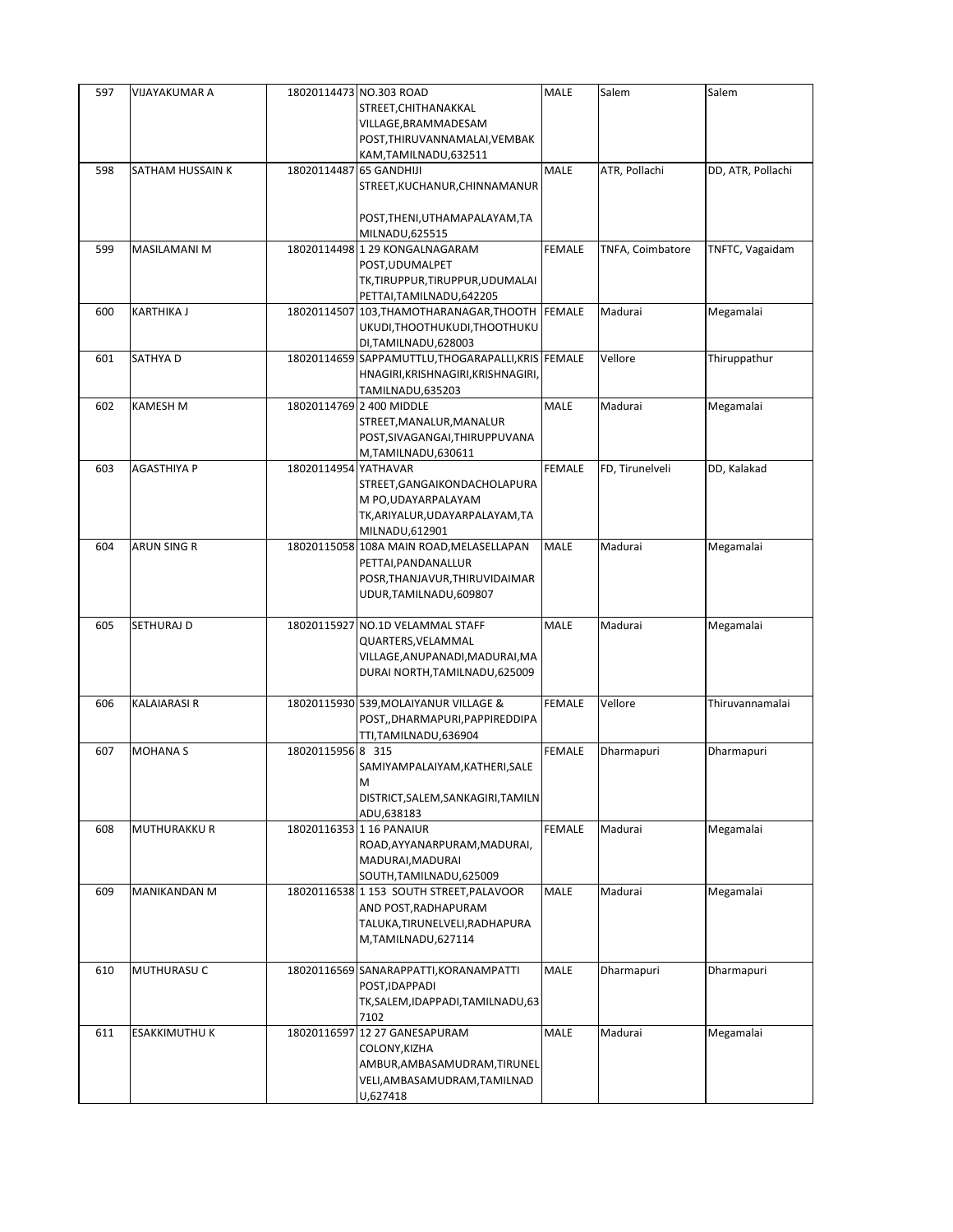| 597 | VIJAYAKUMAR A | 18020114473 | NO.303 ROAD STREET,CHITHANAKKAL VILLAGE,BRAMMADESAM POST,THIRUVANNAMALAI,VEMBAKKAM,TAMILNADU,632511 | MALE | Salem | Salem |
|---|---|---|---|---|---|---|
| 598 | SATHAM HUSSAIN K | 18020114487 | 65 GANDHIJI STREET,KUCHANUR,CHINNAMANUR POST,THENI,UTHAMAPALAYAM,TAMILNADU,625515 | MALE | ATR, Pollachi | DD, ATR, Pollachi |
| 599 | MASILAMANI M | 18020114498 | 1 29 KONGALNAGARAM POST,UDUMALPET TK,TIRUPPUR,TIRUPPUR,UDUMALAIPETTAI,TAMILNADU,642205 | FEMALE | TNFA, Coimbatore | TNFTC, Vagaidam |
| 600 | KARTHIKA J | 18020114507 | 103,THAMOTHARANAGAR,THOOTHUKUDI,THOOTHUKUDI,THOOTHUKUDI,TAMILNADU,628003 | FEMALE | Madurai | Megamalai |
| 601 | SATHYA D | 18020114659 | SAPPAMUTTLU,THOGARAPALLI,KRISHNAGIRI,KRISHNAGIRI,KRISHNAGIRI,TAMILNADU,635203 | FEMALE | Vellore | Thiruppathur |
| 602 | KAMESH M | 18020114769 | 2 400 MIDDLE STREET,MANALUR,MANALUR POST,SIVAGANGAI,THIRUPPUVANAM,TAMILNADU,630611 | MALE | Madurai | Megamalai |
| 603 | AGASTHIYA P | 18020114954 | YATHAVAR STREET,GANGAIKONDACHOLAPURAM PO,UDAYARPALAYAM TK,ARIYALUR,UDAYARPALAYAM,TAMILNADU,612901 | FEMALE | FD, Tirunelveli | DD, Kalakad |
| 604 | ARUN SING R | 18020115058 | 108A MAIN ROAD,MELASELLAPANPETTAI,PANDANALLUR POSR,THANJAVUR,THIRUVIDAIMARUDUR,TAMILNADU,609807 | MALE | Madurai | Megamalai |
| 605 | SETHURAJ D | 18020115927 | NO.1D VELAMMAL STAFF QUARTERS,VELAMMAL VILLAGE,ANUPANADI,MADURAI,MADURAI NORTH,TAMILNADU,625009 | MALE | Madurai | Megamalai |
| 606 | KALAIARASI R | 18020115930 | 539,MOLAIYANUR VILLAGE & POST,,DHARMAPURI,PAPPIREDDIPATTI,TAMILNADU,636904 | FEMALE | Vellore | Thiruvannamalai |
| 607 | MOHANA S | 18020115956 | 8 315 SAMIYAMPALAIYAM,KATHERI,SALEM DISTRICT,SALEM,SANKAGIRI,TAMILNADU,638183 | FEMALE | Dharmapuri | Dharmapuri |
| 608 | MUTHURAKKU R | 18020116353 | 1 16 PANAIUR ROAD,AYYANARPURAM,MADURAI,MADURAI,MADURAI SOUTH,TAMILNADU,625009 | FEMALE | Madurai | Megamalai |
| 609 | MANIKANDAN M | 18020116538 | 1 153 SOUTH STREET,PALAVOOR AND POST,RADHAPURAM TALUKA,TIRUNELVELI,RADHAPURAM,TAMILNADU,627114 | MALE | Madurai | Megamalai |
| 610 | MUTHURASU C | 18020116569 | SANARAPPATTI,KORANAMPATTI POST,IDAPPADI TK,SALEM,IDAPPADI,TAMILNADU,637102 | MALE | Dharmapuri | Dharmapuri |
| 611 | ESAKKIMUTHU K | 18020116597 | 12 27 GANESAPURAM COLONY,KIZHA AMBUR,AMBASAMUDRAM,TIRUNELVELI,AMBASAMUDRAM,TAMILNADU,627418 | MALE | Madurai | Megamalai |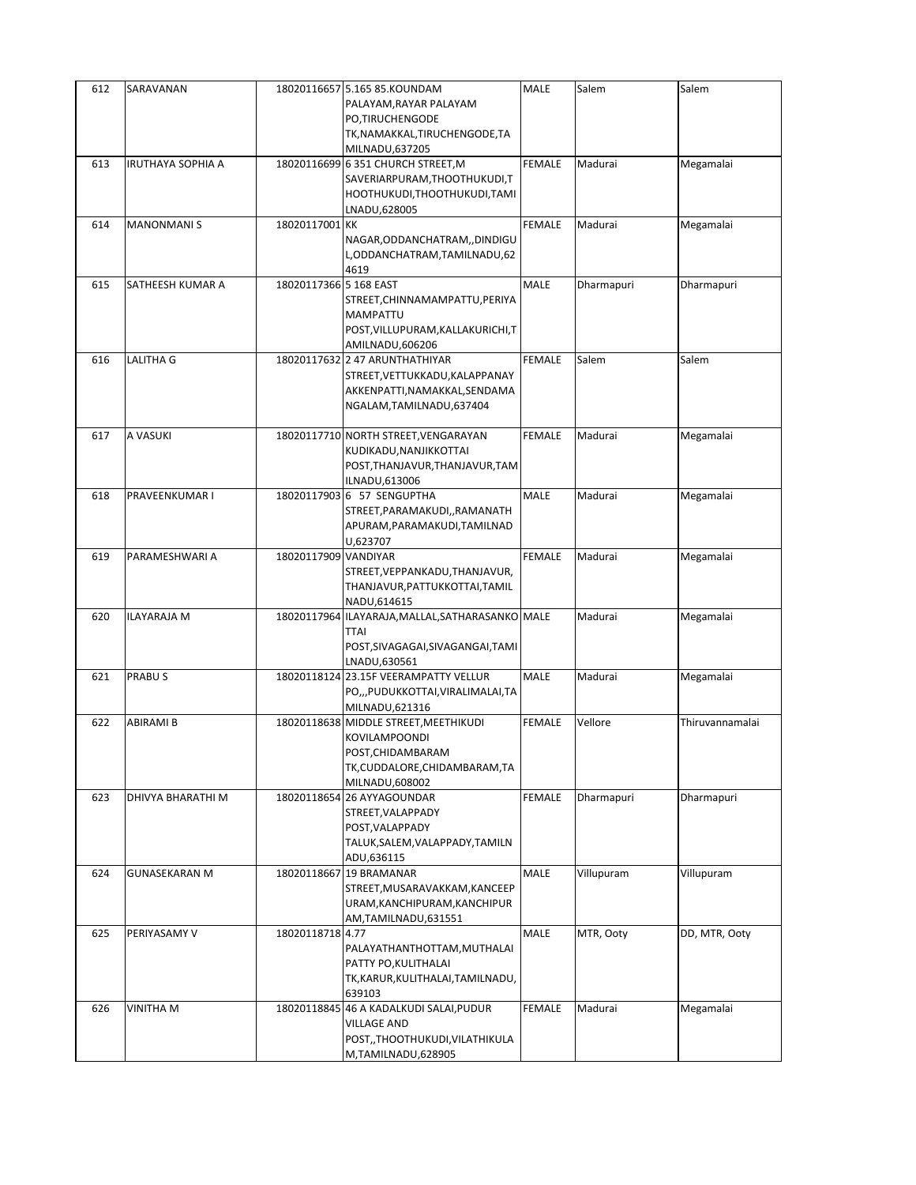| 612 | SARAVANAN | 18020116657 | 5.165 85.KOUNDAM PALAYAM,RAYAR PALAYAM PO,TIRUCHENGODE TK,NAMAKKAL,TIRUCHENGODE,TAMILNADU,637205 | MALE | Salem | Salem |
|---|---|---|---|---|---|---|
| 613 | IRUTHAYA SOPHIA A | 18020116699 | 6 351 CHURCH STREET,M SAVERIARPURAM,THOOTHUKUDI,THOOTHUKUDI,THOOTHUKUDI,TAMILNADU,628005 | FEMALE | Madurai | Megamalai |
| 614 | MANONMANI S | 18020117001 | KK NAGAR,ODDANCHATRAM,,DINDIGUL,ODDANCHATRAM,TAMILNADU,624619 | FEMALE | Madurai | Megamalai |
| 615 | SATHEESH KUMAR A | 18020117366 | 5 168 EAST STREET,CHINNAMAMPATTU,PERIYAMAMPATTU POST,VILLUPURAM,KALLAKURICHI,TAMILNADU,606206 | MALE | Dharmapuri | Dharmapuri |
| 616 | LALITHA G | 18020117632 | 2 47 ARUNTHATHIYAR STREET,VETTUKKADU,KALAPPANAYAKKENPATTI,NAMAKKAL,SENDAMANGALAM,TAMILNADU,637404 | FEMALE | Salem | Salem |
| 617 | A VASUKI | 18020117710 | NORTH STREET,VENGARAYAN KUDIKADU,NANJIKKOTTAI POST,THANJAVUR,THANJAVUR,TAMILNADU,613006 | FEMALE | Madurai | Megamalai |
| 618 | PRAVEENKUMAR I | 18020117903 | 6 57 SENGUPTHA STREET,PARAMAKUDI,,RAMANATHAPURAM,PARAMAKUDI,TAMILNADU,623707 | MALE | Madurai | Megamalai |
| 619 | PARAMESHWARI A | 18020117909 | VANDIYAR STREET,VEPPANKADU,THANJAVUR,THANJAVUR,PATTUKKOTTAI,TAMILNADU,614615 | FEMALE | Madurai | Megamalai |
| 620 | ILAYARAJA M | 18020117964 | ILAYARAJA,MALLAL,SATHARASANKOTTAI POST,SIVAGAGAI,SIVAGANGAI,TAMILNADU,630561 | MALE | Madurai | Megamalai |
| 621 | PRABU S | 18020118124 | 23.15F VEERAMPATTY VELLUR PO,,,PUDUKKOTTAI,VIRALIMALAI,TAMILNADU,621316 | MALE | Madurai | Megamalai |
| 622 | ABIRAMI B | 18020118638 | MIDDLE STREET,MEETHIKUDI KOVILAMPOONDI POST,CHIDAMBARAM TK,CUDDALORE,CHIDAMBARAM,TAMILNADU,608002 | FEMALE | Vellore | Thiruvannamalai |
| 623 | DHIVYA BHARATHI M | 18020118654 | 26 AYYAGOUNDAR STREET,VALAPPADY POST,VALAPPADY TALUK,SALEM,VALAPPADY,TAMILNADU,636115 | FEMALE | Dharmapuri | Dharmapuri |
| 624 | GUNASEKARAN M | 18020118667 | 19 BRAMANAR STREET,MUSARAVAKKAM,KANCEEPURAM,KANCHIPURAM,KANCHIPURAM,TAMILNADU,631551 | MALE | Villupuram | Villupuram |
| 625 | PERIYASAMY V | 18020118718 | 4.77 PALAYATHANTHOTTAM,MUTHALAIPATTY PO,KULITHALAI TK,KARUR,KULITHALAI,TAMILNADU,639103 | MALE | MTR, Ooty | DD, MTR, Ooty |
| 626 | VINITHA M | 18020118845 | 46 A KADALKUDI SALAI,PUDUR VILLAGE AND POST,,THOOTHUKUDI,VILATHIKULAM,TAMILNADU,628905 | FEMALE | Madurai | Megamalai |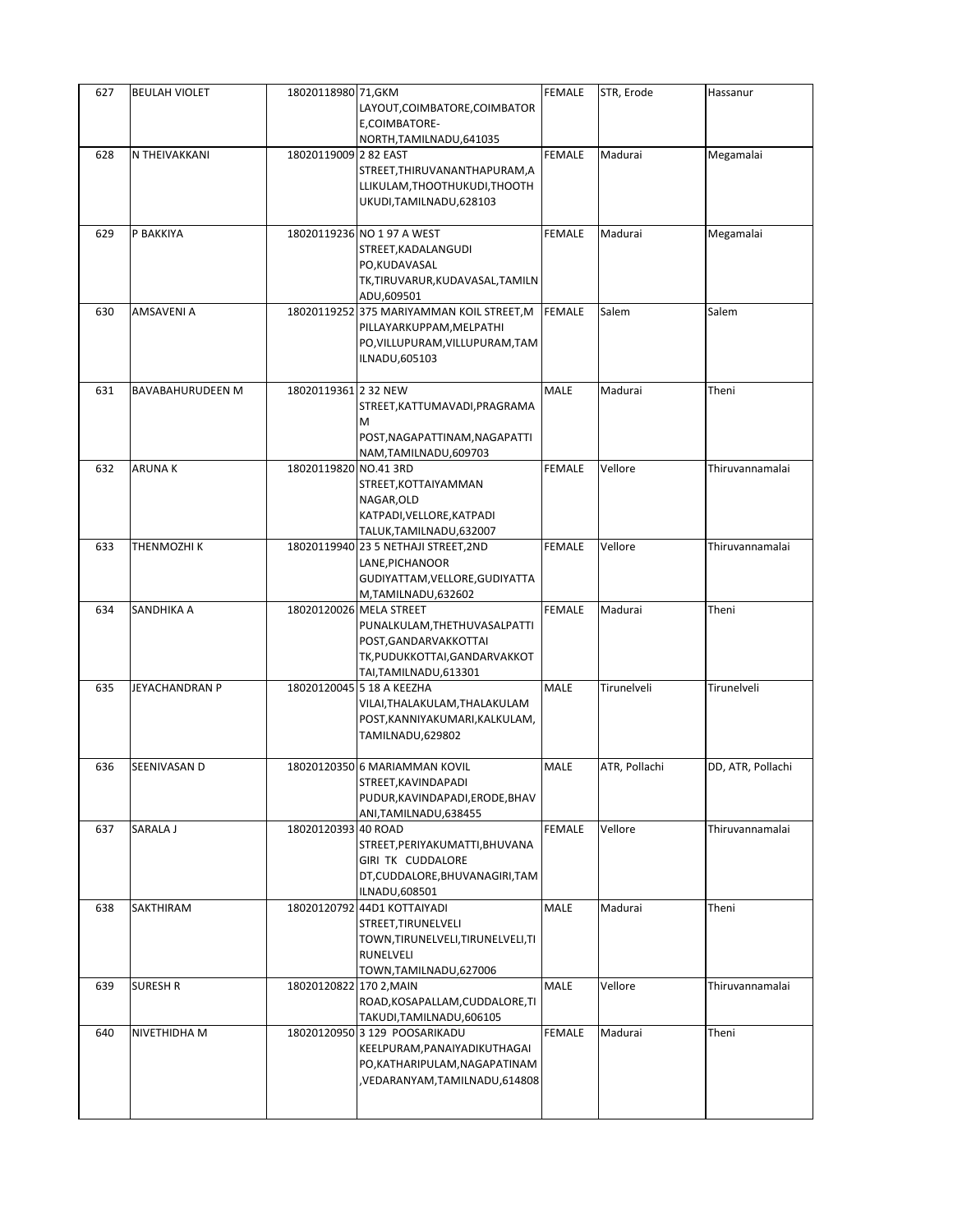| 627 | BEULAH VIOLET | 18020118980 | 71,GKM LAYOUT,COIMBATORE,COIMBATORE,COIMBATORE-NORTH,TAMILNADU,641035 | FEMALE | STR, Erode | Hassanur |
|---|---|---|---|---|---|---|
| 628 | N THEIVAKKANI | 18020119009 | 2 82 EAST STREET,THIRUVANANTHAPURAM,ALLIKULAM,THOOTHUKUDI,THOOTHUKUDI,TAMILNADU,628103 | FEMALE | Madurai | Megamalai |
| 629 | P BAKKIYA | 18020119236 | NO 1 97 A WEST STREET,KADALANGUDI PO,KUDAVASAL TK,TIRUVARUR,KUDAVASAL,TAMILNADU,609501 | FEMALE | Madurai | Megamalai |
| 630 | AMSAVENI A | 18020119252 | 375 MARIYAMMAN KOIL STREET,M PILLAYARKUPPAM,MELPATHI PO,VILLUPURAM,VILLUPURAM,TAMILNADU,605103 | FEMALE | Salem | Salem |
| 631 | BAVABAHURUDEEN M | 18020119361 | 2 32 NEW STREET,KATTUMAVADI,PRAGRAMAM POST,NAGAPATTINAM,NAGAPATTINAM,TAMILNADU,609703 | MALE | Madurai | Theni |
| 632 | ARUNA K | 18020119820 | NO.41 3RD STREET,KOTTAIYAMMAN NAGAR,OLD KATPADI,VELLORE,KATPADI TALUK,TAMILNADU,632007 | FEMALE | Vellore | Thiruvannamalai |
| 633 | THENMOZHI K | 18020119940 | 23 5 NETHAJI STREET,2ND LANE,PICHANOOR GUDIYATTAM,VELLORE,GUDIYATTAM,TAMILNADU,632602 | FEMALE | Vellore | Thiruvannamalai |
| 634 | SANDHIKA A | 18020120026 | MELA STREET PUNALKULAM,THETHUVASALPATTI POST,GANDARVAKKOTTAI TK,PUDUKKOTTAI,GANDARVAKKOTTAI,TAMILNADU,613301 | FEMALE | Madurai | Theni |
| 635 | JEYACHANDRAN P | 18020120045 | 5 18 A KEEZHA VILAI,THALAKULAM,THALAKULAM POST,KANNIYAKUMARI,KALKULAM,TAMILNADU,629802 | MALE | Tirunelveli | Tirunelveli |
| 636 | SEENIVASAN D | 18020120350 | 6 MARIAMMAN KOVIL STREET,KAVINDAPADI PUDUR,KAVINDAPADI,ERODE,BHAVANI,TAMILNADU,638455 | MALE | ATR, Pollachi | DD, ATR, Pollachi |
| 637 | SARALA J | 18020120393 | 40 ROAD STREET,PERIYAKUMATTI,BHUVANA GIRI TK CUDDALORE DT,CUDDALORE,BHUVANAGIRI,TAMILNADU,608501 | FEMALE | Vellore | Thiruvannamalai |
| 638 | SAKTHIRAM | 18020120792 | 44D1 KOTTAIYADI STREET,TIRUNELVELI TOWN,TIRUNELVELI,TIRUNELVELI,TIRUNELVELI TOWN,TAMILNADU,627006 | MALE | Madurai | Theni |
| 639 | SURESH R | 18020120822 | 170 2,MAIN ROAD,KOSAPALLAM,CUDDALORE,TITAKUDI,TAMILNADU,606105 | MALE | Vellore | Thiruvannamalai |
| 640 | NIVETHIDHA M | 18020120950 | 3 129 POOSARIKADU KEELPURAM,PANAIYADIKUTHAGAI PO,KATHARIPULAM,NAGAPATINAM,VEDARANYAM,TAMILNADU,614808 | FEMALE | Madurai | Theni |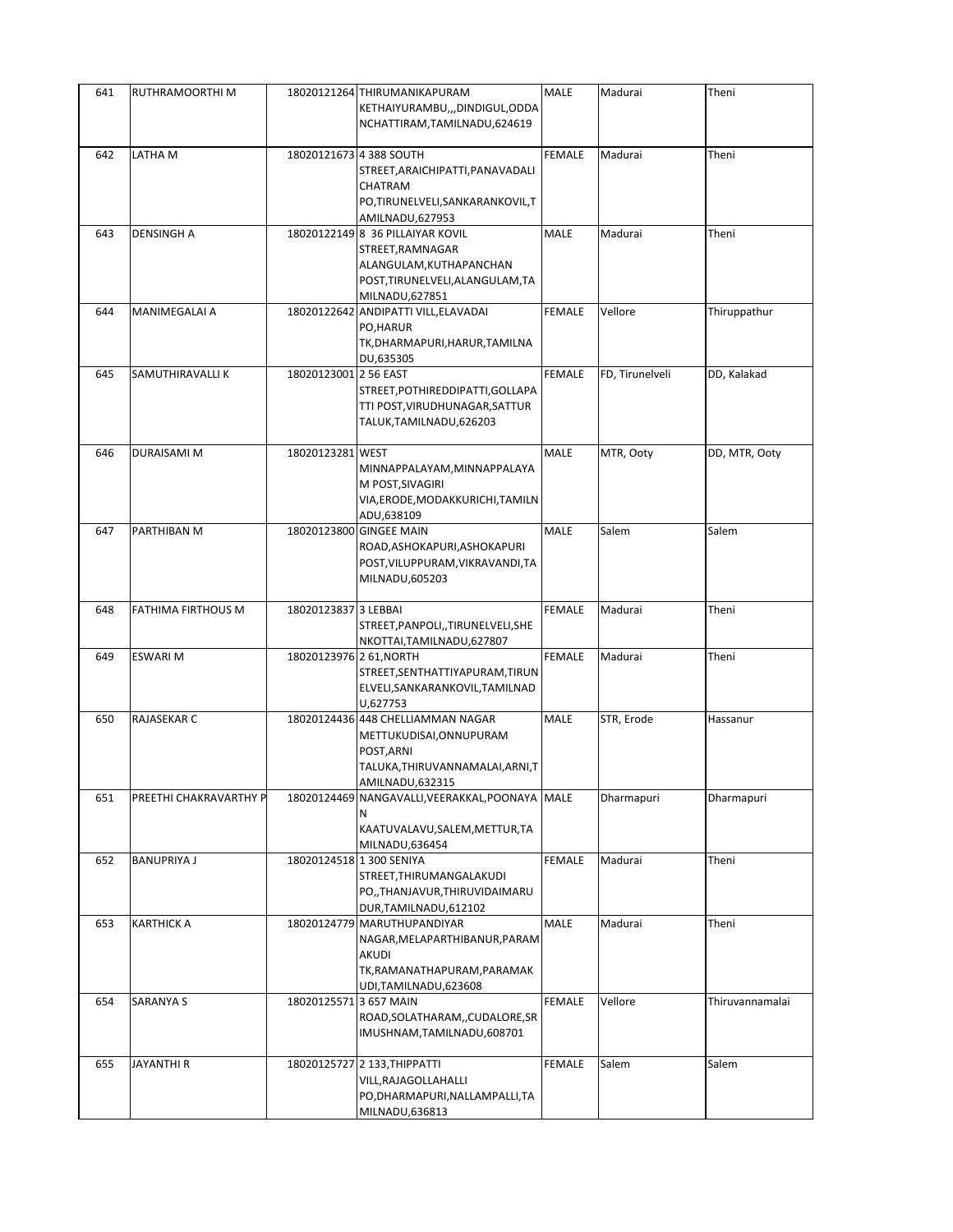| 641 | RUTHRAMOORTHI M | 18020121264 | THIRUMANIKAPURAM KETHAIYURAMBU,,,DINDIGUL,ODDANCHATTIRAM,TAMILNADU,624619 | MALE | Madurai | Theni |
|---|---|---|---|---|---|---|
| 642 | LATHA M | 18020121673 | 4 388 SOUTH STREET,ARAICHIPATTI,PANAVADALI CHATRAM PO,TIRUNELVELI,SANKARANKOVIL,TAMILNADU,627953 | FEMALE | Madurai | Theni |
| 643 | DENSINGH A | 18020122149 | 8 36 PILLAIYAR KOVIL STREET,RAMNAGAR ALANGULAM,KUTHAPANCHAN POST,TIRUNELVELI,ALANGULAM,TAMILNADU,627851 | MALE | Madurai | Theni |
| 644 | MANIMEGALAI A | 18020122642 | ANDIPATTI VILL,ELAVADAI PO,HARUR TK,DHARMAPURI,HARUR,TAMILNADU,635305 | FEMALE | Vellore | Thiruppathur |
| 645 | SAMUTHIRAVALLI K | 18020123001 | 2 56 EAST STREET,POTHIREDDIPATTI,GOLLAPATTI POST,VIRUDHUNAGAR,SATTUR TALUK,TAMILNADU,626203 | FEMALE | FD, Tirunelveli | DD, Kalakad |
| 646 | DURAISAMI M | 18020123281 | WEST MINNAPPALAYAM,MINNAPPALAYAM POST,SIVAGIRI VIA,ERODE,MODAKKURICHI,TAMILNADU,638109 | MALE | MTR, Ooty | DD, MTR, Ooty |
| 647 | PARTHIBAN M | 18020123800 | GINGEE MAIN ROAD,ASHOKAPURI,ASHOKAPURI POST,VILUPPURAM,VIKRAVANDI,TAMILNADU,605203 | MALE | Salem | Salem |
| 648 | FATHIMA FIRTHOUS M | 18020123837 | 3 LEBBAI STREET,PANPOLI,,TIRUNELVELI,SHENKOTTAI,TAMILNADU,627807 | FEMALE | Madurai | Theni |
| 649 | ESWARI M | 18020123976 | 2 61,NORTH STREET,SENTHATTIYAPURAM,TIRUNELVELI,SANKARANKOVIL,TAMILNADU,627753 | FEMALE | Madurai | Theni |
| 650 | RAJASEKAR C | 18020124436 | 448 CHELLIAMMAN NAGAR METTUKUDISAI,ONNUPURAM POST,ARNI TALUKA,THIRUVANNAMALAI,ARNI,TAMILNADU,632315 | MALE | STR, Erode | Hassanur |
| 651 | PREETHI CHAKRAVARTHY P | 18020124469 | NANGAVALLI,VEERAKKAL,POONAYAN KAATUVALAVU,SALEM,METTUR,TAMILNADU,636454 | MALE | Dharmapuri | Dharmapuri |
| 652 | BANUPRIYA J | 18020124518 | 1 300 SENIYA STREET,THIRUMANGALAKUDI PO,,THANJAVUR,THIRUVIDAIMARUDUR,TAMILNADU,612102 | FEMALE | Madurai | Theni |
| 653 | KARTHICK A | 18020124779 | MARUTHUPANDIYAR NAGAR,MELAPARTHIBANUR,PARAMAKUDI TK,RAMANATHAPURAM,PARAMAKUDI,TAMILNADU,623608 | MALE | Madurai | Theni |
| 654 | SARANYA S | 18020125571 | 3 657 MAIN ROAD,SOLATHARAM,,CUDALORE,SRIMUSHNAM,TAMILNADU,608701 | FEMALE | Vellore | Thiruvannamalai |
| 655 | JAYANTHI R | 18020125727 | 2 133,THIPPATTI VILL,RAJAGOLLAHALLI PO,DHARMAPURI,NALLAMPALLI,TAMILNADU,636813 | FEMALE | Salem | Salem |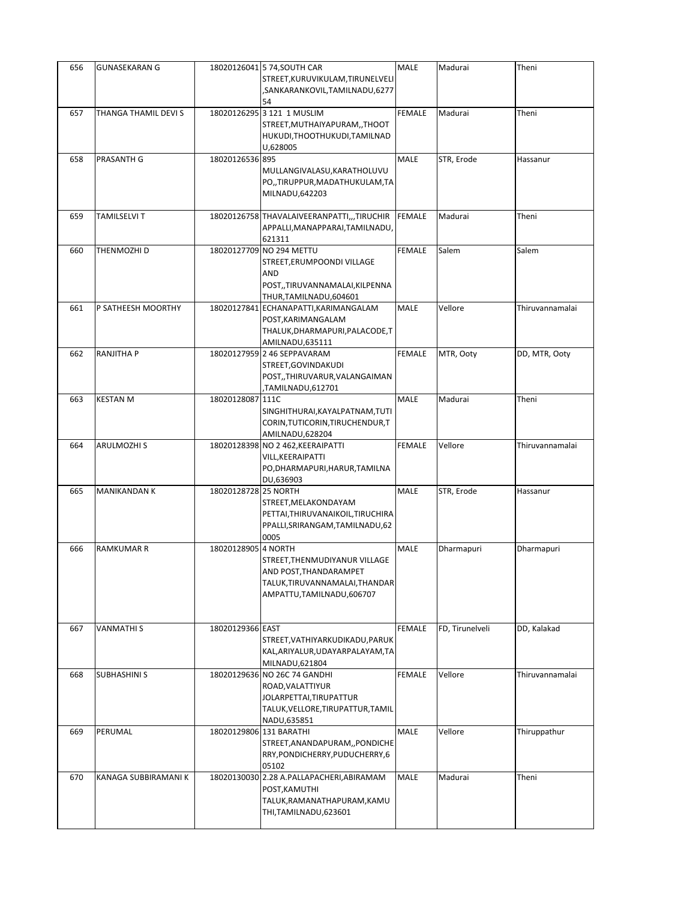| 656 | GUNASEKARAN G | 18020126041 | 5 74,SOUTH CAR STREET,KURUVIKULAM,TIRUNELVELI,SANKARANKOVIL,TAMILNADU,627754 | MALE | Madurai | Theni |
|---|---|---|---|---|---|---|
| 657 | THANGA THAMIL DEVI S | 18020126295 | 3 121 1 MUSLIM STREET,MUTHAIYAPURAM,,THOOTHUKUDI,THOOTHUKUDI,TAMILNADU,628005 | FEMALE | Madurai | Theni |
| 658 | PRASANTH G | 18020126536 | 895 MULLANGIVALASU,KARATHOLUVU PO,,TIRUPPUR,MADATHUKULAM,TAMILNADU,642203 | MALE | STR, Erode | Hassanur |
| 659 | TAMILSELVI T | 18020126758 | THAVALAIVEERANPATTI,,,TIRUCHIRAPPALLI,MANAPPARAI,TAMILNADU,621311 | FEMALE | Madurai | Theni |
| 660 | THENMOZHI D | 18020127709 | NO 294 METTU STREET,ERUMPOONDI VILLAGE AND POST,,TIRUVANNAMALAI,KILPENNATHUR,TAMILNADU,604601 | FEMALE | Salem | Salem |
| 661 | P SATHEESH MOORTHY | 18020127841 | ECHANAPATTI,KARIMANGALAM POST,KARIMANGALAM THALUK,DHARMAPURI,PALACODE,TAMILNADU,635111 | MALE | Vellore | Thiruvannamalai |
| 662 | RANJITHA P | 18020127959 | 2 46 SEPPAVARAM STREET,GOVINDAKUDI POST,,THIRUVARUR,VALANGAIMAN,TAMILNADU,612701 | FEMALE | MTR, Ooty | DD, MTR, Ooty |
| 663 | KESTAN M | 18020128087 | 111C SINGHITHURAI,KAYALPATNAM,TUTICORIN,TUTICORIN,TIRUCHENDUR,TAMILNADU,628204 | MALE | Madurai | Theni |
| 664 | ARULMOZHI S | 18020128398 | NO 2 462,KEERAIPATTI VILL,KEERAIPATTI PO,DHARMAPURI,HARUR,TAMILNADU,636903 | FEMALE | Vellore | Thiruvannamalai |
| 665 | MANIKANDAN K | 18020128728 | 25 NORTH STREET,MELAKONDAYAM PETTAI,THIRUVANAIKOIL,TIRUCHIRAPPALLI,SRIRANGAM,TAMILNADU,620005 | MALE | STR, Erode | Hassanur |
| 666 | RAMKUMAR R | 18020128905 | 4 NORTH STREET,THENMUDIYANUR VILLAGE AND POST,THANDARAMPET TALUK,TIRUVANNAMALAI,THANDARAMPATTU,TAMILNADU,606707 | MALE | Dharmapuri | Dharmapuri |
| 667 | VANMATHI S | 18020129366 | EAST STREET,VATHIYARKUDIKADU,PARUKKAL,ARIYALUR,UDAYARPALAYAM,TAMILNADU,621804 | FEMALE | FD, Tirunelveli | DD, Kalakad |
| 668 | SUBHASHINI S | 18020129636 | NO 26C 74 GANDHI ROAD,VALATTIYUR JOLARPETTAI,TIRUPATTUR TALUK,VELLORE,TIRUPATTUR,TAMILNADU,635851 | FEMALE | Vellore | Thiruvannamalai |
| 669 | PERUMAL | 18020129806 | 131 BARATHI STREET,ANANDAPURAM,,PONDICHERRY,PONDICHERRY,PUDUCHERRY,605102 | MALE | Vellore | Thiruppathur |
| 670 | KANAGA SUBBIRAMANI K | 18020130030 | 2.28 A.PALLAPACHERI,ABIRAMAM POST,KAMUTHI TALUK,RAMANATHAPURAM,KAMUTHI,TAMILNADU,623601 | MALE | Madurai | Theni |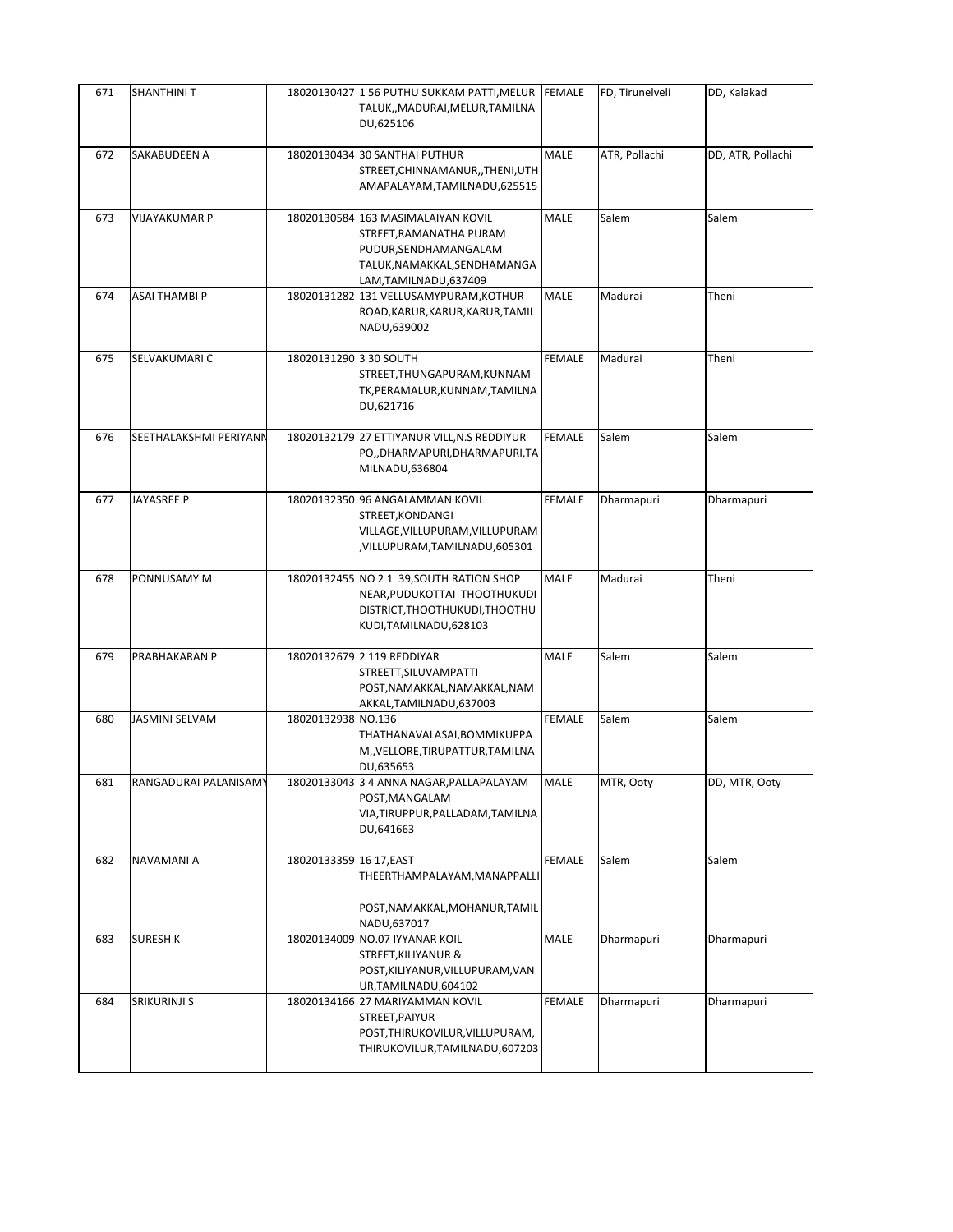| 671 | SHANTHINI T | 18020130427 | 1 56 PUTHU SUKKAM PATTI,MELUR TALUK,,MADURAI,MELUR,TAMILNADU,625106 | FEMALE | FD, Tirunelveli | DD, Kalakad |
|---|---|---|---|---|---|---|
| 672 | SAKABUDEEN A | 18020130434 | 30 SANTHAI PUTHUR STREET,CHINNAMANUR,,THENI,UTHAMAPALAYAM,TAMILNADU,625515 | MALE | ATR, Pollachi | DD, ATR, Pollachi |
| 673 | VIJAYAKUMAR P | 18020130584 | 163 MASIMALAIYAN KOVIL STREET,RAMANATHA PURAM PUDUR,SENDHAMANGALAM TALUK,NAMAKKAL,SENDHAMANGALAM,TAMILNADU,637409 | MALE | Salem | Salem |
| 674 | ASAI THAMBI P | 18020131282 | 131 VELLUSAMYPURAM,KOTHUR ROAD,KARUR,KARUR,KARUR,TAMILNADU,639002 | MALE | Madurai | Theni |
| 675 | SELVAKUMARI C | 18020131290 | 3 30 SOUTH STREET,THUNGAPURAM,KUNNAM TK,PERAMALUR,KUNNAM,TAMILNADU,621716 | FEMALE | Madurai | Theni |
| 676 | SEETHALAKSHMI PERIYANN | 18020132179 | 27 ETTIYANUR VILL,N.S REDDIYUR PO,,DHARMAPURI,DHARMAPURI,TAMILNADU,636804 | FEMALE | Salem | Salem |
| 677 | JAYASREE P | 18020132350 | 96 ANGALAMMAN KOVIL STREET,KONDANGI VILLAGE,VILLUPURAM,VILLUPURAM,TAMILNADU,605301 | FEMALE | Dharmapuri | Dharmapuri |
| 678 | PONNUSAMY M | 18020132455 | NO 2 1 39,SOUTH RATION SHOP NEAR,PUDUKOTTAI THOOTHUKUDI DISTRICT,THOOTHUKUDI,THOOTHUKUDI,TAMILNADU,628103 | MALE | Madurai | Theni |
| 679 | PRABHAKARAN P | 18020132679 | 2 119 REDDIYAR STREETT,SILUVAMPATTI POST,NAMAKKAL,NAMAKKAL,NAMAKKAL,TAMILNADU,637003 | MALE | Salem | Salem |
| 680 | JASMINI SELVAM | 18020132938 | NO.136 THATHANAVALASAI,BOMMIKUPPAM,,VELLORE,TIRUPATTUR,TAMILNADU,635653 | FEMALE | Salem | Salem |
| 681 | RANGADURAI PALANISAMY | 18020133043 | 3 4 ANNA NAGAR,PALLAPALAYAM POST,MANGALAM VIA,TIRUPPUR,PALLADAM,TAMILNADU,641663 | MALE | MTR, Ooty | DD, MTR, Ooty |
| 682 | NAVAMANI A | 18020133359 | 16 17,EAST THEERTHAMPALAYAM,MANAPPALLI POST,NAMAKKAL,MOHANUR,TAMILNADU,637017 | FEMALE | Salem | Salem |
| 683 | SURESH K | 18020134009 | NO.07 IYYANAR KOIL STREET,KILIYANUR & POST,KILIYANUR,VILLUPURAM,VANUR,TAMILNADU,604102 | MALE | Dharmapuri | Dharmapuri |
| 684 | SRIKURINJI S | 18020134166 | 27 MARIYAMMAN KOVIL STREET,PAIYUR POST,THIRUKOVILUR,VILLUPURAM,THIRUKOVILUR,TAMILNADU,607203 | FEMALE | Dharmapuri | Dharmapuri |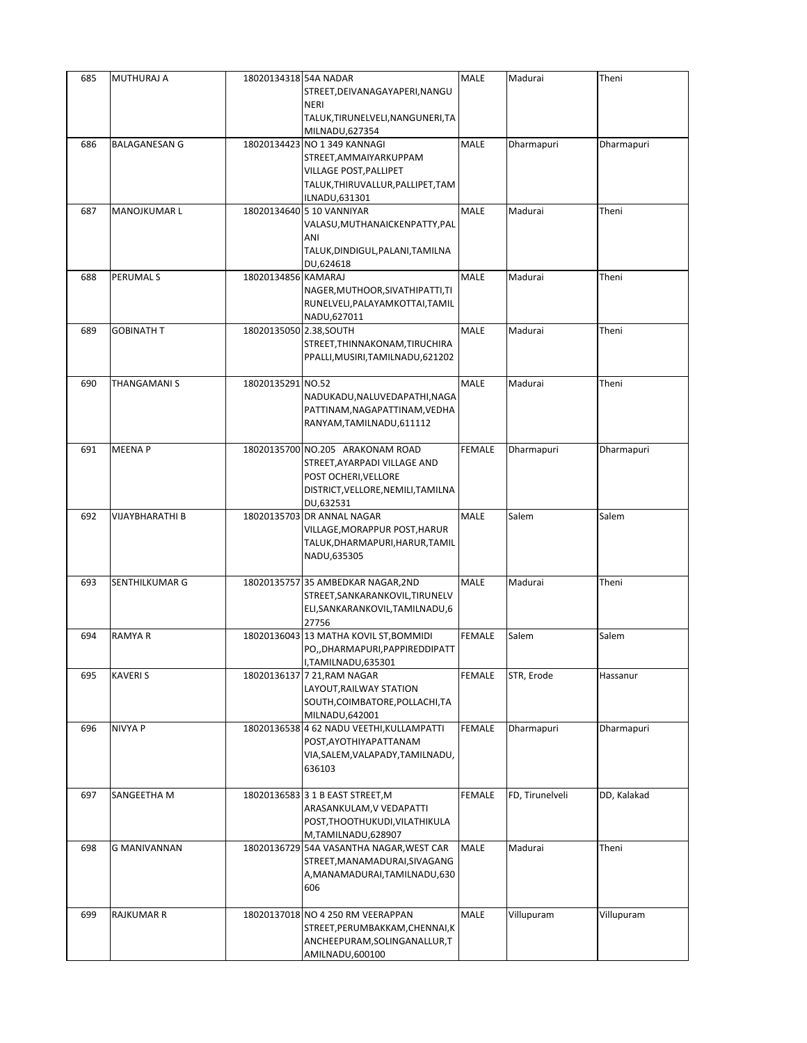| 685 | MUTHURAJ A | 18020134318 | 54A NADAR STREET,DEIVANAGAYAPERI,NANGUNERI TALUK,TIRUNELVELI,NANGUNERI,TAMILNADU,627354 | MALE | Madurai | Theni |
|---|---|---|---|---|---|---|
| 686 | BALAGANESAN G | 18020134423 | NO 1 349 KANNAGI STREET,AMMAIYARKUPPAM VILLAGE POST,PALLIPET TALUK,THIRUVALLUR,PALLIPET,TAMILNADU,631301 | MALE | Dharmapuri | Dharmapuri |
| 687 | MANOJKUMAR L | 18020134640 | 5 10 VANNIYAR VALASU,MUTHANAICKENPATTY,PALANI TALUK,DINDIGUL,PALANI,TAMILNADU,624618 | MALE | Madurai | Theni |
| 688 | PERUMAL S | 18020134856 | KAMARAJ NAGER,MUTHOOR,SIVATHIPATTI,TIRUNELVELI,PALAYAMKOTTAI,TAMILNADU,627011 | MALE | Madurai | Theni |
| 689 | GOBINATH T | 18020135050 | 2.38,SOUTH STREET,THINNAKONAM,TIRUCHIRAPPALLI,MUSIRI,TAMILNADU,621202 | MALE | Madurai | Theni |
| 690 | THANGAMANI S | 18020135291 | NO.52 NADUKADU,NALUVEDAPATHI,NAGAPATTINAM,NAGAPATTINAM,VEDHARANYAM,TAMILNADU,611112 | MALE | Madurai | Theni |
| 691 | MEENA P | 18020135700 | NO.205 ARAKONAM ROAD STREET,AYARPADI VILLAGE AND POST OCHERI,VELLORE DISTRICT,VELLORE,NEMILI,TAMILNADU,632531 | FEMALE | Dharmapuri | Dharmapuri |
| 692 | VIJAYBHARATHI B | 18020135703 | DR ANNAL NAGAR VILLAGE,MORAPPUR POST,HARUR TALUK,DHARMAPURI,HARUR,TAMILNADU,635305 | MALE | Salem | Salem |
| 693 | SENTHILKUMAR G | 18020135757 | 35 AMBEDKAR NAGAR,2ND STREET,SANKARANKOVIL,TIRUNELVELI,SANKARANKOVIL,TAMILNADU,627756 | MALE | Madurai | Theni |
| 694 | RAMYA R | 18020136043 | 13 MATHA KOVIL ST,BOMMIDI PO,,DHARMAPURI,PAPPIREDDIPATTI,TAMILNADU,635301 | FEMALE | Salem | Salem |
| 695 | KAVERI S | 18020136137 | 7 21,RAM NAGAR LAYOUT,RAILWAY STATION SOUTH,COIMBATORE,POLLACHI,TAMILNADU,642001 | FEMALE | STR, Erode | Hassanur |
| 696 | NIVYA P | 18020136538 | 4 62 NADU VEETHI,KULLAMPATTI POST,AYOTHIYAPATTANAM VIA,SALEM,VALAPADY,TAMILNADU,636103 | FEMALE | Dharmapuri | Dharmapuri |
| 697 | SANGEETHA M | 18020136583 | 3 1 B EAST STREET,M ARASANKULAM,V VEDAPATTI POST,THOOTHUKUDI,VILATHIKULAM,TAMILNADU,628907 | FEMALE | FD, Tirunelveli | DD, Kalakad |
| 698 | G MANIVANNAN | 18020136729 | 54A VASANTHA NAGAR,WEST CAR STREET,MANAMADURAI,SIVAGANGA,MANAMADURAI,TAMILNADU,630606 | MALE | Madurai | Theni |
| 699 | RAJKUMAR R | 18020137018 | NO 4 250 RM VEERAPPAN STREET,PERUMBAKKAM,CHENNAI,KANCHEEPURAM,SOLINGANALLUR,TAMILNADU,600100 | MALE | Villupuram | Villupuram |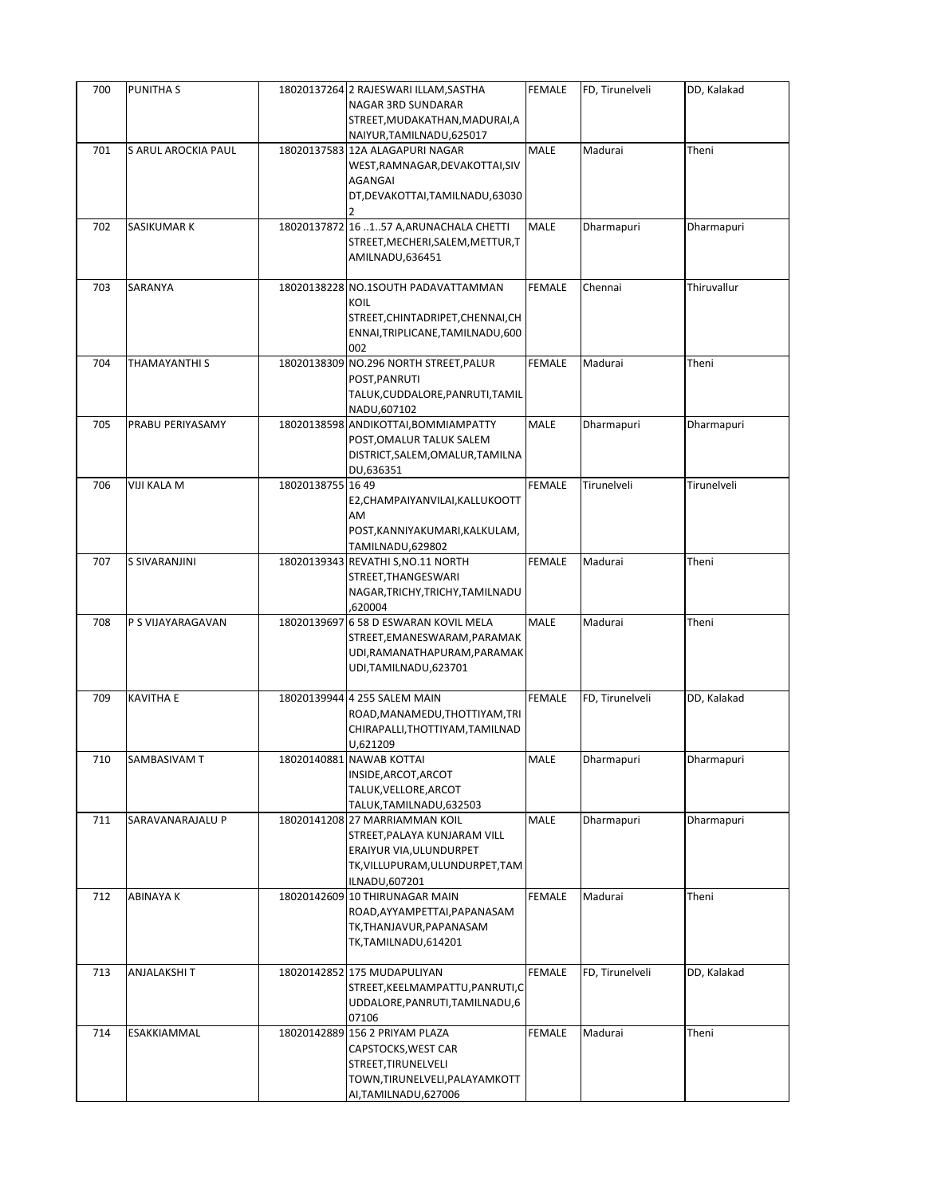| 700 | PUNITHA S | 18020137264 | 2 RAJESWARI ILLAM,SASTHA NAGAR 3RD SUNDARAR STREET,MUDAKATHAN,MADURAI,ANAIYUR,TAMILNADU,625017 | FEMALE | FD, Tirunelveli | DD, Kalakad |
|---|---|---|---|---|---|---|
| 701 | S ARUL AROCKIA PAUL | 18020137583 | 12A ALAGAPURI NAGAR WEST,RAMNAGAR,DEVAKOTTAI,SIVAGANGAI DT,DEVAKOTTAI,TAMILNADU,630302 | MALE | Madurai | Theni |
| 702 | SASIKUMAR K | 18020137872 | 16 ..1..57 A,ARUNACHALA CHETTI STREET,MECHERI,SALEM,METTUR,TAMILNADU,636451 | MALE | Dharmapuri | Dharmapuri |
| 703 | SARANYA | 18020138228 | NO.1SOUTH PADAVATTAMMAN KOIL STREET,CHINTADRIPET,CHENNAI,CHENNAI,TRIPLICANE,TAMILNADU,600002 | FEMALE | Chennai | Thiruvallur |
| 704 | THAMAYANTHI S | 18020138309 | NO.296 NORTH STREET,PALUR POST,PANRUTI TALUK,CUDDALORE,PANRUTI,TAMILNADU,607102 | FEMALE | Madurai | Theni |
| 705 | PRABU PERIYASAMY | 18020138598 | ANDIKOTTAI,BOMMIAMPATTY POST,OMALUR TALUK SALEM DISTRICT,SALEM,OMALUR,TAMILNADU,636351 | MALE | Dharmapuri | Dharmapuri |
| 706 | VIJI KALA M | 18020138755 | 16 49 E2,CHAMPAIYANVILAI,KALLUKOOTTAM POST,KANNIYAKUMARI,KALKULAM,TAMILNADU,629802 | FEMALE | Tirunelveli | Tirunelveli |
| 707 | S SIVARANJINI | 18020139343 | REVATHI S,NO.11 NORTH STREET,THANGESWARI NAGAR,TRICHY,TRICHY,TAMILNADU,620004 | FEMALE | Madurai | Theni |
| 708 | P S VIJAYARAGAVAN | 18020139697 | 6 58 D ESWARAN KOVIL MELA STREET,EMANESWARAM,PARAMAKUDI,RAMANATHAPURAM,PARAMAKUDI,TAMILNADU,623701 | MALE | Madurai | Theni |
| 709 | KAVITHA E | 18020139944 | 4 255 SALEM MAIN ROAD,MANAMEDU,THOTTIYAM,TRICHIRAPALLI,THOTTIYAM,TAMILNADU,621209 | FEMALE | FD, Tirunelveli | DD, Kalakad |
| 710 | SAMBASIVAM T | 18020140881 | NAWAB KOTTAI INSIDE,ARCOT,ARCOT TALUK,VELLORE,ARCOT TALUK,TAMILNADU,632503 | MALE | Dharmapuri | Dharmapuri |
| 711 | SARAVANARAJALU P | 18020141208 | 27 MARRIAMMAN KOIL STREET,PALAYA KUNJARAM VILL ERAIYUR VIA,ULUNDURPET TK,VILLUPURAM,ULUNDURPET,TAMILNADU,607201 | MALE | Dharmapuri | Dharmapuri |
| 712 | ABINAYA K | 18020142609 | 10 THIRUNAGAR MAIN ROAD,AYYAMPETTAI,PAPANASAM TK,THANJAVUR,PAPANASAM TK,TAMILNADU,614201 | FEMALE | Madurai | Theni |
| 713 | ANJALAKSHI T | 18020142852 | 175 MUDAPULIYAN STREET,KEELMAMPATTU,PANRUTI,CUDDALORE,PANRUTI,TAMILNADU,607106 | FEMALE | FD, Tirunelveli | DD, Kalakad |
| 714 | ESAKKIAMMAL | 18020142889 | 156 2 PRIYAM PLAZA CAPSTOCKS,WEST CAR STREET,TIRUNELVELI TOWN,TIRUNELVELI,PALAYAMKOTTAI,TAMILNADU,627006 | FEMALE | Madurai | Theni |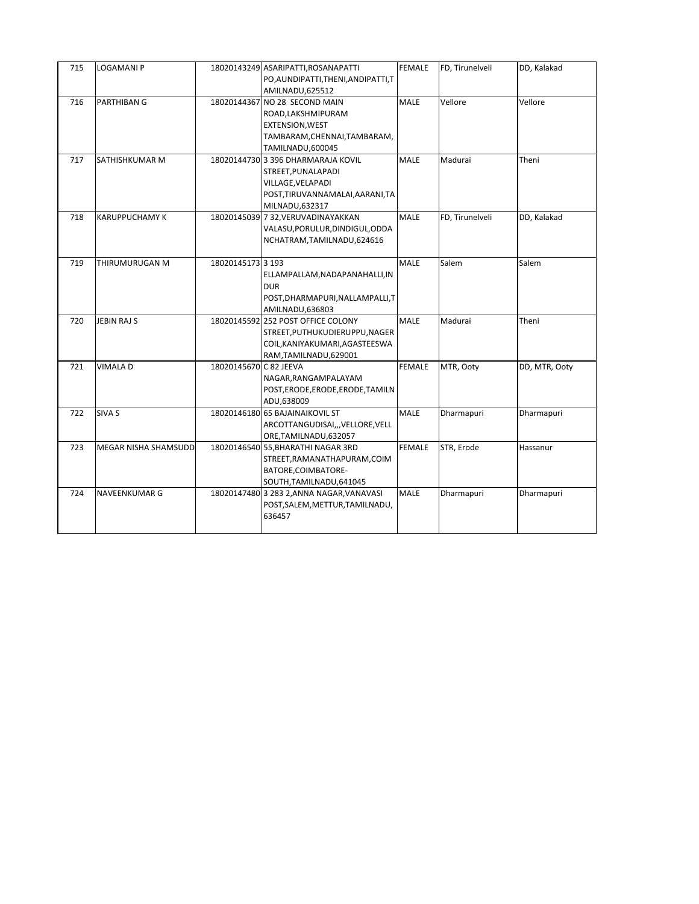| | | | | | | |
|---|---|---|---|---|---|---|
| 715 | LOGAMANI P | 18020143249 | ASARIPATTI,ROSANAPATTI PO,AUNDIPATTI,THENI,ANDIPATTI,TAMILNADU,625512 | FEMALE | FD, Tirunelveli | DD, Kalakad |
| 716 | PARTHIBAN G | 18020144367 | NO 28 SECOND MAIN ROAD,LAKSHMIPURAM EXTENSION,WEST TAMBARAM,CHENNAI,TAMBARAM,TAMILNADU,600045 | MALE | Vellore | Vellore |
| 717 | SATHISHKUMAR M | 18020144730 | 3 396 DHARMARAJA KOVIL STREET,PUNALAPADI VILLAGE,VELAPADI POST,TIRUVANNAMALAI,AARANI,TAMILNADU,632317 | MALE | Madurai | Theni |
| 718 | KARUPPUCHAMY K | 18020145039 | 7 32,VERUVADINAYAKKAN VALASU,PORULUR,DINDIGUL,ODDANCHATRAM,TAMILNADU,624616 | MALE | FD, Tirunelveli | DD, Kalakad |
| 719 | THIRUMURUGAN M | 18020145173 | 3 193 ELLAMPALLAM,NADAPANAHALLI,INDUR POST,DHARMAPURI,NALLAMPALLI,TAMILNADU,636803 | MALE | Salem | Salem |
| 720 | JEBIN RAJ S | 18020145592 | 252 POST OFFICE COLONY STREET,PUTHUKUDIERUPPU,NAGERCOIL,KANIYAKUMARI,AGASTEESWARAM,TAMILNADU,629001 | MALE | Madurai | Theni |
| 721 | VIMALA D | 18020145670 | C 82 JEEVA NAGAR,RANGAMPALAYAM POST,ERODE,ERODE,TAMILNADU,638009 | FEMALE | MTR, Ooty | DD, MTR, Ooty |
| 722 | SIVA S | 18020146180 | 65 BAJAINAIKOVIL ST ARCOTTANGUDISAI,,,VELLORE,VELLORE,TAMILNADU,632057 | MALE | Dharmapuri | Dharmapuri |
| 723 | MEGAR NISHA SHAMSUDD | 18020146540 | 55,BHARATHI NAGAR 3RD STREET,RAMANATHAPURAM,COIMBATORE,COIMBATORE-SOUTH,TAMILNADU,641045 | FEMALE | STR, Erode | Hassanur |
| 724 | NAVEENKUMAR G | 18020147480 | 3 283 2,ANNA NAGAR,VANAVASI POST,SALEM,METTUR,TAMILNADU,636457 | MALE | Dharmapuri | Dharmapuri |